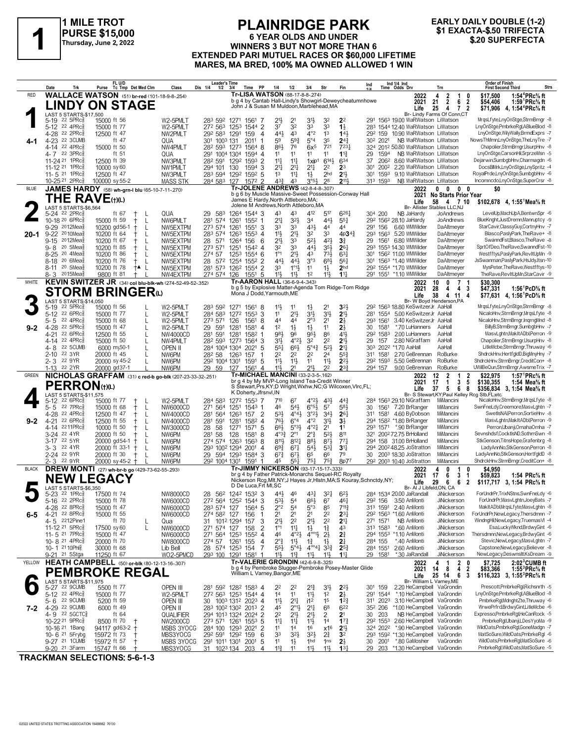# 1

**1 MILE TROT**
**PURSE $15,000**
**Thursday, June 2, 2022**

# PLAINRIDGE PARK

**6 YEAR OLDS AND UNDER**
**WINNERS 3 BUT NOT MORE THAN 6**
**EXTENDED PARI MUTUEL RACES OR $60,000 LIFETIME**
**MARES, MA BRED, 100% MA OWNED ALLOWED 1 WIN**

**EARLY DAILY DOUBLE (1-2)**
**$1 EXACTA-$.50 TRIFECTA**
**$.20 SUPERFECTA**

---

## RED — 1 — 4-1

**WALLACE WATSON** (51) br-red (101-18-9-8-.254)

**LINDY ON STAGE**

LAST 5 STARTS-$17,500

Tr-LISA WATSON (88-17-8-8-.274)
b g 4 by Cantab Hall-Lindy's Showgirl-Deweycheatumnhowe
John J & Susan M Muldoon,Marblehead,MA
Br- Lindy Farms Of Conn,CT

| | Starts | 1st | 2nd | 3rd | Earnings | Record |
|---|---|---|---|---|---|---|
| 2022 | 4 | 2 | 1 | 0 | $17,500 | 1:54⁴PRc⅝ ft |
| 2021 | 21 | 2 | 6 | 2 | $54,406 | 1:59¹PRc⅝ ft |
| Life | 25 | 4 | 7 | 2 | $71,906 | 4, 1:54⁴PRc⅝ ft |

| Date | Trk | Purse | Tc Tmp Det Med Clm | Class | 1/4 | 1/2 | 3/4 | Time | PP | 1/4 | 1/2 | 3/4 | Str | Fin | Ind 1/4 | Ind Time | Odds | Drv | Trn | Order of Finish |
|---|---|---|---|---|---|---|---|---|---|---|---|---|---|---|---|---|---|---|---|---|
| 5-19 22 | 5PRc⅝ | 15000 | ft 56 | W2-5PMLT | 28³ | 59² | 127¹ | 156¹ | 7 | 2½ | 2¹ | 3½ | 3² | 2² | 29¹ | 156³ | 19.00 | WaRWatson | LiWatson | MrqsLfyte,LnyOnStge,StrmBrngr -8 |
| 5-12 22 | 4PRc⅝ | 15000 | ft 77 | W2-5PMLT | 27² | 56³ | 125³ | 154⁴ | 2 | 3⁷ | 3² | 3³ | 3³ | 1½ | 28³ | 154⁴ | 12.40 | WaRWatson | LiWatson | LnyOnStge,PmbrkeRgl,ABlueBlod -8 |
| 4-28 22 | 2PRc⅝ | 12500 | ft 47 | NW2PMLT | 29² | 58³ | 129¹ | 159 | 4 | 4⁴½ | 4³ | 4°² | 1³ | 1⁴½ | 29² | 159 | 10.90 | WaRWatson | LiWatson | LnyOnStge,WilyWally,BrmdExprs -7 |
| 4-23 22 | 3CUMB | | ft 47 | QUA | 30¹ | 100³ | 131 | 201¹ | 1 | 5⁹ | 5⁹¾ | 5°⁴ | 3⁵ | 2⁴¾ | 30² | 202¹ | NB | WaRWatson | LiWatson | NowsThMmn,LnyOnStge,TheLnyTre -7 |
| 4-14 22 | 4PRc⅝ | 15000 | ft 50 | NW4PMLT | 28² | 59³ | 127³ | 156⁴ | 8 | 8⁶½ | 7⁶ | 6x⁵ | 7²¹ | 7²³¼ | 32⁴ | 201² | 50.80 | WaRWatson | LiWatson | Chapolier,StrmBrngr,UsurpHnv -8 |
| 4-7 22 | 3PRc⅝ | | ft 51 | QUA | 29¹ | 100⁴ | 130⁴ | 159⁴ | 4 | 1¹ | 1¹ | 1¹ | 1¹ | 1¹¾ | 29 | 159⁴ | NB | WaRWatson | LiWatson | LnyOnStge,CarsonHil,SrprzeMsn -5 |
| 11-24 21 | 1PRc⅝ | 12500 | ft 39 | NW3PMLT | 28² | 59¹ | 129² | 159³ | 2 | 1¹½ | 1¹½ | 1xip¹ | 6¹⁴½ | 6³⁴ | 37 | 206² | 8.60 | WaRWatson | LiWatson | Dejarwin,SumbgbHnv,Charmagdn -6 |
| 11-12 21 | 1PRc⅝ | 10000 | sy 60 | NW1PMLT | 29⁴ | 101 | 130 | 159³ | 3 | 2¹½ | 2¹½ | 2¹½ | 2² | 2³ | 30¹ | 200² | 2.20 | WaRWatson | LiWatson | DocsBlMrk,LnyOnStge,LnySpritz -4 |
| 11-5 21 | 1PRc⅝ | 12500 | ft 47 | NW3PMLT | 28³ | 59⁴ | 129² | 159² | 5 | 1³ | 1¹½ | 1½ | 2hd | 2½ | 30¹ | 159³ | 9.10 | WaRWatson | LiWatson | RoyalPrde,LnyOnStge,SumbgbHnv -6 |
| 10-25 21 | 2PRc⅝ | 100000 | sy 55-2 | MASS STK | 28⁴ | 58³ | 127 | 157² | 2 | 4³¾ | 4³ | 3°⁵½ | 2⁸ | 2¹¹½ | 31³ | 159³ | NB | WaRWatson | LiWatson | Incomncdo,LnyOnStge,SuperCrsr -8 |

## BLUE — 2 — 20-1

**JAMES HARDY** (58) wh-grn-l blu (65-10-7-11-.270)

**THE RAVE(t)(L)**

LAST 5 STARTS-$6,564

Tr-JOLENE ANDREWS (42-8-4-8-.307)
b g 6 by Muscle Massive-Sweet Possession-Conway Hall
James E Hardy,North Attleboro,MA;
Jolene M Andrews,North Attleboro,MA
Br- Allister Stables LLC,NJ

| | Starts | 1st | 2nd | 3rd | Earnings | Record |
|---|---|---|---|---|---|---|
| 2022 | 0 | 0 | 0 | 0 | $0 | |
| 2021 | No Starts Prior Year | | | | | |
| Life | 58 | 4 | 7 | 10 | $102,678 | 4, 1:55¹Mea⅝ ft |

| Date | Trk | Purse | Tc Tmp Det Med Clm | Class | 1/4 | 1/2 | 3/4 | Time | PP | 1/4 | 1/2 | 3/4 | Str | Fin | Ind 1/4 | Ind Time | Odds | Drv | Trn | Order of Finish |
|---|---|---|---|---|---|---|---|---|---|---|---|---|---|---|---|---|---|---|---|---|
| 5-24 22 | 2PRc⅝ | | ft 67 † L | QUA | 29 | 58³ | 126⁴ | 154⁴ | 3 | 4³ | 4³ | 4¹² | 5¹⁷ | 6²⁶¾ | 30⁴ | 200 | NB | JaHardy | JoAndrews | LevelUp,MachUpA,BentwnSpr -6 |
| 10-18 20 | 6PRc⅝ | 15000 | ft 59 † L | NW6PMLT | 28¹ | 57⁴ | 126¹ | 155² | 1 | 2¹½ | 3²½ | 3⁴ | 4⁴½ | 5⁵¼ | 29² | 156² | 28.10 | JaHardy | JoAndrews | BlueKnght,JustDremn,Manruptcy -9 |
| 9-29 20 | 12Mea⅝ | 10200 | gd56-1 † L | NW5EXTPM | 27³ | 57⁴ | 126¹ | 155¹ | 3 | 3³ | 3³ | 4³½ | 4⁴ | 4⁴ | 29¹ | 156 | 6.60 | WMWilder | DaAltmeyer | StarCavir,ClassyGuy,CortnyHnv -7 |
| 9-22 20 | 10Mea⅝ | 10200 | ft 64 † L | NW5EXTPM | 28³ | 57⁴ | 126³ | 155³ | 4 | 1¹½ | 2¹½ | 3² | 3³ | 4p3⁴¾ | 29³ | 156³ | 5.20 | WMWilder | DaAltmeyer | Blasco,PaslyPark,TheRave+ -8 |
| 9-15 20 | 12Mea⅝ | 10200 | ft 67 † L | NW5EXTPM | 28 | 57¹ | 126⁴ | 156 | 6 | 2¹½ | 3³ | 5²½ | 4²¾ | 3¾ | 29 | 156¹ | 6.80 | WMWilder | DaAltmeyer | SwanndFst,Blasco,TheRave -8 |
| 9-8 20 | 5Mea⅝ | 10200 | ft 85 † L | NW5EXTPM | 27³ | 57¹ | 125¹ | 154² | 4 | 3² | 3³ | 4⁴½ | 3⁵½ | 2⁶¼ | 29³ | 155³ | 14.30 | WMWilder | DaAltmeyer | SprtOfDeo,TheRave,SwanndFst-10 |
| 8-25 20 | 4Mea⅝ | 10200 | ft 86 † L | NW5EXTPM | 27⁴ | 57 | 125³ | 155⁴ | 6 | 1°¹ | 2¹½ | 4³ | 7³½ | 6³¼ | 30¹ | 156² | 11.00 | WMWilder | DaAltmeyer | Westfftys,PaslyPark,RevltUpMn -9 |
| 8-18 20 | 6Mea⅝ | 10200 | ft 76 † L | NW5EXTPM | 28 | 57² | 125⁴ | 155² | 2 | 4⁴½ | 4⁴½ | 3°³ | 6⁸½ | 5⁶¼ | 30¹ | 156³ | *1.40 | WMWilder | DaAltmeyer | JsSwanman,PaslyPark,HsJdyJtsn-10 |
| 8-11 20 | 5Mea⅝ | 10200 | ft 78 †▲ L | NW5EXTPM | 28¹ | 57³ | 126² | 155⁴ | 2 | 3³ | 1°1½ | 1¹ | 1½ | 2hd | 29² | 155⁴ | *1.70 | WMWilder | DaAltmeyer | MysPeter,TheRave,Westfftys-10 |
| 8-3 20 | 15Mea⅝ | 9800 | ft 81 † L | NW4EXTPM | 27⁴ | 57⁴ | 126 | 155¹ | 5 | 1¹½ | 1¹½ | 1² | 1¹½ | 1¹½ | 29¹ | 155¹ | *1.10 | WMWilder | DaAltmeyer | TheRave,RevltUpMn,StarCavir -9 |

## WHITE — 3 — 9-2

**KEVIN SWITZER JR** (34) col blu-blk-wh (274-52-49-52-.352)

**STORM BRINGER(L)**

LAST 5 STARTS-$14,050

Tr-AARON HALL (36-6-9-4-.343)
b g 5 by Explosive Matter-Agenda Tom Ridge-Tom Ridge
Mona J Dodd,Yarmouth,ME
Br- W Boyd Henderson,PA

| | Starts | 1st | 2nd | 3rd | Earnings | Record |
|---|---|---|---|---|---|---|
| 2022 | 10 | 0 | 7 | 1 | $30,300 | |
| 2021 | 28 | 4 | 4 | 3 | $47,331 | 1:56¹PcD⅝ ft |
| Life | 38 | 4 | 11 | 4 | $77,631 | 4, 1:56¹PcD⅝ ft |

| Date | Trk | Purse | Tc Tmp Det Med Clm | Class | 1/4 | 1/2 | 3/4 | Time | PP | 1/4 | 1/2 | 3/4 | Str | Fin | Ind 1/4 | Ind Time | Odds | Drv | Trn | Order of Finish |
|---|---|---|---|---|---|---|---|---|---|---|---|---|---|---|---|---|---|---|---|---|
| 5-19 22 | 5PRc⅝ | 15000 | ft 56 L | W2-5PMLT | 28³ | 59² | 127¹ | 156¹ | 8 | 1¹½ | 1¹ | 1½ | 2¹ | 3²½ | 29² | 156³ | 18.80 | KeSwitzerJr | AaHall | MrqsLfyte,LnyOnStge,StrmBrngr -8 |
| 5-12 22 | 6PRc⅝ | 15000 | ft 77 L | W2-5PMLT | 28⁴ | 58³ | 127² | 155³ | 3 | 1¹ | 2¹½ | 3¹½ | 3¹½ | 2¹½ | 28¹ | 155⁴ | 5.00 | KeSwitzerJr | AaHall | NicaloHnv,StrmBrngr,MrqsLfyte -8 |
| 5-5 22 | 4PRc⅝ | 15000 | ft 68 L | W2-5PMLT | 27³ | 57¹ | 126 | 156¹ | 8 | 4⁴ | 4⁴ | 2°³ | 2¹ | 2½ | 29³ | 156¹ | 3.40 | KeSwitzerJr | AaHall | NicaloHnv,StrmBrngr,InqrngMnd -8 |
| 4-28 22 | 5PRc⅝ | 15000 | ft 47 L | W2-5PMLT | 29 | 59¹ | 128¹ | 158¹ | 4 | 1² | 1½ | 1½ | 1¹ | 2½ | 30 | 158¹ | *.70 | LuHanners | AaHall | BillyB,StrmBrngr,SumbgbHnv -7 |
| 4-21 22 | 6PRc⅝ | 12500 | ft 55 L | NW4000CD | 28¹ | 59¹ | 128¹ | 158² | 1 | 9⁸½ | 9⁶ | 9⁵½ | 8⁶ | 4¹½ | 29² | 158³ | 2.00 | LuHanners | AaHall | MasvLghtn,MakItADbl,Perron -9 |
| 4-14 22 | 4PRc⅝ | 15000 | ft 50 L | NW4PMLT | 28² | 59³ | 127³ | 156⁴ | 3 | 3¹½ | 4°²½ | 3² | 2² | 2¹½ | 29 | 157 | 2.80 | NiGraffam | AaHall | Chapolier,StrmBrngr,UsurpHnv -8 |
| 4-8 22 | 5CUMB | 6000 | my50-1 L | OPEN II | 28⁴ | 100⁴ | 130⁴ | 202¹ | 5 | 5⁵¼ | 6⁶½ | 5°⁴¾ | 5²½ | 2¹½ | 30³ | 202² | *1.70 | AaHall | AaHall | LitleMcbe,StrmBrngr,Thruway -6 |
| 2-10 22 | 3YR | 20000 | ft 45 L | NW6PM | 28² | 58 | 126³ | 157 | 1 | 2² | 2² | 2² | 2⁴ | 5⁵¾ | 31¹ | 158¹ | 2.70 | GeBrennan | RoBurke | ShdrckHnv,HertfgldD,BigMnyHny -7 |
| 2-3 22 | 9YR | 20000 | sy 45-2 L | NW6PM | 29² | 100⁴ | 130¹ | 159¹ | 5 | 1¹½ | 1¹½ | 1¹ | 1¹½ | 2²½ | 29² | 159³ | 5.50 | GeBrennan | RoBurke | ShdrckHnv,StrmBrngr,CreditCon+ -8 |
| 1-13 22 | 2YR | 20000 | gd37-1 L | NW6PM | 29 | 59 | 127 | 156¹ | 4 | 1¹½ | 2¹ | 2¹½ | 2² | 2³¾ | 29⁴ | 157 | 9.00 | GeBrennan | RoBurke | UWilBeQun,StrmBrngr,AwsmeTrix -7 |

## GREEN — 4 — 9-2

**NICHOLAS GRAFFAM** (31) c red-b go-blk (207-23-33-32-.251)

**PERRON(t)(L)**

LAST 5 STARTS-$11,575

Tr-MICHAEL MANCINI (33-2-3-5-.162)
br g 4 by My MVP-Long Island Tea-Credit Winner
S Stewart,Prs,KY;D Wright,Wxhw,NC;G Wilcoxen,Vlrc,FL;
K Doherty,Jfrsnvl,IN
Br- S Stewart,KY;Paul Kelley Rcg Stb,FL;etc.

| | Starts | 1st | 2nd | 3rd | Earnings | Record |
|---|---|---|---|---|---|---|
| 2022 | 12 | 2 | 1 | 2 | $22,975 | 1:57¹PRc⅝ ft |
| 2021 | 17 | 1 | 3 | 5 | $130,355 | 1:54 Mea⅝ ft |
| Life | 37 | 5 | 6 | 8 | $356,834 | 3, 1:54 Mea⅝ ft |

| Date | Trk | Purse | Tc Tmp Det Med Clm | Class | 1/4 | 1/2 | 3/4 | Time | PP | 1/4 | 1/2 | 3/4 | Str | Fin | Ind 1/4 | Ind Time | Odds | Drv | Trn | Order of Finish |
|---|---|---|---|---|---|---|---|---|---|---|---|---|---|---|---|---|---|---|---|---|
| 5-12 22 | 6PRc⅝ | 15000 | ft 77 † L | W2-5PMLT | 28⁴ | 58³ | 127² | 155³ | 7 | 7¹⁰ | 6⁷ | 4°²½ | 4³½ | 4⁴¾ | 28⁴ | 156³ | 29.10 | NiGraffam | MiMancini | NicaloHnv,StrmBrngr,MrqsLfyte -8 |
| 5-5 22 | 7PRc⅝ | 15000 | ft 68 † L | NW6000CD | 27¹ | 56⁴ | 125¹ | 154³ | 1 | 4⁶ | 5⁴½ | 6°⁵½ | 5⁷ | 5⁸½ | 30 | 156¹ | 7.20 | BrRanger | MiMancini | SwnFneLdy,Creemore,MasvLghtn -7 |
| 4-28 22 | 4PRc⅝ | 12500 | ft 47 † L | NW4000CD | 28¹ | 56⁴ | 126³ | 157 | 2 | 5³½ | 4°⁴½ | 3°²½ | 3⁴½ | 2⁶¼ | 31¹ | 158¹ | 4.60 | ByDobson | MiMancini | SwetlsNA,Perron,SortieHnv -8 |
| 4-21 22 | 6PRc⅝ | 12500 | ft 55 † L | NW4000CD | 28¹ | 59¹ | 128¹ | 158² | 4 | 7⁶½ | 6°⁴ | 4°² | 3¹½ | 3¾ | 29⁴ | 158² | *1.80 | BrRanger | MiMancini | MasvLghtn,MakItADbl,Perron -9 |
| 4-14 22 | 11PRc⅝ | 10000 | ft 50 † L | NW3000CD | 28 | 58 | 127¹ | 157¹ | 5 | 6⁶½ | 5°³½ | 4°²½ | 2¹ | 1¹ | 29³ | 157¹ | *.90 | BrRanger | MiMancini | Perron,Ubanji,OmahaOmha -7 |
| 3-24 22 | 4YR | 20000 | ft 50 † L | NW6PM | 28¹ | 58 | 128 | 158¹ | 8 | 4°³¾ | 2°¹ | 2°¾ | 5²½ | 8¹¹ | 32¹ | 200² | 72.75 | BrHolland | MiMancini | Sevnshdsf,CocktlsND,SothrnSwn -8 |
| 3-17 22 | 5YR | 20000 | gd54-1 † L | NW6PM | 27⁴ | 57⁴ | 126³ | 156³ | 8 | 8¹¹½ | 8¹²½ | 8⁸½ | 8⁷½ | 7⁷¼ | 29⁴ | 158 | 31.00 | BrHolland | MiMancini | StkGenson,TitnsHope,Grafenbrg -8 |
| 3-3 22 | 4YR | 20000 | ft 33-1 † L | NW6PM | 29³ | 100² | 129⁴ | 200¹ | 4 | 6⁹¾ | 6⁷½ | 5⁴½ | 5³½ | 3¹½ | 29⁴ | 200² | 48.25 | JoStratton | MiMancini | LadyAnnNo,StkGenson,Perron -8 |
| 2-24 22 | 9YR | 20000 | ft 30 † L | NW6PM | 29 | 59⁴ | 129³ | 158⁴ | 3 | 6⁷¾ | 6⁷½ | 6⁵ | 6⁶ | 7⁹ | 30 | 200³ | 18.30 | JoStratton | MiMancini | LadyAnnNo,StkGenson,HertfgldD -8 |
| 2-3 22 | 9YR | 20000 | sy 45-2 † L | NW6PM | 29² | 100⁴ | 130¹ | 159¹ | 1 | 4⁵ | 5⁵½ | 7⁵½ | 7⁵¾ | 8p7⁷ | 29² | 200³ | 10.40 | JoStratton | MiMancini | ShdrckHnv,StrmBrngr,CreditCon+ -8 |

## BLACK — 5 — 6-5

**DREW MONTI** (27) wh-br-b go (429-73-62-55-.293)

**NEW LEGACY**

LAST 5 STARTS-$6,350

Tr-JIMMY NICKERSON (93-17-15-17-.333)
br g 4 by Father Patrick-Monarchs Sequel-RC Royalty
Nickerson Rcg,Mlt,NY;J Hayes Jr,Hlstn,MA;S Kouray,Schnctdy,NY;
D De Luca,Frt Ml,SC
Br- Al J Libfeld,ON, CA

| | Starts | 1st | 2nd | 3rd | Earnings | Record |
|---|---|---|---|---|---|---|
| 2022 | 4 | 0 | 1 | 0 | $4,950 | |
| 2021 | 17 | 6 | 3 | 1 | $59,823 | 1:54 PRc⅝ ft |
| Life | 29 | 6 | 6 | 2 | $117,717 | 3, 1:54 PRc⅝ ft |

| Date | Trk | Purse | Tc Tmp Det Med Clm | Class | 1/4 | 1/2 | 3/4 | Time | PP | 1/4 | 1/2 | 3/4 | Str | Fin | Ind 1/4 | Ind Time | Odds | Drv | Trn | Order of Finish |
|---|---|---|---|---|---|---|---|---|---|---|---|---|---|---|---|---|---|---|---|---|
| 5-23 22 | 1PRc⅝ | 17500 | ft 74 | NW8000CD | 28 | 56² | 124² | 153² | 3 | 4⁴¾ | 4⁶ | 4³¼ | 3²¼ | 6²½ | 28⁴ | 153⁴ | 20.00 | JaRandall | JiNickerson | ForUndrPr,TrixNStns,SwnFneLdy -6 |
| 5-16 22 | 2PRc⅝ | 15000 | ft 78 | NW6000CD | 27² | 56⁴ | 125² | 154⁴ | 3 | 5³½ | 5⁴ | 6⁶½ | 6⁷ | 4⁶¼ | 29² | 156 | 3.50 | AnMonti | JiNickerson | ForUndrPr,MasvLghtn,JoeyBats -7 |
| 4-28 22 | 8PRc⅝ | 15000 | ft 47 | NW6000CD | 28³ | 57⁴ | 127 | 156⁴ | 5 | 2°² | 5⁴ | 5°³ | 8⁵ | 7¹¹¾ | 31³ | 159¹ | 2.40 | AnMonti | JiNickerson | MakItADbl,MrqsLfyte,MasvLghtn -8 |
| 4-21 22 | 8PRc⅝ | 15000 | ft 55 | NW6000CD | 27⁴ | 58² | 127 | 156 | 1 | 2¹ | 2¹ | 2¹ | 2² | 2³¼ | 29² | 156³ | *1.60 | AnMonti | JiNickerson | ForUndrPr,NewLegacy,Thersdmnn -7 |
| 4-5 22 | 12PRc⅝ | | ft 70 L | Qua | 31 | 101² | 129⁴ | 157 | 3 | 2¹½ | 2² | 2¹½ | 2² | 2¹¼ | 27¹ | 157¹ | NB | AnMonti | JiNickerson | WndngHil,NewLegacy,TruemasVl -4 |
| 11-12 21 | 5PRc⅝ | 17500 | sy 60 L | NW6000CD | 27¹ | 57⁴ | 127 | 158 | 2 | 1°¹ | 1¹½ | 1½ | 1¾ | 4³ | 31³ | 158³ | *.60 | AnMonti | JiNickerson | EsaLuckyWknd,BrdwyGint -6 |
| 11-5 21 | 7PRc⅝ | 15000 | ft 47 | NW6000CD | 27¹ | 56⁴ | 125³ | 155² | 4 | 4⁶ | 4°²½ | 4°°1½ | 2½ | 2¾ | 29⁴ | 155³ | *1.10 | AnMonti | JiNickerson | Thersdmnn,NewLegacy,BrdwyGint -6 |
| 10-8 21 | 4PRc⅝ | 20000 | ft 70 | NW8000CD | 27⁴ | 57 | 126¹ | 155 | 4 | 2°¾ | 1¹½ | 1¾ | 1½ | 2½ | 28⁴ | 155 | *.40 | AnMonti | JiNickerson | Stevic,NewLegacy,MasvLghtn -7 |
| 10-1 21 | 10Phl⅝ | 30000 | ft 68 | Lib Bell | 28 | 57⁴ | 125³ | 154 | 7 | 5⁵½ | 5°⁴¼ | 4°°⁴½ | 3³¾ | 2⁵¾ | 28⁴ | 155¹ | 2.60 | AnMonti | JiNickerson | Capstone,NewLegacy,Believer -8 |
| 9-21 21 | 5Stga | 11250 | ft 67 | WO2-5PMCD | 29³ | 100 | 129¹ | 158¹ | 1 | 1¹½ | 1¹½ | 1¹½ | 1¹½ | 1¹½ | 29 | 158¹ | *.30 | JaRandall | JiNickerson | NewLegacy,DeswnsItl,KsDream -9 |

## YELLOW — 6 — 7-2

**HEATH CAMPBELL** (50) or-blk (80-12-13-16-.307)

**PEMBROKE REGAL**

LAST 5 STARTS-$11,975

Tr-VALERIE GRONDIN (42-6-9-8-.325)
b g 4 by Pembroke Slugger-Pembroke Posey-Master Glide
William L Varney,Bangor,ME
Br- William L Varney,ME

| | Starts | 1st | 2nd | 3rd | Earnings | Record |
|---|---|---|---|---|---|---|
| 2022 | 4 | 1 | 2 | 0 | $7,725 | 2:02³CUMB ft |
| 2021 | 14 | 8 | 4 | 2 | $83,366 | 1:55³PRc⅝ ft |
| Life | 25 | 14 | 6 | 3 | $116,323 | 3, 1:55³PRc⅝ ft |

| Date | Trk | Purse | Tc Tmp Det Med Clm | Class | 1/4 | 1/2 | 3/4 | Time | PP | 1/4 | 1/2 | 3/4 | Str | Fin | Ind 1/4 | Ind Time | Odds | Drv | Trn | Order of Finish |
|---|---|---|---|---|---|---|---|---|---|---|---|---|---|---|---|---|---|---|---|---|
| 5-27 22 | 9CUMB | 5500 | ft 77 | OPEN III | 28¹ | 59² | 128² | 158³ | 4 | 2² | 2² | 2¹¾ | 3¹½ | 2²½ | 30¹ | 159 | 2.20 | HeCampbell | VaGrondin | Prescott,PmbrkeRgl,Richsnrth -5 |
| 5-12 22 | 4PRc⅝ | 15000 | ft 77 | W2-5PMLT | 27² | 56³ | 125³ | 154⁴ | 4 | 1⁴ | 1¹ | 1¹½ | 1² | 2½ | 29¹ | 154⁴ | *.10 | HeCampbell | VaGrondin | LnyOnStge,PmbrkeRgl,ABlueBlod -8 |
| 5-6 22 | 9CUMB | 5200 | ft 59 | OPEN III | 30 | 100³ | 131² | 202³ | 4 | 1¹½ | 2¹½ | i1² | 1⁵ | 1²¾ | 31¹ | 202³ | 3.10 | HeCampbell | VaGrondin | PmbrkeRgl,MdnghtZte,Thruway -6 |
| 4-29 22 | 9CUMB | 6000 | ft 49 | OPEN II | 28³ | 100² | 130² | 201³ | 2 | 4⁵ | 2°1½ | 2¹¾ | 6⁸ | 6²² | 35² | 206 | *1.00 | HeCampbell | VaGrondin | WrwePrfrd,BrdwyGint,LitleMcbe -6 |
| 4-9 22 | 5GCTC⅝ | | ft 64 | QUALIFIER | 29⁴ | 101³ | 132⁴ | 202⁴ | 2 | 2² | 2¹½ | 2¹½ | 2 | 2¹ | 30 | 203 | NB | HeCampbell | VaGrondin | Expresso,PmbrkeRgl,HeCanRock -5 |
| 10-22 21 | 9PRc⅝ | 8500 | ft 70 † | NW2000CD | 27³ | 57¹ | 126¹ | 155³ | 5 | 1¹½ | 1¹½ | 1¹½ | 1⁴ | 1⁷¾ | 29² | 155³ | 2.60 | HeCampbell | VaGrondin | PmbrkeRgl,Ubanji,LDesYyoMa -9 |
| 10-16 21 | 1Bang | 94117 | gd63-2 † | MSBS 3YOCG | 28⁴ | 100 | 129³ | 201¹ | 2 | 1¹ | 1⁴ | 1⁶ | x1⁶ | 2¹½ | 32⁴ | 202² | *.90 | HeCampbell | VaGrondin | WildOats,PmbrkeRgl,GoneMadgn -7 |
| 10-6 21 | 5Fryb | 15972 | ft 73 † | MBS3YOCG | 29² | 59¹ | 129² | 159 | 6 | 3³ | 3²½ | 3²½ | 2¾ | 3² | 29³ | 159² | *1.30 | HeCampbell | VaGrondin | MatSoSure,WildOats,PmbrkeRgl -6 |
| 9-27 21 | 1CUMB | 15972 | ft 57 † | MSBS 3YOCG | 29¹ | 101¹ | 130¹ | 200¹ | 5 | 1¹ | 1½ | 1hd | 1ns | 2½ | 30 | 200¹ | *.80 | GaMosher | VaGrondin | WildOats,PmbrkeRgl,MatSoSure -6 |
| 9-20 21 | 3Farm | 15747 | ft 66 † | MBS3YOCG | 31 | 102³ | 134 | 203 | 4 | 1¹¾ | 1¹ | 1¹½ | 1¹½ | 1³¼ | 29 | 203 | *1.30 | HeCampbell | VaGrondin | PmbrkeRgl,WildOats,MatSoSure -5 |

**TRACKMAN SELECTIONS: 5-6-1-3**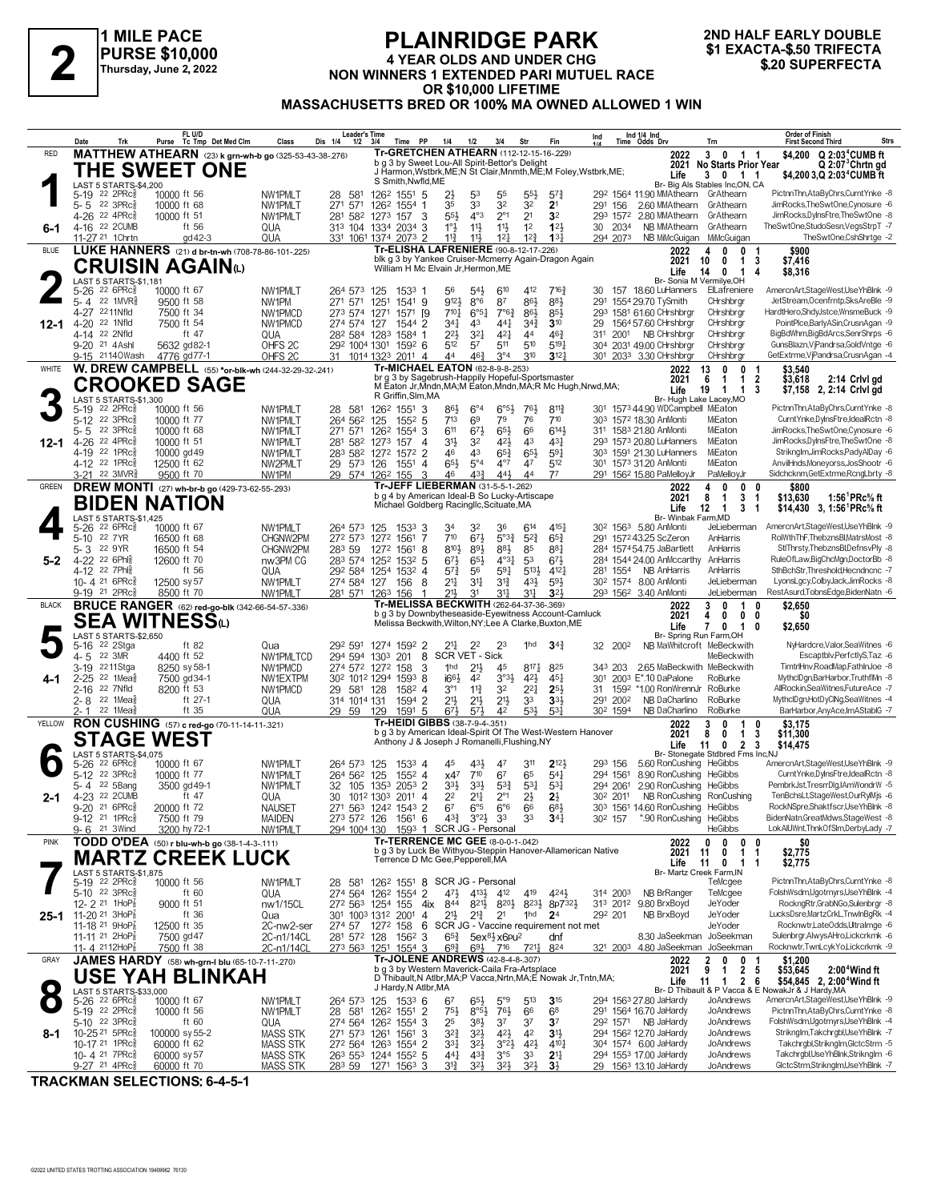# 2

**1 MILE PACE**
**PURSE $10,000**
**Thursday, June 2, 2022**

## PLAINRIDGE PARK

**4 YEAR OLDS AND UNDER CHG**
**NON WINNERS 1 EXTENDED PARI MUTUEL RACE**
**OR $10,000 LIFETIME**
**MASSACHUSETTS BRED OR 100% MA OWNED ALLOWED 1 WIN**

**2ND HALF EARLY DOUBLE**
**$1 EXACTA-$.50 TRIFECTA**
**$.20 SUPERFECTA**

---

### 1 — RED — 6-1
**MATTHEW ATHEARN** (23) k grn-wh-b go (325-53-43-38-.276)
**THE SWEET ONE**
Tr-GRETCHEN ATHEARN (112-12-15-16-.229)
b g 3 by Sweet Lou-All Spirit-Bettor's Delight
J Harmon,Wstbrk,ME;N St Clair,Mnmth,ME;M Foley,Wstbrk,ME; S Smith,Nwfld,ME
Br- Big Als Stables Inc,ON, CA
2022: 3 0 1 1 $4,200 Q 2:03⁴CUMB ft | 2021: No Starts Prior Year Q 2:07³Chrtn gd | Life: 3 0 1 1 $4,200 3,Q 2:03⁴CUMB ft
LAST 5 STARTS-$4,200

| Date | Trk | Purse | Cond | Class | 1/4 | 1/2 | 3/4 | Time | PP | 1/4 | 1/2 | 3/4 | Str | Fin | Ind | Odds Drv | Trn | Order of Finish |
|---|---|---|---|---|---|---|---|---|---|---|---|---|---|---|---|---|---|---|
| 5-19 22 | 2PRc⅝ | 10000 | ft 56 | NW1PMLT | 28 | 581 | 1262 | 1551 | 5 | 2½ | 5³ | 5⁵ | 5⁵½ | 5⁷¾ | 292 1564 | 11.90 MMAthearn | GrAthearn | PictnnThn,AtaByChrs,CurntYnke -8 |
| 5-5 22 | 3PRc⅝ | 10000 | ft 68 | NW1PMLT | 271 | 571 | 1262 | 1554 | 1 | 3⁵ | 3³ | 3² | 3² | 2¹ | 291 156 | 2.60 MMAthearn | GrAthearn | JimRocks,TheSwtOne,Cynosure -6 |
| 4-26 22 | 4PRc⅝ | 10000 | ft 51 | NW1PMLT | 281 | 582 | 1273 | 157 | 3 | 5⁵½ | 4°³ | 2°¹ | 2¹ | 3² | 293 1572 | 2.80 MMAthearn | GrAthearn | JimRocks,DylnsFtre,TheSwtOne -8 |
| 4-16 22 | 2CUMB | | ft 56 | QUA | 313 | 104 | 1334 | 2034 | 3 | 1°½ | 1½ | 1½ | 1² | 1²½ | 30 2034 | NB MMAthearn | GrAthearn | TheSwtOne,StudoSesn,VegsStrpT -7 |
| 11-27 21 | 1Chrtn | | gd 42-3 | QUA | 331 | 1061 | 1374 | 2073 | 2 | 1¹½ | 1½ | 1²½ | 1²¾ | 1³¼ | 294 2073 | NB MiMcGuigan | MiMcGuigan | TheSwtOne,CshShrtge -2 |

### 2 — BLUE — 12-1
**LUKE HANNERS** (21) d br-tn-wh (708-78-86-101-.225)
**CRUISIN AGAIN(L)**
Tr-ELISHA LAFRENIERE (90-8-12-17-.226)
blk g 3 by Yankee Cruiser-Mcmerry Again-Dragon Again
William H Mc Elvain Jr,Hermon,ME
Br- Sonia M Vermilye,OH
2022: 4 0 0 1 $900 | 2021: 10 0 1 3 $7,416 | Life: 14 0 1 4 $8,316
LAST 5 STARTS-$1,181

| Date | Trk | Purse | Cond | Class | 1/4 | 1/2 | 3/4 | Time | PP | 1/4 | 1/2 | 3/4 | Str | Fin | Ind | Odds Drv | Trn | Order of Finish |
|---|---|---|---|---|---|---|---|---|---|---|---|---|---|---|---|---|---|---|
| 5-26 22 | 6PRc⅝ | 10000 | ft 67 | NW1PMLT | 264 | 573 | 125 | 1533 | 1 | 5⁶ | 5⁴½ | 6¹⁰ | 4¹² | 7¹⁶¾ | 30 157 | 18.60 LuHanners | ElLafreniere | AmercnArt,StageWest,UseYhBlnk -9 |
| 5-4 22 | 1MVR⅝ | 9500 | ft 58 | NW1PM | 271 | 571 | 1251 | 1541 | 9 | 9¹²½ | 8°⁶ | 8⁷ | 8⁶½ | 8⁸½ | 291 1554 | 29.70 TySmith | CHrshbrgr | JetStream,Ocenfrntp,SksAreBle -9 |
| 4-27 22 | 11Nfld | 7500 | ft 34 | NW1PMCD | 273 | 574 | 1271 | 1571 | [9 | 7¹⁰½ | 6°⁵½ | 7°⁶¾ | 8⁶½ | 8⁵½ | 293 1581 | 61.60 CHrshbrgr | CHrshbrgr | HardtHero,ShdyJstce,WnsmeBuck -9 |
| 4-20 22 | 1Nfld | 7500 | ft 54 | NW1PMCD | 274 | 574 | 127 | 1544 | 2 | 3⁴¼ | 4³ | 4⁴¼ | 3⁴¾ | 3¹⁰ | 29 1564 | 57.60 CHrshbrgr | CHrshbrgr | PointPlce,BarlyASin,CrusnAgan -9 |
| 4-14 22 | 2Nfld | | ft 47 | QUA | 282 | 584 | 1283 | 1584 | 1 | 2²½ | 3²½ | 4²¼ | 4⁴ | 4⁶¾ | 311 2001 | NB CHrshbrgr | CHrshbrgr | BigBdWhm,BigBdArcs,SenrShrps -6 |
| 9-20 21 | 4Ashl | 5632 | gd 82-1 | OHFS 2C | 292 | 1004 | 1301 | 1592 | 6 | 5¹² | 5⁷ | 5¹¹ | 5¹⁰ | 5¹⁹¼ | 304 2031 | 49.00 CHrshbrgr | CHrshbrgr | GunsBlazn,V|Pandrsa,GoldVntge -6 |
| 9-15 21 | 14OWash | 4776 | gd 77-1 | OHFS 2C | 31 | 1014 | 1323 | 2011 | 4 | 4⁴ | 4⁶¾ | 3°⁴ | 3¹⁰ | 3¹²¼ | 301 2033 | 3.30 CHrshbrgr | CHrshbrgr | GetExtrme,V|Pandrsa,CrusnAgan -4 |

### 3 — WHITE — 12-1
**W. DREW CAMPBELL** (55) *or-blk-wh (244-32-29-32-.241)
**CROOKED SAGE**
Tr-MICHAEL EATON (62-8-9-8-.253)
br g 3 by Sagebrush-Happily Hopeful-Sportsmaster
M Eaton Jr,Mndn,MA;M Eaton,Mndn,MA;R Mc Hugh,Nrwd,MA; R Griffin,Slm,MA
Br- Hugh Lake Lacey,MO
2022: 13 0 0 1 $3,540 | 2021: 6 1 1 2 $3,618 2:14 Crlvl gd | Life: 19 1 1 3 $7,158 2, 2:14 Crlvl gd
LAST 5 STARTS-$1,300

| Date | Trk | Purse | Cond | Class | 1/4 | 1/2 | 3/4 | Time | PP | 1/4 | 1/2 | 3/4 | Str | Fin | Ind | Odds Drv | Trn | Order of Finish |
|---|---|---|---|---|---|---|---|---|---|---|---|---|---|---|---|---|---|---|
| 5-19 22 | 2PRc⅝ | 10000 | ft 56 | NW1PMLT | 28 | 581 | 1262 | 1551 | 3 | 8⁶½ | 6°⁴ | 6°⁵½ | 7⁶½ | 8¹¹¾ | 301 1573 | 44.90 WDCampbell | MiEaton | PictnnThn,AtaByChrs,CurntYnke -8 |
| 5-12 22 | 3PRc⅝ | 10000 | ft 77 | NW1PMLT | 264 | 562 | 125 | 1552 | 5 | 7¹³ | 6⁹ | 7⁹ | 7⁶ | 7¹⁰ | 303 1572 | 18.30 AnMonti | MiEaton | CurntYnke,DylnsFtre,IdealRctn -8 |
| 5-5 22 | 3PRc⅝ | 10000 | ft 68 | NW1PMLT | 271 | 571 | 1262 | 1554 | 3 | 6¹¹ | 6⁷½ | 6⁵½ | 6⁶ | 6¹⁴¼ | 311 1583 | 21.80 AnMonti | MiEaton | JimRocks,TheSwtOne,Cynosure -6 |
| 4-26 22 | 4PRc⅝ | 10000 | ft 51 | NW1PMLT | 281 | 582 | 1273 | 157 | 4 | 3¹½ | 3² | 4²½ | 4³ | 4³¼ | 293 1573 | 20.80 LuHanners | MiEaton | JimRocks,DylnsFtre,TheSwtOne -8 |
| 4-19 22 | 1PRc⅝ | 10000 | gd 49 | NW1PMLT | 283 | 582 | 1272 | 1572 | 2 | 4⁶ | 4³ | 6⁵¾ | 6⁵½ | 5⁹¼ | 303 1591 | 21.30 LuHanners | MiEaton | StrikngIm,JimRocks,PaylAlDay -6 |
| 4-12 22 | 1PRc⅝ | 12500 | ft 62 | NW2PMLT | 29 | 573 | 126 | 1551 | 4 | 6⁵½ | 5°⁴ | 4°⁷ | 4⁷ | 5¹² | 301 1573 | 31.20 AnMonti | MiEaton | AnvilHnds,Moneyorss,JosShootr -6 |
| 3-21 22 | 3MVR⅝ | 9500 | ft 70 | NW1PM | 29 | 574 | 1262 | 155 | 3 | 4⁶ | 4³¾ | 4⁴½ | 4⁴ | 7⁷ | 291 1562 | 15.80 PaMelloyJr | PaMelloyJr | Sidchcknm,GetExtrme,RcngLbrty -8 |

### 4 — GREEN — 5-2
**DREW MONTI** (27) wh-br-b go (429-73-62-55-.293)
**BIDEN NATION**
Tr-JEFF LIEBERMAN (31-5-5-1-.262)
b g 4 by American Ideal-B So Lucky-Artiscape
Michael Goldberg Racingllc,Scituate,MA
Br- Winbak Farm,MD
2022: 4 0 0 0 $800 | 2021: 8 1 3 1 $13,630 1:56¹PRc⅝ ft | Life: 12 1 3 1 $14,430 3, 1:56¹PRc⅝ ft
LAST 5 STARTS-$1,425

| Date | Trk | Purse | Cond | Class | 1/4 | 1/2 | 3/4 | Time | PP | 1/4 | 1/2 | 3/4 | Str | Fin | Ind | Odds Drv | Trn | Order of Finish |
|---|---|---|---|---|---|---|---|---|---|---|---|---|---|---|---|---|---|---|
| 5-26 22 | 6PRc⅝ | 10000 | ft 67 | NW1PMLT | 264 | 573 | 125 | 1533 | 3 | 3⁴ | 3² | 3⁶ | 6¹⁴ | 4¹⁵¼ | 302 1563 | 5.80 AnMonti | JeLieberman | AmercnArt,StageWest,UseYhBlnk -9 |
| 5-10 22 | 7YR | 16500 | ft 68 | CHGNW2PM | 272 | 573 | 1272 | 1561 | 7 | 7¹⁰ | 6⁷½ | 5°³¾ | 5²¾ | 6⁵¾ | 291 1572 | 43.25 ScZeron | AnHarris | RolWthThF,ThebznsBl,MatrsMost -8 |
| 5-3 22 | 9YR | 16500 | ft 54 | CHGNW2PM | 283 | 59 | 1272 | 1561 | 8 | 8¹⁰½ | 8⁹½ | 8⁸½ | 8⁵ | 8⁸¼ | 284 1574 | 54.75 JaBartlett | AnHarris | StlThrsty,ThebznsBl,DefnsvPly -8 |
| 4-22 22 | 6Phl⅝ | 12600 | ft 70 | nw3PM CG | 283 | 574 | 1252 | 1532 | 5 | 6⁷½ | 6⁵½ | 4°³¼ | 5³ | 6⁷¼ | 284 1544 | 24.00 AnMccarthy | AnHarris | RuleOfLaw,BigChcMgn,DoctorBb -8 |
| 4-12 22 | 7Phl⅝ | | ft 56 | QUA | 292 | 584 | 1254 | 1532 | 4 | 5⁷¾ | 5⁶ | 5⁹¼ | 5¹³½ | 4¹²¼ | 281 1554 | NB AnHarris | AnHarris | SthBchStr,Threshold,Hecndncnc -7 |
| 10-4 21 | 6PRc⅝ | 12500 | sy 57 | NW1PMLT | 274 | 584 | 127 | 156 | 8 | 2¹½ | 3¹½ | 3¹¾ | 4³½ | 5⁹¼ | 302 1574 | 8.00 AnMonti | JeLieberman | LyonsLgcy,ColbyJack,JimRocks -8 |
| 9-19 21 | 2PRc⅝ | 8500 | ft 70 | NW1PMLT | 281 | 571 | 1263 | 156 | 1 | 2¹½ | 3¹ | 3¹½ | 3¹½ | 3²½ | 293 1562 | 3.40 AnMonti | JeLieberman | RestAsurd,TobnsEdge,BidenNatn -6 |

### 5 — BLACK — 4-1
**BRUCE RANGER** (62) red-go-blk (342-66-54-57-.336)
**SEA WITNESS(L)**
Tr-MELISSA BECKWITH (262-64-37-36-.369)
b g 3 by Downbytheseaside-Eyewitness Account-Camluck
Melissa Beckwith,Wilton,NY;Lee A Clarke,Buxton,ME
Br- Spring Run Farm,OH
2022: 3 0 1 0 $2,650 | 2021: 4 0 0 0 $0 | Life: 7 0 1 0 $2,650
LAST 5 STARTS-$2,650

| Date | Trk | Purse | Cond | Class | 1/4 | 1/2 | 3/4 | Time | PP | 1/4 | 1/2 | 3/4 | Str | Fin | Ind | Odds Drv | Trn | Order of Finish |
|---|---|---|---|---|---|---|---|---|---|---|---|---|---|---|---|---|---|---|
| 5-16 22 | 2Stga | | ft 82 | Qua | 292 | 591 | 1274 | 1592 | 2 | 2¹½ | 2² | 2³ | 1hd | 3⁴¾ | 32 2002 | NB MaWhitcroft | MeBeckwith | NyHardcre,Valor,SeaWitnes -6 |
| 4-5 22 | 3MR | 4400 | ft 52 | NW1PMLTCD | 294 | 594 | 1303 | 201 | 8 | SCR VET - Sick | | | | | | | MeBeckwith | Escaptblv,PerfctlyS,Taz -6 |
| 3-19 22 | 11Stga | 8250 | sy 58-1 | NW1PMCD | 274 | 572 | 1272 | 158 | 3 | 1hd | 2¹½ | 4⁵ | 8¹⁷¼ | 8²⁵ | 343 203 | 2.65 MaBeckwith | MeBeckwith | TimtrHnv,RoadMap,FathInJoe -8 |
| 2-25 22 | 1Mea⅝ | 7500 | gd 34-1 | NW1EXTPM | 302 | 1012 | 1294 | 1593 | 8 | i6⁶½ | 4² | 3°³½ | 4°³¼ | 4⁵¼ | 301 2003 | E*.10 DaPalone | RoBurke | MythclDgn,BarHarbor,TruthfMn -8 |
| 2-16 22 | 7Nfld | 8200 | ft 53 | NW1PMCD | 29 | 581 | 128 | 1582 | 4 | 3°¹ | 1¹½ | 3² | 2²¼ | 2⁵½ | 31 1592 | *1.00 RonWrennJr | RoBurke | AllRockin,SeaWitnes,FutureAce -7 |
| 2-8 22 | 1Mea⅝ | | ft 27-1 | QUA | 314 | 1014 | 131 | 1594 | 2 | 2¹½ | 2¹½ | 2¹½ | 3³ | 3³½ | 291 2002 | NB DaCharlino | RoBurke | MythclDgn,HotDyOfNg,SeaWitnes -4 |
| 2-1 22 | 1Mea⅝ | | ft 35 | QUA | 29 | 59 | 129 | 1591 | 5 | 6⁷½ | 5⁷½ | 4² | 5³½ | 5³¾ | 302 1594 | NB DaCharlino | RoBurke | BarHarbor,AnyAce,ImAStablG -7 |

### 6 — YELLOW — 2-1
**RON CUSHING** (57) c red-go (70-11-14-11-.321)
**STAGE WEST**
Tr-HEIDI GIBBS (38-7-9-4-.351)
b g 3 by American Ideal-Spirit Of The West-Western Hanover
Anthony J & Joseph J Romanelli,Flushing,NY
Br- Stonegate Stdbred Fms Inc,NJ
2022: 3 0 1 0 $3,175 | 2021: 8 0 1 3 $11,300 | Life: 11 0 2 3 $14,475
LAST 5 STARTS-$4,075

| Date | Trk | Purse | Cond | Class | 1/4 | 1/2 | 3/4 | Time | PP | 1/4 | 1/2 | 3/4 | Str | Fin | Ind | Odds Drv | Trn | Order of Finish |
|---|---|---|---|---|---|---|---|---|---|---|---|---|---|---|---|---|---|---|
| 5-26 22 | 6PRc⅝ | 10000 | ft 67 | NW1PMLT | 264 | 573 | 125 | 1533 | 4 | 4⁵ | 4³½ | 4⁷ | 3¹¹ | 2¹²½ | 293 156 | 5.60 RonCushing | HeGibbs | AmercnArt,StageWest,UseYhBlnk -9 |
| 5-12 22 | 3PRc⅝ | 10000 | ft 77 | NW1PMLT | 264 | 562 | 125 | 1552 | 4 | x4⁷ | 7¹⁰ | 6⁷ | 6⁵ | 5⁴¼ | 294 1561 | 8.90 RonCushing | HeGibbs | CurntYnke,DylnsFtre,IdealRctn -8 |
| 5-4 22 | 5Bang | 3500 | gd 49-1 | NW1PMLT | 32 | 105 | 1353 | 2053 | 2 | 3³½ | 3³½ | 5³¾ | 5³¼ | 5³¼ | 294 2061 | 2.90 RonCushing | HeGibbs | PembrkJst,TresrrDlg,IAmWondrW -5 |
| 4-23 22 | 2CUMB | | ft 47 | QUA | 30 | 1012 | 1303 | 2011 | 4 | 2² | 2¹½ | 2°¹ | 2½ | 2½ | 302 2011 | NB RonCushing | RonCushing | TenBchsLt,StageWest,OurRylMjs -6 |
| 9-20 21 | 6PRc⅝ | 20000 | ft 72 | NAUSET | 271 | 563 | 1242 | 1543 | 2 | 6⁷ | 6°⁵ | 6°⁶ | 6⁶ | 6⁸½ | 303 1561 | 14.60 RonCushing | HeGibbs | RockNSpre,Shaktfscr,UseYhBlnk -8 |
| 9-12 21 | 1PRc⅝ | 7500 | ft 79 | MAIDEN | 273 | 572 | 126 | 1561 | 6 | 4³¾ | 3°²½ | 3³ | 3³ | 3⁴¼ | 302 157 | *.90 RonCushing | HeGibbs | BidenNatn,GreatMdws,StageWest -8 |
| 9-6 21 | 3Wind | 3200 | hy 72-1 | NW1PMLT | 294 | 1004 | 130 | 1593 | 1 | SCR JG - Personal | | | | | | | HeGibbs | LokAlUWnt,ThnkOfSlm,DerbyLady -7 |

### 7 — PINK — 25-1
**TODD O'DEA** (50) r blu-wh-b go (38-1-4-3-.111)
**MARTZ CREEK LUCK**
Tr-TERRENCE MC GEE (8-0-0-1-.042)
b g 3 by Luck Be Withyou-Steppin Hanover-Allamerican Native
Terrence D Mc Gee,Pepperell,MA
Br- Martz Creek Farm,IN
2022: 0 0 0 0 $0 | 2021: 11 0 1 1 $2,775 | Life: 11 0 1 1 $2,775
LAST 5 STARTS-$1,875

| Date | Trk | Purse | Cond | Class | 1/4 | 1/2 | 3/4 | Time | PP | 1/4 | 1/2 | 3/4 | Str | Fin | Ind | Odds Drv | Trn | Order of Finish |
|---|---|---|---|---|---|---|---|---|---|---|---|---|---|---|---|---|---|---|
| 5-19 22 | 2PRc⅝ | 10000 | ft 56 | NW1PMLT | 28 | 581 | 1262 | 1551 | 8 | SCR JG - Personal | | | | | | | TeMcgee | PictnnThn,AtaByChrs,CurntYnke -8 |
| 5-10 22 | 3PRc⅝ | | ft 60 | QUA | 274 | 564 | 1262 | 1554 | 2 | 4⁷½ | 4¹³½ | 4¹² | 4¹⁹ | 4²⁴½ | 314 2003 | NB BrRanger | TeMcgee | FolshWsdm,Ugotmyrs,UseYhBlnk -4 |
| 12-2 21 | 1Phl⅞ | 9000 | ft 51 | nw1/15CL | 272 | 563 | 1254 | 155 | 4ix | 8⁴⁴ | 8²¹½ | 8²⁰½ | 8²³½ | 8p7³²½ | 313 2012 | 9.80 BrxBoyd | JeYoder | RockngRtr,GrabNGo,Sulenbrgr -8 |
| 11-20 21 | 3HoP⅞ | | ft 36 | Qua | 301 | 1003 | 1312 | 2001 | 4 | 2¹½ | 2¹¾ | 2¹ | 1hd | 2⁴ | 292 201 | NB BrxBoyd | JeYoder | LucksDsre,MartzCrkL,TnwlnBgRk -4 |
| 11-18 21 | 9HoP⅞ | 12500 | ft 35 | 2C-nw2-ser | 274 | 57 | 1272 | 158 | 6 | SCR JG - Vaccine requirement not met | | | | | | | JeYoder | Rocknwtr,LateOdds,UltraImge -6 |
| 11-11 21 | 2HoP⅞ | 7500 | gd 47 | 2C-n1/14CL | 281 | 572 | 128 | 1562 | 3 | 6⁵¾ | 5ex⁸½ | x6pu² | | dnf | | 8.30 JaSeekman | JoSeekman | Sulenbrgr,AlwysAHro,Lickcrkmk -6 |
| 11-4 21 | 12HoP⅞ | 7500 | ft 38 | 2C-n1/14CL | 273 | 563 | 1251 | 1554 | 3 | 6⁹¾ | 6⁹½ | 7¹⁶ | 7²¹½ | 8²⁴ | 321 2003 | 4.80 JaSeekman | JoSeekman | Rocknwtr,TwnLcykYo,Lickcrkmk -9 |

### 8 — GRAY — 8-1
**JAMES HARDY** (58) wh-grn-l blu (65-10-7-11-.270)
**USE YAH BLINKAH**
Tr-JOLENE ANDREWS (42-8-4-8-.307)
b g 3 by Western Maverick-Caila Fra-Artsplace
D Thibault,N Atlbr,MA;P Vacca,Nrtn,MA;E Nowak Jr,Tntn,MA; J Hardy,N Atlbr,MA
Br- D Thibault & P Vacca & E NowakJr & J Hardy,MA
2022: 2 0 0 1 $1,200 | 2021: 9 1 2 5 $53,645 2:00⁴Wind ft | Life: 11 1 2 6 $54,845 2, 2:00⁴Wind ft
LAST 5 STARTS-$33,000

| Date | Trk | Purse | Cond | Class | 1/4 | 1/2 | 3/4 | Time | PP | 1/4 | 1/2 | 3/4 | Str | Fin | Ind | Odds Drv | Trn | Order of Finish |
|---|---|---|---|---|---|---|---|---|---|---|---|---|---|---|---|---|---|---|
| 5-26 22 | 6PRc⅝ | 10000 | ft 67 | NW1PMLT | 264 | 573 | 125 | 1533 | 6 | 6⁷ | 6⁵½ | 5°⁹ | 5¹³ | 3¹⁵ | 294 1563 | 27.80 JaHardy | JoAndrews | AmercnArt,StageWest,UseYhBlnk -9 |
| 5-19 22 | 2PRc⅝ | 10000 | ft 56 | NW1PMLT | 28 | 581 | 1262 | 1551 | 2 | 7⁵½ | 8°⁵½ | 7⁶½ | 6⁶ | 6⁸ | 294 1564 | 16.70 JaHardy | JoAndrews | PictnnThn,AtaByChrs,CurntYnke -8 |
| 5-10 22 | 3PRc⅝ | | ft 60 | QUA | 274 | 564 | 1262 | 1554 | 3 | 2⁵ | 3⁸½ | 3⁷ | 3⁷ | 3⁷ | 292 1571 | NB JaHardy | JoAndrews | FolshWsdm,Ugotmyrs,UseYhBlnk -4 |
| 10-25 21 | 5PRc⅝ | 100000 | sy 55-2 | MASS STK | 271 | 573 | 1261 | 1561 | 3 | 3²¾ | 3²½ | 4²½ | 4² | 3¹½ | 294 1562 | 12.70 JaHardy | JoAndrews | StrikngIm,Takchrgbl,UseYhBlnk -7 |
| 10-17 21 | 1PRc⅝ | 60000 | ft 62 | MASS STK | 272 | 564 | 1263 | 1554 | 2 | 3³¼ | 3²½ | 3°²½ | 4²½ | 4¹⁰¼ | 304 1574 | 6.00 JaHardy | JoAndrews | Takchrgbl,StrikngIm,GlctcStrm -5 |
| 10-4 21 | 7PRc⅝ | 60000 | sy 57 | MASS STK | 263 | 553 | 1244 | 1552 | 5 | 4⁴¾ | 4³¾ | 3°⁵ | 3³ | 2¹¾ | 294 1553 | 17.00 JaHardy | JoAndrews | Takchrgbl,UseYhBlnk,StrikngIm -6 |
| 9-27 21 | 4PRc⅝ | 60000 | ft 70 | MASS STK | 283 | 59 | 1271 | 1563 | 3 | 3¹¾ | 3²½ | 3²½ | 3²½ | 3½ | 29 1563 | 13.10 JaHardy | JoAndrews | GlctcStrm,StrikngIm,UseYhBlnk -7 |

**TRACKMAN SELECTIONS: 6-4-5-1**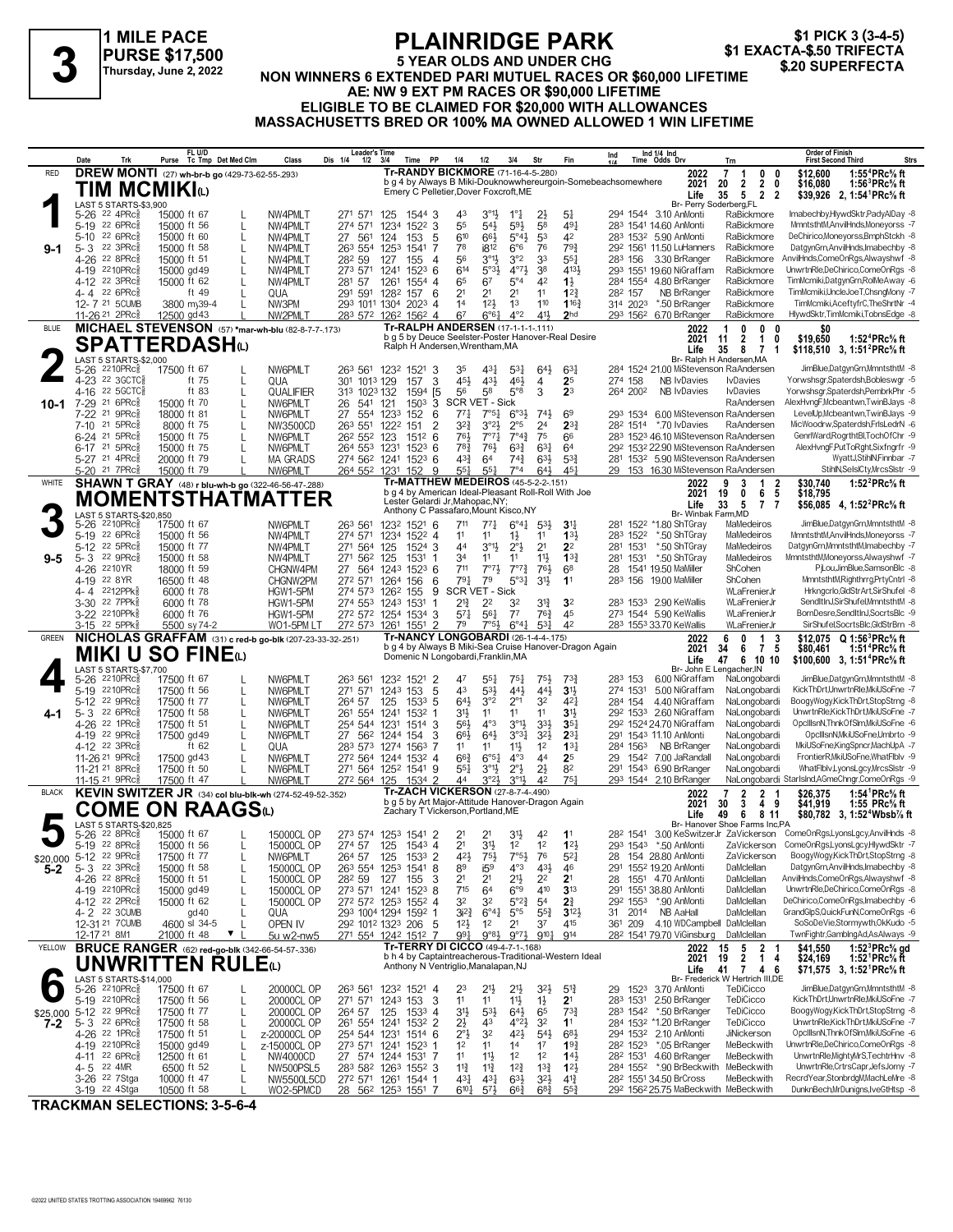# 3

**1 MILE PACE**
**PURSE $17,500**
Thursday, June 2, 2022

## PLAINRIDGE PARK

**5 YEAR OLDS AND UNDER CHG**
**NON WINNERS 6 EXTENDED PARI MUTUEL RACES OR $60,000 LIFETIME**
**AE: NW 9 EXT PM RACES OR $90,000 LIFETIME**
**ELIGIBLE TO BE CLAIMED FOR $20,000 WITH ALLOWANCES**
**MASSACHUSETTS BRED OR 100% MA OWNED ALLOWED 1 WIN LIFETIME**

**$1 PICK 3 (3-4-5)**
**$1 EXACTA-$.50 TRIFECTA**
**$.20 SUPERFECTA**

---

### 1 — RED — 9-1
**DREW MONTI** (27) wh-br-b go (429-73-62-55-.293)
**TIM MCMIKI(L)**
Tr-RANDY BICKMORE (71-16-4-5-.280)
b g 4 by Always B Miki-Douknowwhereurgoin-Somebeachsomewhere
Emery C Pelletier, Dover Foxcroft, ME
Br- Perry Soderberg, FL
2022: 7 1 0 0 $12,600 1:55⁴PRc⅝ ft
2021: 20 2 2 0 $16,080 1:56³PRc⅝ ft
Life: 35 5 2 2 $39,926 2, 1:54¹PRc⅝ ft
LAST 5 STARTS-$3,900

| Date | Trk | Purse | Cond | Class | Fractions | PP | 1/4 | 1/2 | 3/4 | Str | Fin | Time | Odds Drv | Trn | Order of Finish |
|---|---|---|---|---|---|---|---|---|---|---|---|---|---|---|---|
| 5-26 22 4PRc⅝ | | 15000 | ft 67 L | NW4PMLT | 27¹ 57¹ 125 154⁴ | 3 | 4³ | 3°¹½ | 1°¾ | 2½ | 5¾ | 29⁴ 154⁴ 3.10 AnMonti | RaBickmore | Imabechby,HlywdSktr,PadyAlDay -8 |
| 5-19 22 6PRc⅝ | | 15000 | ft 56 L | NW4PMLT | 27⁴ 57¹ 123⁴ 152² | 3 | 5⁵ | 5⁴½ | 5⁹½ | 5⁸ | 4⁹¼ | 28³ 154¹ 14.60 AnMonti | RaBickmore | MmntsthtM,AnvilHnds,Moneyorss -7 |
| 5-10 22 6PRc⅝ | | 15000 | ft 60 L | NW4PMLT | 27 56¹ 124 153 | 5 | 6¹⁰ | 6⁶½ | 5°⁴½ | 5³ | 4² | 28³ 153² 5.90 AnMonti | RaBickmore | DeChirico,Moneyorss,BmphStckh -8 |
| 5-3 22 3PRc⅝ | | 15000 | ft 58 L | NW4PMLT | 26³ 55⁴ 125³ 154¹ | 7 | 7⁸ | i8¹² | 6°⁶ | 7⁶ | 7⁹¾ | 29² 156¹ 11.50 LuHanners | RaBickmore | DatgynGrn,AnvilHnds,Imabechby -8 |
| 4-26 22 8PRc⅝ | | 15000 | ft 51 L | NW4PMLT | 28² 59 127 155 | 4 | 5⁶ | 3°¹½ | 3°² | 3³ | 5⁵¼ | 28³ 156 3.30 BrRanger | RaBickmore | AnvilHnds,ComeOnRgs,Alwayshwf -8 |
| 4-19 22 10PRc⅝ | | 15000 | gd49 L | NW4PMLT | 27³ 57¹ 124¹ 152³ | 6 | 6¹⁴ | 5°³½ | 4°⁷½ | 3⁸ | 4¹³½ | 29³ 155¹ 19.60 NiGraffam | RaBickmore | UnwrtnRle,DeChirico,ComeOnRgs -8 |
| 4-12 22 3PRc⅝ | | 15000 | ft 62 L | NW4PMLT | 28¹ 57 126¹ 155⁴ | 4 | 6⁵ | 6⁷ | 5°⁴ | 4² | 1½ | 28⁴ 155⁴ 4.80 BrRanger | RaBickmore | TimMcmiki,DatgynGrn,RolMeAway -6 |
| 4-4 22 6PRc⅝ | | | ft 49 L | QUA | 29¹ 59¹ 128² 157 | 6 | 2¹ | 2¹ | 2¹ | 1¹ | 1²¾ | 28² 157 NB BrRanger | RaBickmore | TimMcmiki,UncleJoeT,ChsngMony -7 |
| 12-7 21 5CUMB | | 3800 | m)39-4 L | NW3PM | 29³ 101¹ 130⁴ 202³ | 4 | 1⁴ | 1²½ | 1³ | 1¹⁰ | 1¹⁶¾ | 31⁴ 202³ *.50 BrRanger | RaBickmore | TimMcmiki,AceftyfrC,TheShrtNr -4 |
| 11-26 21 2PRc⅝ | | 12500 | gd43 L | NW2PMLT | 28³ 57² 126² 156² | 4 | 6⁷ | 6°⁶¼ | 4°² | 4¹½ | 2hd | 29³ 156² 6.70 BrRanger | RaBickmore | HlywdSktr,TimMcmiki,TobnsEdge -8 |

### 2 — BLUE — 10-1
**MICHAEL STEVENSON** (57) *mar-wh-blu (82-8-7-7-.173)
**SPATTERDASH(L)**
Tr-RALPH ANDERSEN (17-1-1-1-.111)
b g 5 by Deuce Seelster-Poster Hanover-Real Desire
Ralph H Andersen, Wrentham, MA
Br- Ralph H Andersen, MA
2022: 1 0 0 0 $0
2021: 11 2 1 0 $19,650 1:52⁴PRc⅝ ft
Life: 35 8 7 1 $118,510 3, 1:51²PRc⅝ ft
LAST 5 STARTS-$2,000

| Date | Trk | Purse | Cond | Class | Fractions | PP | 1/4 | 1/2 | 3/4 | Str | Fin | Time | Odds Drv | Trn | Order of Finish |
|---|---|---|---|---|---|---|---|---|---|---|---|---|---|---|---|
| 5-26 22 10PRc⅝ | | 17500 | ft 67 L | NW6PMLT | 26³ 56¹ 123² 152¹ | 3 | 3⁵ | 4³½ | 5³¼ | 6⁴½ | 6³¼ | 28⁴ 152⁴ 21.00 MiStevenson | RaAndersen | JimBlue,DatgynGrn,MmntsthtM -8 |
| 4-23 22 3GCTC⅝ | | | ft 75 L | QUA | 30¹ 101³ 129 157 | 3 | 4⁵½ | 4³½ | 4⁶½ | 4 | 2⁵ | 27⁴ 158 NB IvDavies | IvDavies | Yorwshsgr,Spaterdsh,Boblewsgr -5 |
| 4-16 22 5GCTC⅝ | | | ft 83 L | QUALIFIER | 31³ 102³ 132 159⁴ | [5 | 5⁶ | 5⁶ | 5°⁸ | 3 | 2³ | 26⁴ 200² NB IvDavies | IvDavies | Yorwshsgr,Spaterdsh,PembrkPhr -5 |
| 7-29 21 6PRc⅝ | | 15000 | ft 70 L | NW6PMLT | 26 54¹ 121 150³ | 3 | SCR VET - Sick | | | | | | RaAndersen | AlexHvngF,Mcbeantwn,TwinBJays -8 |
| 7-22 21 9PRc⅝ | | 18000 | ft 81 L | NW6PMLT | 27 55⁴ 123³ 152 | 6 | 7⁷½ | 7°⁶½ | 6°³½ | 7⁴½ | 6⁹ | 29³ 153⁴ 6.00 MiStevenson | RaAndersen | LevelUp,Mcbeantwn,TwinBJays -9 |
| 7-10 21 5PRc⅝ | | 8000 | ft 75 L | NW3500CD | 26³ 55¹ 122² 151 | 2 | 3²¾ | 3°²½ | 2°⁵ | 2⁴ | 2³¾ | 28² 151⁴ *.70 IvDavies | RaAndersen | MicWoodrw,Spaterdsh,FrtsLedrN -6 |
| 6-24 21 5PRc⅝ | | 15000 | ft 75 L | NW6PMLT | 26² 55² 123 151² | 6 | 7⁶½ | 7°⁷¾ | 7°⁴¾ | 7⁵ | 6⁶ | 28³ 152³ 46.10 MiStevenson | RaAndersen | GenrlWard,RogrthtBl,TochOfChr -9 |
| 6-17 21 5PRc⅝ | | 15000 | ft 75 L | NW6PMLT | 26⁴ 55³ 123¹ 152³ | 6 | 7⁸¾ | 7⁶½ | 6³¾ | 6³½ | 6⁴ | 29² 153² 22.90 MiStevenson | RaAndersen | AlexHvngF,PutToRght,Sixfngrfr -9 |
| 5-27 21 4PRc⅝ | | 20000 | ft 79 L | MA GRADS | 27⁴ 56² 124¹ 152³ | 6 | 4³¾ | 6⁴ | 7⁴¾ | 6³½ | 5³¾ | 28¹ 153² 5.90 MiStevenson | RaAndersen | WyattJ,StihlN,Finnbar -7 |
| 5-20 21 7PRc⅝ | | 15000 | ft 79 L | NW6PMLT | 26⁴ 55² 123¹ 152 | 9 | 5⁵½ | 5⁵½ | 7°⁴ | 6⁴½ | 4⁵½ | 29 153 16.30 MiStevenson | RaAndersen | StihlN,SelslCty,MrcsSlstr -9 |

### 3 — WHITE — 9-5
**SHAWN T GRAY** (48) r blu-wh-b go (322-46-56-47-.288)
**MOMENTSTHATMATTER**
Tr-MATTHEW MEDEIROS (45-5-2-2-.151)
b g 4 by American Ideal-Pleasant Roll-Roll With Joe
Lester Gelardi Jr, Mahopac, NY;
Anthony C Passafaro, Mount Kisco, NY
Br- Winbak Farm, MD
2022: 9 3 1 2 $30,740 1:52²PRc⅝ ft
2021: 19 0 6 5 $18,795
Life: 33 5 7 7 $56,085 4, 1:52²PRc⅝ ft
LAST 5 STARTS-$20,850

| Date | Trk | Purse | Cond | Class | Fractions | PP | 1/4 | 1/2 | 3/4 | Str | Fin | Time | Odds Drv | Trn | Order of Finish |
|---|---|---|---|---|---|---|---|---|---|---|---|---|---|---|---|
| 5-26 22 10PRc⅝ | | 17500 | ft 67 | NW6PMLT | 26³ 56¹ 123² 152¹ | 6 | 7¹¹ | 7⁷½ | 6°⁴½ | 5³½ | 3¹½ | 28¹ 152² *1.80 ShTGray | MaMedeiros | JimBlue,DatgynGrn,MmntsthtM -8 |
| 5-19 22 6PRc⅝ | | 15000 | ft 56 | NW4PMLT | 27⁴ 57¹ 123⁴ 152² | 4 | 1¹ | 1¹ | 1½ | 1¹ | 1³½ | 28³ 152² *.50 ShTGray | MaMedeiros | MmntsthtM,AnvilHnds,Moneyorss -7 |
| 5-12 22 5PRc⅝ | | 15000 | ft 77 | NW4PMLT | 27¹ 56⁴ 125 152⁴ | 3 | 4⁴ | 3°¹½ | 2°½ | 2¹ | 2² | 28¹ 153¹ *.50 ShTGray | MaMedeiros | DatgynGrn,MmntsthtM,Imabechby -8 |
| 5-3 22 9PRc⅝ | | 15000 | ft 58 | NW4PMLT | 27¹ 56² 125 153¹ | 1 | 3⁴ | 1¹ | 1¹ | 1¹½ | 1³¾ | 28¹ 153¹ *.50 ShTGray | MaMedeiros | MmntsthtM,Moneyorss,Alwayshwf -7 |
| 4-26 22 10YR | | 18000 | ft 59 | CHGNW4PM | 27 56⁴ 124³ 152³ | 6 | 7¹¹ | 7°⁷½ | 7°⁷¾ | 7⁶½ | 6⁸ | 28 154¹ 19.50 MaMiller | ShCohen | PjLouJimBlue,SamsonBlc -8 |
| 4-19 22 8YR | | 16500 | ft 48 | CHGNW2PM | 27² 57¹ 126⁴ 156 | 6 | 7⁹½ | 7⁹ | 5°³½ | 3¹½ | 1¹ | 28³ 156 19.00 MaMiller | ShCohen | MmntsthtM,Righthrrg,PrtyCntrl -8 |
| 4-4 22 12PPk⅝ | | 6000 | ft 78 | HGW1-5PM | 27⁴ 57³ 126² 155 | 9 | SCR VET - Sick | | | | | | WLaFrenierJr | Hrkngcrlo,GldStrArt,SirShufel -8 |
| 3-30 22 7PPk⅝ | | 6000 | ft 78 | HGW1-5PM | 27⁴ 55³ 124³ 153¹ | 1 | 2¹¾ | 2² | 3² | 3¹¾ | 3² | 28³ 153³ 2.90 KeWallis | WLaFrenierJr | SendItInJ,SirShufel,MmntsthtM -8 |
| 3-22 22 10PPk⅝ | | 6000 | ft 76 | HGW1-5PM | 27² 57² 125⁴ 153⁴ | 3 | 5⁷½ | 5⁶½ | 7⁷ | 7⁶¾ | 4⁵ | 27³ 154⁴ 5.90 KeWallis | WLaFrenierJr | BornDesre,SendItInJ,SocrtsBlc -9 |
| 3-15 22 5PPk⅝ | | 5500 | sy 74-2 | WO1-5PM LT | 27² 57³ 126¹ 155¹ | 2 | 7⁹ | 7°⁵½ | 6°⁴¼ | 5³¼ | 4² | 28³ 155³ 33.70 KeWallis | WLaFrenierJr | SirShufel,SocrtsBlc,GldStrBrn -8 |

### 4 — GREEN — 4-1
**NICHOLAS GRAFFAM** (31) c red-b go-blk (207-23-33-32-.251)
**MIKI U SO FINE(L)**
Tr-NANCY LONGOBARDI (26-1-4-4-.175)
b g 4 by Always B Miki-Sea Cruise Hanover-Dragon Again
Domenic N Longobardi, Franklin, MA
Br- John E Lengacher, IN
2022: 6 0 1 3 $12,075 Q 1:56³PRc⅝ ft
2021: 34 6 7 5 $80,461 1:51⁴PRc⅝ ft
Life: 47 6 10 10 $100,600 3, 1:51⁴PRc⅝ ft
LAST 5 STARTS-$7,700

| Date | Trk | Purse | Cond | Class | Fractions | PP | 1/4 | 1/2 | 3/4 | Str | Fin | Time | Odds Drv | Trn | Order of Finish |
|---|---|---|---|---|---|---|---|---|---|---|---|---|---|---|---|
| 5-26 22 10PRc⅝ | | 17500 | ft 67 L | NW6PMLT | 26³ 56¹ 123² 152¹ | 2 | 4⁷ | 5⁵¼ | 7⁵¾ | 7⁵½ | 7³¾ | 28³ 153 6.00 NiGraffam | NaLongobardi | JimBlue,DatgynGrn,MmntsthtM -8 |
| 5-19 22 10PRc⅝ | | 17500 | ft 56 L | NW6PMLT | 27¹ 57¹ 124³ 153 | 5 | 4³ | 5³½ | 4⁴½ | 4⁴½ | 3¹½ | 27⁴ 153¹ 5.00 NiGraffam | NaLongobardi | KickThDrt,UnwrtnRle,MkiUSoFne -7 |
| 5-12 22 9PRc⅝ | | 17500 | ft 77 L | NW6PMLT | 26⁴ 57 125 153³ | 5 | 6⁴½ | 3°² | 2°¹ | 3² | 4²½ | 28⁴ 154 4.40 NiGraffam | NaLongobardi | BoogyWogy,KickThDrt,StopStrng -8 |
| 5-3 22 6PRc⅝ | | 17500 | ft 58 L | NW6PMLT | 26¹ 55⁴ 124¹ 153² | 1 | 3¹½ | 1¹ | 1¹ | 1¹ | 3¹½ | 29² 153³ 2.60 NiGraffam | NaLongobardi | UnwrtnRle,KickThDrt,MkiUSoFne -7 |
| 4-26 22 1PRc⅝ | | 17500 | ft 51 L | NW6PMLT | 25⁴ 54⁴ 123¹ 151⁴ | 3 | 5⁶½ | 4°³ | 3°¹½ | 3³½ | 3⁵½ | 29² 152⁴ 24.70 NiGraffam | NaLongobardi | OpclllsnN,ThnkOfSlm,MkiUSoFne -6 |
| 4-19 22 9PRc⅝ | | 17500 | gd49 L | NW6PMLT | 27 56² 124⁴ 154 | 3 | 6⁶½ | 6⁴½ | 3°³½ | 3²½ | 2³¼ | 29¹ 154³ 11.10 AnMonti | NaLongobardi | OpclllsnN,MkiUSoFne,Umbrto -9 |
| 4-12 22 3PRc⅝ | | | ft 62 L | QUA | 28³ 57³ 127⁴ 156³ | 7 | 1¹ | 1¹ | 1¹½ | 1² | 1³¼ | 28⁴ 156³ NB BrRanger | NaLongobardi | MkiUSoFne,KingSpncr,MachUpA -7 |
| 11-26 21 9PRc⅝ | | 17500 | gd43 L | NW6PMLT | 27² 56⁴ 124⁴ 153² | 4 | 6⁶¾ | 6°⁵¼ | 4°³ | 4⁴ | 2⁵ | 29 154² 7.00 JaRandall | NaLongobardi | FrontierR,MkiUSoFne,WhatFlblv -9 |
| 11-21 21 8PRc⅝ | | 17500 | ft 50 L | NW6PMLT | 27¹ 56⁴ 125² 154¹ | 9 | 5⁵½ | 3°¹½ | 2°½ | 2½ | 8² | 29¹ 154³ 6.90 BrRanger | NaLongobardi | WhatFlblv,LyonsLgcy,MrcsSlstr -9 |
| 11-15 21 9PRc⅝ | | 17500 | ft 47 L | NW6PMLT | 27² 56⁴ 125 153⁴ | 2 | 4⁴ | 3°²½ | 3°¹½ | 4² | 7⁵¼ | 29³ 154⁴ 2.10 BrRanger | NaLongobardi | StarIslnd,AGmeChngr,ComeOnRgs -9 |

### 5 — BLACK — 5-2
**KEVIN SWITZER JR** (34) col blu-blk-wh (274-52-49-52-.352)
**COME ON RAAGS(L)**
Tr-ZACH VICKERSON (27-8-7-4-.490)
b g 5 by Art Major-Attitude Hanover-Dragon Again
Zachary T Vickerson, Portland, ME
Br- Hanover Shoe Farms Inc, PA
2022: 7 2 2 1 $26,375 1:54¹PRc⅝ ft
2021: 30 3 4 9 $41,919 1:55 PRc⅝ ft
Life: 49 6 8 11 $80,782 3, 1:52⁴Wbsb⅞ ft
LAST 5 STARTS-$20,825
$20,000

| Date | Trk | Purse | Cond | Class | Fractions | PP | 1/4 | 1/2 | 3/4 | Str | Fin | Time | Odds Drv | Trn | Order of Finish |
|---|---|---|---|---|---|---|---|---|---|---|---|---|---|---|---|
| 5-26 22 8PRc⅝ | | 15000 | ft 67 L | 15000CL OP | 27³ 57⁴ 125³ 154¹ | 2 | 2¹ | 2¹ | 3¹½ | 4² | 1¹ | 28² 154¹ 3.00 KeSwitzerJr | ZaVickerson | ComeOnRgs,LyonsLgcy,AnvilHnds -8 |
| 5-19 22 8PRc⅝ | | 15000 | ft 56 L | 15000CL OP | 27⁴ 57 125 154³ | 4 | 2¹ | 3¹½ | 1² | 1² | 1²½ | 29³ 154³ *.50 AnMonti | ZaVickerson | ComeOnRgs,LyonsLgcy,HlywdSktr -7 |
| 5-12 22 9PRc⅝ | | 17500 | ft 77 L | NW6PMLT | 26⁴ 57 125 153³ | 2 | 4²½ | 7⁵½ | 7°⁵½ | 7⁶ | 5²¼ | 28 154 28.80 AnMonti | ZaVickerson | BoogyWogy,KickThDrt,StopStrng -8 |
| 5-3 22 3PRc⅝ | | 15000 | ft 58 L | 15000CL OP | 26³ 55⁴ 125³ 154¹ | 8 | 8⁹ | i5⁹ | 4°³ | 4³½ | 4⁶ | 29¹ 155² 19.20 AnMonti | DaMclellan | DatgynGrn,AnvilHnds,Imabechby -8 |
| 4-26 22 8PRc⅝ | | 15000 | ft 51 L | 15000CL OP | 28² 59 127 155 | 3 | 2¹ | 2¹ | 2¹½ | 2² | 2¹ | 28 155¹ 4.70 AnMonti | DaMclellan | AnvilHnds,ComeOnRgs,Alwayshwf -8 |
| 4-19 22 10PRc⅝ | | 15000 | gd49 L | 15000CL OP | 27³ 57¹ 124¹ 152³ | 8 | 7¹⁵ | 6⁴ | 6°⁹ | 4¹⁰ | 3¹³ | 29¹ 155¹ 38.80 AnMonti | DaMclellan | UnwrtnRle,DeChirico,ComeOnRgs -8 |
| 4-12 22 2PRc⅝ | | 15000 | ft 62 L | 15000CL OP | 27² 57² 125³ 155² | 4 | 3² | 3² | 5°²¾ | 5⁴ | 2¾ | 29² 155³ *.90 AnMonti | DaMclellan | DeChirico,ComeOnRgs,Imabechby -6 |
| 4-2 22 3CUMB | | | gd40 L | QUA | 29³ 100⁴ 129⁴ 159² | 1 | 3²¾ | 6°⁴¼ | 5°⁵ | 5⁵¾ | 3¹²½ | 31 201⁴ NB AaHall | DaMclellan | GrandGlpS,QuickFunN,ComeOnRgs -6 |
| 12-31 21 7CUMB | | 4600 | sl 34-5 L | OPEN IV | 29² 101² 132³ 206 | 5 | 1²½ | 1² | 2¹ | 3⁷ | 4¹⁵ | 36¹ 209 4.10 WDCampbell | DaMclellan | SoSoDeVie,Stormywth,OkKudo -5 |
| 12-17 21 8M1 | | 21000 | ft 48 ▼ L | 5u w2-nw5 | 27¹ 55⁴ 124² 151² | 7 | 9⁹½ | 9°⁸½ | 9°⁷½ | 9¹⁰½ | 9¹⁴ | 28² 154¹ 79.70 ViGinsburg | DaMclellan | TwnFight,GamblngAd,AsAlways -9 |

### 6 — YELLOW — 7-2
**BRUCE RANGER** (62) red-go-blk (342-66-54-57-.336)
**UNWRITTEN RULE(L)**
Tr-TERRY DI CICCO (49-4-7-1-.168)
b h 4 by Captaintreacherous-Traditional-Western Ideal
Anthony N Ventriglio, Manalapan, NJ
Br- Frederick W Hertrich III, DE
2022: 15 5 2 1 $41,550 1:52³PRc⅝ gd
2021: 19 2 1 4 $24,169 1:52¹PRc⅝ ft
Life: 41 7 4 6 $71,575 3, 1:52¹PRc⅝ ft
LAST 5 STARTS-$14,000
$25,000

| Date | Trk | Purse | Cond | Class | Fractions | PP | 1/4 | 1/2 | 3/4 | Str | Fin | Time | Odds Drv | Trn | Order of Finish |
|---|---|---|---|---|---|---|---|---|---|---|---|---|---|---|---|
| 5-26 22 10PRc⅝ | | 17500 | ft 67 L | 20000CL OP | 26³ 56¹ 123² 152¹ | 4 | 2³ | 2¹½ | 2¹½ | 3²½ | 5¹¾ | 29 152³ 3.70 AnMonti | TeDiCicco | JimBlue,DatgynGrn,MmntsthtM -8 |
| 5-19 22 10PRc⅝ | | 17500 | ft 56 L | 20000CL OP | 27¹ 57¹ 124³ 153 | 3 | 1¹ | 1¹ | 1¹½ | 1½ | 2¹ | 28³ 153¹ 2.50 BrRanger | TeDiCicco | KickThDrt,UnwrtnRle,MkiUSoFne -7 |
| 5-12 22 9PRc⅝ | | 17500 | ft 77 L | 20000CL OP | 26⁴ 57 125 153³ | 4 | 3¹½ | 5³½ | 6⁴½ | 6⁵ | 7³¾ | 28³ 154² *.50 BrRanger | TeDiCicco | BoogyWogy,KickThDrt,StopStrng -8 |
| 5-3 22 6PRc⅝ | | 17500 | ft 58 L | 20000CL OP | 26¹ 55⁴ 124¹ 153² | 2 | 2½ | 4³ | 4°²½ | 3² | 1¹ | 28⁴ 153² *1.20 BrRanger | TeDiCicco | UnwrtnRle,KickThDrt,MkiUSoFne -7 |
| 4-26 22 1PRc⅝ | | 17500 | ft 51 L | z-20000CL OP | 25⁴ 54⁴ 123¹ 151⁴ | 6 | 2°½ | 3² | 4²½ | 5⁴½ | 6⁸½ | 29⁴ 153² 2.10 AnMonti | JiNickerson | OpclllsnN,ThnkOfSlm,MkiUSoFne -6 |
| 4-19 22 10PRc⅝ | | 15000 | gd49 L | z-15000CL OP | 27³ 57¹ 124¹ 152³ | 1 | 1² | 1² | 1⁴ | 1⁷ | 1⁹¾ | 28² 152³ *.05 BrRanger | MeBeckwith | UnwrtnRle,DeChirico,ComeOnRgs -8 |
| 4-11 22 6PRc⅝ | | 12500 | ft 61 L | NW4000CD | 27 57⁴ 124⁴ 153¹ | 7 | 1¹ | 1¹½ | 1² | 1² | 1⁴½ | 28² 153¹ 4.60 BrRanger | MeBeckwith | UnwrtnRle,MightyMrS,TechtrHnv -8 |
| 4-5 22 4MR | | 6500 | ft 52 L | NW500PSL5 | 28³ 58² 126³ 155² | 3 | 1¹¾ | 1¹¾ | 1²¾ | 1³¾ | 1²½ | 28⁴ 155² *.90 BrBeckwith | MeBeckwith | UnwrtnRle,CrtrsCapr,JefsJorny -7 |
| 3-26 22 7Stga | | 10000 | ft 47 L | NW5500L5CD | 27² 57¹ 126¹ 154⁴ | 1 | 4³½ | 4³½ | 6³½ | 3²½ | 4¹¾ | 28² 155¹ 34.50 BrCross | MeBeckwith | RecrdYear,StonbrdgM,MachLeMre -8 |
| 3-19 22 4Stga | | 10500 | ft 58 L | WO2-5PMCD | 28 56² 125³ 155¹ | 7 | 6¹⁰½ | 5⁷½ | 6⁶¾ | 6⁸¾ | 5⁵¾ | 29² 156² 25.70 MaBeckwith | MeBeckwith | DunknBech,MrDunigns,IveGtHtsp -8 |

**TRACKMAN SELECTIONS: 3-5-6-4**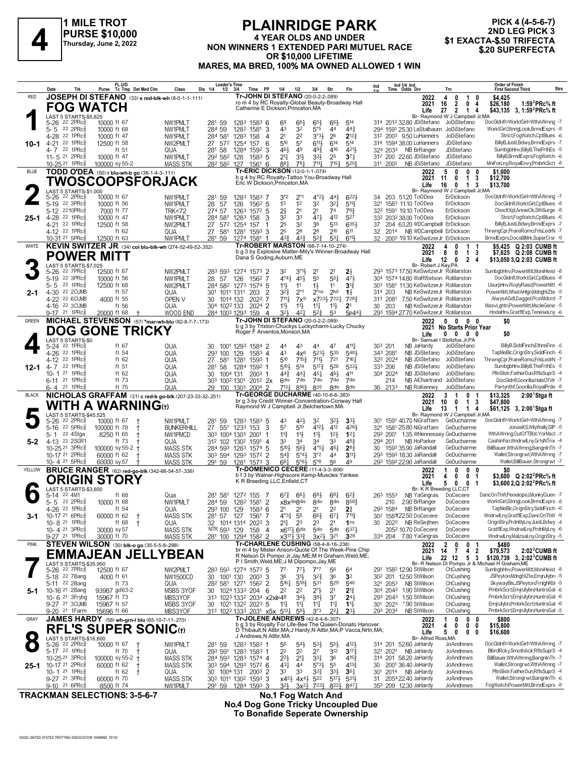# 4

**1 MILE TROT**
**PURSE $10,000**
Thursday, June 2, 2022

## PLAINRIDGE PARK

**4 YEAR OLDS AND UNDER**
**NON WINNERS 1 EXTENDED PARI MUTUEL RACE OR $10,000 LIFETIME**
**MARES, MA BRED, 100% MA OWNED ALLOWED 1 WIN**

PICK 4 (4-5-6-7)
2ND LEG PICK 3
$1 EXACTA-$.50 TRIFECTA
$.20 SUPERFECTA

---

### 1 — RED — 10-1
**JOSEPH DI STEFANO** (33) s red-blk-wh (8-0-1-1-.111)
**FOG WATCH**
Tr-JOHN DI STEFANO (20-0-2-2-.089)
ro m 4 by RC Royalty-Global Beauty-Broadway Hall
Catherine E Dickson,Princeton,MA
Br- Raymond W J Campbell Jr,MA

| Year | Starts | 1st | 2nd | 3rd | Earnings | Record |
|---|---|---|---|---|---|---|
| 2022 | 4 | 0 | 1 | 0 | $4,425 | |
| 2021 | 16 | 2 | 0 | 4 | $26,180 | 1:59² PRc⅝ ft |
| Life | 27 | 2 | 1 | 4 | $43,135 | 3, 1:59² PRc⅝ ft |

LAST 5 STARTS-$5,625

| Date | Trk | Purse | Cond | Class | Leader's Time 1/4 1/2 3/4 Time | PP | 1/4 | 1/2 | 3/4 | Str | Fin | Ind Time | Odds | Drv | Trn | Order of Finish |
|---|---|---|---|---|---|---|---|---|---|---|---|---|---|---|---|---|
| 5-26 22 2PRc⅝ | | 10000 | ft 67 | NW1PMLT | 28¹ 59 128³ 158³ | 6 | 6⁸ | 6⁶½ | 6⁵½ | 6⁶½ | 5¹⁴ | 31⁴ 201² | 32.80 | JDiStefano | JoDiStefano | DocGldnfl=WorktGirl=WthAWrnng -7 |
| 5- 5 22 2PRc⅝ | | 10000 | ft 68 | NW1PMLT | 28⁴ 59 128² 158¹ | 3 | 4³ | 3² | 5°⁵ | 4⁴ | 4⁴¾ | 29⁴ 159¹ | 25.30 | LaStalbaum | JoDiStefano | WorktGirl,StnngLook,BrmdExprs -8 |
| 4-28 22 1PRc⅝ | | 10000 | ft 47 | NW1PMLT | 28⁴ 58¹ 128³ 158 | 4 | 2¹ | 2² | 3°³½ | 2⁶ | 2¹²¾ | 31² 200³ | 9.50 | LuHanners | JoDiStefano | Strict,FogWatch,CptBlues -6 |
| 4-21 22 1PRc⅝ | | 12500 | ft 58 | NW2PMLT | 27 57² 125⁴ 157 | 6 | 5¹⁰ | 5⁷ | 6¹¹½ | 6¹⁴ | 5¹⁴ | 31⁴ 159⁴ | 38.00 | LuHanners | JDiStefano | BillyB,JustLBdwy,BrmdExprs -7 |
| 4- 7 22 1PRc⅝ | | | ft 51 | QUA | 28¹ 58 128⁴ 159² | 3 | 4⁶½ | 4⁹ | 4⁹¾ | 4¹⁶ | 4²¹½ | 32⁴ 203³ | NB | BrRanger | JDiStefano | SumbgbHnv,BillyB,TheFrthEs -5 |
| 11- 5 21 2PRc⅝ | | 10000 | ft 47 | NW1PMLT | 29² 58² 128 158³ | 5 | 2¹½ | 3¹½ | 3³½ | 2⁵ | 3⁷½ | 31² 200 | 22.60 | JDiStefano | JDiStefano | BillyB,BrmdExprs,FogWatch -6 |
| 10-25 21 1PRc⅝ | | 100000 | sy 55-2 | MASS STK | 28² 58² 127 156¹ | 6 | 8⁸½ | 7⁸½ | 7¹¹¼ | 7¹⁵¾ | 5²⁰¾ | 31¹ 200² | NB | JDiStefano | JDiStefano | MniForLny,RoyalEnvy,PmbrkScrt -8 |

### 2 — BLUE — 25-1
**TODD O'DEA** (50) r blu-wh-b go (38-1-4-3-.111)
**TWOSCOOPSFORJACK**
Tr-ERIC DICKSON (12-0-1-1-.074)
b g 4 by RC Royalty-Tattoo You-Broadway Hall
Eric W Dickson,Princeton,MA
Br- Raymond W J Campbell Jr,MA

| Year | Starts | 1st | 2nd | 3rd | Earnings |
|---|---|---|---|---|---|
| 2022 | 5 | 0 | 0 | 0 | $1,000 |
| 2021 | 11 | 0 | 1 | 3 | $12,700 |
| Life | 16 | 0 | 1 | 3 | $13,700 |

LAST 5 STARTS-$1,000

| Date | Trk | Purse | Cond | Class | Leader's Time 1/4 1/2 3/4 Time | PP | 1/4 | 1/2 | 3/4 | Str | Fin | Ind Time | Odds | Drv | Trn | Order of Finish |
|---|---|---|---|---|---|---|---|---|---|---|---|---|---|---|---|---|
| 5-26 22 2PRc⅝ | | 10000 | ft 67 | NW1PMLT | 28¹ 59 128³ 158³ | 7 | 3°² | 2°¹ | 4°²½ | 4⁴½ | 6²²½ | 34 203 | 51.20 | ToODea | ErDickson | DocGldnfl=WorktGirl=WthAWrnng -7 |
| 5-19 22 3PRc⅝ | | 10000 | ft 56 | NW1PMLT | 28 57 126 156² | 5 | 1³ | 1² | 3² | 3²½ | 5¹¹½ | 32¹ 158³ | 11.10 | ToODea | ErDickson | DocGldnfl,WorktGirl,CptBlues -8 |
| 5-12 22 10PRc⅝ | | 7000 | ft 77 | TRK<72 | 27⁴ 57 126³ 157² | 5 | 2½ | 2¹ | 2¹ | 7⁴ | 7⁸¾ | 32² 159¹ | 19.10 | ToODea | ErDickson | ChocltXpl,AnnieOk,SthSurge -8 |
| 4-28 22 1PRc⅝ | | 10000 | ft 47 | NW1PMLT | 28⁴ 58¹ 128³ 158 | 3 | 3² | 3³ | 4⁷½ | 4¹² | 5²⁷ | 33² 203² | 38.00 | ToODea | ErDickson | Strict,FogWatch,CptBlues -6 |
| 4-21 22 1PRc⅝ | | 12500 | ft 58 | NW2PMLT | 27 57² 125⁴ 157 | 1 | 2⁵ | 3² | 3⁶ | 5¹³ | 6³⁵½ | 37 204 | 63.20 | WDCampbell | ErDickson | BillyB,JustLBdwy,BrmdExprs -7 |
| 4-12 22 1PRc⅝ | | | ft 62 | QUA | 27 58¹ 128¹ 159³ | 3 | 2⁵ | 2⁸ | 2⁸ | 2¹⁰ | 6¹¹ | 32 201⁴ | NB | WDCampbell | ErDickson | ThrwngCpr,PrareRomo,FrlsLedrN -7 |
| 10-31 21 5PRc⅝ | | 12500 | ft 63 | NW1PMLT | 28¹ 59 127⁴ 158¹ | 1 | 4³¾ | 4³¾ | 5²¾ | 5³½ | 6¹¹½ | 32 200² | 19.10 | KeSwitzerJr | ErDickson | BrmdExprs,DocsBlMrk,SuperCrsr -9 |

### 3 — WHITE — 2-1
**KEVIN SWITZER JR** (34) col blu-blk-wh (274-52-49-52-.352)
**POWER MITT**
Tr-ROBERT MARSTON (66-7-14-10-.274)
b g 3 by Explosive Matter-Mity's Winner-Broadway Hall
Dana S Goding,Auburn,ME
Br- Robert J Key,PA

| Year | Starts | 1st | 2nd | 3rd | Earnings | Record |
|---|---|---|---|---|---|---|
| 2022 | 4 | 0 | 1 | 1 | $5,425 | Q 2:03 CUMB ft |
| 2021 | 8 | 0 | 1 | 3 | $7,625 | Q 2:08 CUMB ft |
| Life | 12 | 0 | 2 | 4 | $13,050 | 3,Q 2:03 CUMB ft |

LAST 5 STARTS-$7,025

| Date | Trk | Purse | Cond | Class | Leader's Time 1/4 1/2 3/4 Time | PP | 1/4 | 1/2 | 3/4 | Str | Fin | Ind Time | Odds | Drv | Trn | Order of Finish |
|---|---|---|---|---|---|---|---|---|---|---|---|---|---|---|---|---|
| 5-26 22 7PRc⅝ | | 12500 | ft 67 | NW2PMLT | 28³ 59³ 127⁴ 157³ | 2 | 3² | 3°¹½ | 2¹ | 2¹ | 2½ | 29³ 157³ | 17.50 | KeSwitzerJr | RoMarston | SumbgbHnv,PowerMitt,MoniHeist -8 |
| 5-19 22 3PRc⅝ | | 10000 | ft 56 | NW1PMLT | 28 57 126 156² | 7 | 4°⁴½ | 4⁵½ | 5⁵ | 5⁵½ | 4⁷½ | 30⁴ 157⁴ | 14.80 | WaRWatson | RoMarston | DocGldnfl,WorktGirl,CptBlues -8 |
| 5- 5 22 1PRc⅝ | | 12500 | ft 68 | NW2PMLT | 28⁴ 58² 127³ 157⁴ | 5 | 1¹½ | 1¹ | 1½ | 1¹ | 3¹¾ | 30³ 158¹ | 11.30 | KeSwitzerJr | RoMarston | UsurpHnv,RoylyRasd,PowerMitt -6 |
| 4-30 22 2CUMB | | | ft 57 | QUA | 30¹ 101¹ 131¹ 203 | 2 | 3²¾ | 2°¹ | 2°ns | 2hd | 1½ | 31⁴ 203 | NB | KeSwitzerJr | RoMarston | PowerMitt,WhatAHlgn,MdnghtZte -5 |
| 4-22 22 6CUMB | | 4000 | ft 55 | OPEN V | 30 101⁴ 132 202² | 7 | 7¹¹½ | 7x⁹ | 7x²³½ | 7²²½ | 7²⁸¾ | 31³ 208¹ | 7.50 | KeSwitzerJr | RoMarston | AlwysAGdt,Dagget,PcsWldcrd -7 |
| 4-16 22 3CUMB | | | ft 56 | QUA | 30⁴ 102² 133 202⁴ | 2 | 1¹½ | 1¹½ | 1¹½ | 1¹½ | 2¹ | 30 203 | NB | KeSwitzerJr | RoMarston | MasvLghtn,PowerMitt,MscleGene -5 |
| 9-17 21 1PRc⅝ | | 20000 | ft 68 | WOOD END | 28⁴ 100³ 129³ 159 | 4 | 3²½ | 4²¼ | 5²¾ | 8³⁵ | 5p4⁴½ | 29³ 159⁴ | 27.70 | KeSwitzerJr | RoMarston | HodaHnv,GratflExp,TeneseLny -6 |

### 4 — GREEN — 12-1
**MICHAEL STEVENSON** (57) *mar-wh-blu (82-8-7-7-.173)
**DOG GONE TRICKY**
Tr-JOHN DI STEFANO (20-0-2-2-.089)
b g 3 by Trixton-Chuckys Luckycharm-Lucky Chucky
Roger F Arventos,Monson,MA
Br- Samuel I Stoltzfus Jr,PA

| Year | Starts | 1st | 2nd | 3rd | Earnings |
|---|---|---|---|---|---|
| 2022 | 0 | 0 | 0 | 0 | $0 |
| 2021 | No Starts Prior Year | | | | |
| Life | 0 | 0 | 0 | 0 | $0 |

LAST 5 STARTS-$0

| Date | Trk | Purse | Cond | Class | Leader's Time 1/4 1/2 3/4 Time | PP | 1/4 | 1/2 | 3/4 | Str | Fin | Ind Time | Odds | Drv | Trn | Order of Finish |
|---|---|---|---|---|---|---|---|---|---|---|---|---|---|---|---|---|
| 5-24 22 1PRc⅝ | | | ft 67 | QUA | 30 100¹ 129³ 158⁴ | 2 | 4⁴ | 4³ | 4⁴ | 4⁷ | 4¹¹½ | 30³ 201 | NB | JaHardy | JoDiStefano | BillyB,SiddFinch,EthnsFire -5 |
| 4-26 22 1PRc⅝ | | | ft 54 | QUA | 29³ 100 129 158³ | 4 | 4³ | 4x⁶ | 5²³½ | 5³⁵ | 5⁴⁸½ | 34³ 208¹ | NB | JDiStefano | JoDiStefano | TapMeBlc,OrignStry,SiddFinch -6 |
| 4-12 22 1PRc⅝ | | | ft 62 | QUA | 27 58¹ 128¹ 159³ | 1 | 5¹⁰ | 7¹⁵¾ | 7¹¹½ | 7²¹ | 7¹⁶½ | 32² 202⁴ | NB | JDiStefano | JoDiStefano | ThrwngCpr,PrareRomo,FrlsLedrN -7 |
| 4- 7 22 1PRc⅝ | | | ft 51 | QUA | 28¹ 58 128⁴ 159² | 1 | 5¹⁰½ | 5¹⁴ | 5¹⁷¾ | 5²⁶ | 5³³½ | 33³ 206 | NB | JDiStefano | JoDiStefano | SumbgbHnv,BillyB,TheFrthEs -5 |
| 10- 1 21 1PRc⅝ | | | ft 62 | QUA | 30 100⁴ 131 200¹ | 1 | 4⁴¾ | 4⁴½ | 4⁵½ | 4⁶½ | 4¹¹ | 30⁴ 202⁴ | NB | JDiStefano | JoDiStefano | PttnSlstr,FatherDun,RflsSuprS -4 |
| 6-11 21 1PRc⅝ | | | ft 73 | QUA | 30³ 100² 130¹ 201² | 2x | 6dis | 7dis | 7dis | 7dis | 7dis | 214 | NB | AlChartrand | JoDiStefano | DocGldnfl,Goorilla,HalsOfVlr -7 |
| 6- 4 21 1PRc⅝ | | | ft 75 | QUA | 29 100 130³ 200⁴ | 2 | 7¹³½ | 8¹⁶¾ | 8³⁵ | 8dis | 8dis | 36 213³ | NB | RoKenney | JoDiStefano | Partynthf,Goorilla,RoyalPrde -8 |

### 5 — BLACK — 5-2
**NICHOLAS GRAFFAM** (31) c red-b go-blk (207-23-33-32-.251)
**WITH A WARNING(†)**
Tr-GEORGE DUCHARME (40-10-6-6-.383)
br g 3 by Credit Winner-Concentration-Conway Hall
Raymond W J Campbell Jr,Belchertown,MA
Br- Raymond W J Campbell Jr,MA

| Year | Starts | 1st | 2nd | 3rd | Earnings | Record |
|---|---|---|---|---|---|---|
| 2022 | 3 | 1 | 0 | 1 | $13,325 | 2:00¹ Stga ft |
| 2021 | 10 | 0 | 1 | 3 | $47,800 | |
| Life | 13 | 1 | 1 | 4 | $61,125 | 3, 2:00¹ Stga ft |

LAST 5 STARTS-$45,525

| Date | Trk | Purse | Cond | Class | Leader's Time 1/4 1/2 3/4 Time | PP | 1/4 | 1/2 | 3/4 | Str | Fin | Ind Time | Odds | Drv | Trn | Order of Finish |
|---|---|---|---|---|---|---|---|---|---|---|---|---|---|---|---|---|
| 5-26 22 2PRc⅝ | | 10000 | ft 67 † | NW1PMLT | 28¹ 59 128³ 158³ | 5 | 4³ | 4²½ | 3² | 3²½ | 3³½ | 30¹ 159¹ | 40.70 | NiGraffam | GeDucharme | DocGldnfl=WorktGirl=WthAWrnng -7 |
| 5-16 22 5PRc⅝ | | 100000 | ft 78 † | BUNKERHILL | 27 55¹ 123³ 153 | 3 | 5⁷ | 5¹⁰ | 4¹²½ | 4¹² | 4²⁶½ | 32¹ 158¹ | 25.80 | NiGraffam | GeDucharme | JonasKS,WilyWally,SIP -5 |
| 5- 1 22 4Stga | | 8250 | ft 65 † | NW1PMCD | 30³ 100⁴ 130³ 200¹ | 1 | 1¹¾ | 1¹½ | 1¹½ | 1²½ | 1²½ | 29³ 200¹ | 1.35 | WHennessey | GeDucharme | WthAWrnng,OutOfTBl,IcYorMscl -7 |
| 4-13 22 2SGR1 | | | ft 73 † | QUA | 31² 102 130² 159¹ | 4 | 3³ | 3⁴ | 3⁴ | 3³ | 4⁸¾ | 29⁴ 201 | NB | HoParker | GeDucharme | CashInfsn,WndrwlLny,GrtsNTrix -4 |
| 10-25 21 3PRc⅝ | | 100000 | sy 55-2 † | MASS STK | 28⁴ 59³ 128³ 157⁴ | 5 | 5¹⁰½ | 5⁶¾ | 4°⁵½ | 4⁶½ | 2⁸¾ | 30 159³ | 35.90 | JaRandall | GeDucharme | BillBauer,WthAWrnng,BangnInTh -7 |
| 10-17 21 2PRc⅝ | | 60000 | ft 62 † | MASS STK | 30³ 59⁴ 129³ 157² | 2 | 5⁴¾ | 5°⁴½ | 3°² | 4⁴ | 3¹¹¼ | 29³ 159³ | 18.30 | JaRandall | GeDucharme | Wallet,Strongrwt,WthAWrnng -7 |
| 10- 4 21 5PRc⅝ | | 60000 | sy 57 | MASS STK | 29¹ 59 128¹ 157³ | 3 | 6⁸½ | 5°⁶½ | 5°⁸ | 5⁶ | 4⁹ | 29³ 159² | 22.90 | JaRandall | GeDucharme | Wallet,BillBauer,Strongrwt -7 |

### 6 — YELLOW — 3-1
**BRUCE RANGER** (62) red-go-blk (342-66-54-57-.336)
**ORIGIN STORY**
Tr-DOMENICO CECERE (11-4-3-3-.606)
b f 3 by Walner-Highscore Kemp-Muscles Yankee
K R Breeding LLC,Enfield,CT
Br- K R Breeding LLC,CT

| Year | Starts | 1st | 2nd | 3rd | Earnings | Record |
|---|---|---|---|---|---|---|
| 2022 | 1 | 0 | 0 | 0 | $0 | |
| 2021 | 4 | 0 | 0 | 1 | $3,600 | Q 2:02² PRc⅝ ft |
| Life | 5 | 0 | 0 | 1 | $3,600 | 2,Q 2:02² PRc⅝ ft |

LAST 5 STARTS-$3,600

| Date | Trk | Purse | Cond | Class | Leader's Time 1/4 1/2 3/4 Time | PP | 1/4 | 1/2 | 3/4 | Str | Fin | Ind Time | Odds | Drv | Trn | Order of Finish |
|---|---|---|---|---|---|---|---|---|---|---|---|---|---|---|---|---|
| 5-14 22 4M1 | | | ft 68 | Qua | 28¹ 58¹ 127² 155 | 7 | 6⁷¾ | 6⁶½ | 6⁸½ | 6⁸¼ | 6²¾ | 26³ 155³ | NB | YaGingras | DoCecere | DancOnThW,PenelopeJ,MonkyQuen -7 |
| 5- 5 22 2PRc⅝ | | 10000 | ft 68 | NW1PMLT | 28⁴ 59 128² 158¹ | 2 | x8x^dis | 8dis | 8dis | 8dis | 8⁵⁸½ | 210 | 2.90 | BrRanger | DoCecere | WorktGirl,StnngLook,BrmdExprs -8 |
| 4-26 22 1PRc⅝ | | | ft 54 | QUA | 29³ 100 129 158³ | 6 | 2¹ | 2¹ | 2¹ | 2² | 2¾ | 29³ 158⁴ | NB | BrRanger | DoCecere | TapMeBlc,OrignStry,SiddFinch -6 |
| 10-17 21 6PRc⅝ | | 60000 | ft 62 † | MASS STK | 28¹ 57 127 156¹ | 7 | 4°³½ | 5⁵ | 6⁶½ | 6⁷¼ | 7¹¹¾ | 30² 158⁴ | 22.50 | DoCecere | DoCecere | WndrwlLny,GratflExp,DancOnThW -9 |
| 10- 8 21 1PRc⅝ | | | ft 68 † | QUA | 32 101⁴ 131⁴ 202² | 3 | 2¹½ | 2³ | 2³ | 2¹ | 1ns | 30 202² | NB | ReSejthen | DoCecere | OrignStry,PrdnMyLny,JustLBdwy -4 |
| 10- 4 21 3PRc⅝ | | 30000 | sy 57 | MASS STK | NTR 59³ 129 158 | 4 | x6¹⁷½ | 6dis | 5dis | 5dis | 6³⁷½ | 205² | 10.70 | DoCecere | DoCecere | GratflExp,WndrwlLny,PrdnMyLny -6 |
| 9-27 21 1PRc⅝ | | 30000 | ft 70 | MASS STK | 28¹ 100 129⁴ 158² | 2 | x3¹⁷½ | 3³¾ | 3x²½ | 3²¹ | 3²⁸ | 33⁴ 204 | 7.80 | YaGingras | DoCecere | WndrwlLny,MalzsaLny,OrignStry -5 |

### 7 — PINK — 5-1
**STEVEN WILSON** (30) blk-o go (35-5-5-8-.298)
**EMMAJEAN JELLYBEAN**
Tr-CHARLENE CUSHING (58-4-8-16-.238)
br m 4 by Mister Anson-Quote Of The Week-Pine Chip
R Nelson Di Pompo Jr,Jay,ME;M H Graham,Weld,ME;
P I Smith,Weld,ME;J M Dipompo,Jay,ME
Br- R Nelson Di Pompo Jr & Michael H Graham,ME

| Year | Starts | 1st | 2nd | 3rd | Earnings | Record |
|---|---|---|---|---|---|---|
| 2022 | 2 | 0 | 0 | 1 | $480 | |
| 2021 | 14 | 7 | 4 | 2 | $79,573 | 2:02³ CUMB ft |
| Life | 22 | 12 | 5 | 3 | $120,739 | 3, 2:02³ CUMB ft |

LAST 5 STARTS-$35,950

| Date | Trk | Purse | Cond | Class | Leader's Time 1/4 1/2 3/4 Time | PP | 1/4 | 1/2 | 3/4 | Str | Fin | Ind Time | Odds | Drv | Trn | Order of Finish |
|---|---|---|---|---|---|---|---|---|---|---|---|---|---|---|---|---|
| 5-26 22 7PRc⅝ | | 12500 | ft 67 | NW2PMLT | 28³ 59³ 127⁴ 157³ | 5 | 7⁷ | 7⁷½ | 7°⁷ | 5⁶ | 6⁴ | 29¹ 158² | 12.90 | StWilson | ChCushing | SumbgbHnv,PowerMitt,MoniHeist -8 |
| 5-18 22 7Bang | | 4000 | ft 61 | NW1500CD | 30 100¹ 130 200³ | 3 | 3⁶ | 3¹½ | 3²¾ | 3⁶ | 3² | 30² 201 | 12.50 | StWilson | ChCushing | JSPeyton,MdnghtZte,EmjnJlybn -5 |
| 5-11 22 2Bang | | | ft 73 | QUA | 28² 58¹ 127¹ 156² | 2 | 5¹⁶½ | 5¹⁸¾ | 5³¹ | 5²⁹ | 5⁴⁶ | 32¹ 205³ | NB | StWilson | ChCushing | SkywayBls,JSPeyton,FrnlghRbl -5 |
| 10-16 21 2Bang | | 93987 | gd 63-2 | MSBS 3YOF | 30 102⁴ 133³ 204 | 6 | 2² | 2² | 2°½ | 2¹ | 2¹¾ | 30⁴ 204² | 1.90 | StWilson | ChCushing | PmbrkScrt,EmjnJlybn,HuntrsGal -6 |
| 10- 6 21 3Frybg | | 15967 | ft 73 | MBS3YOF | 31³ 102³ 133² 203⁴ | x2x^ip4⁸ | | 3⁴½ | 3⁸½ | 3⁷ | 2⁴½ | 29³ 204³ | 1.50 | StWilson | ChCushing | PmbrkScrt,EmjnJlybn,HuntrsGal -6 |
| 9-27 21 3CUMB | | 15967 | ft 57 | MSBS 3YOF | 30 102¹ 132² 202³ | 5 | 1¹½ | 1¹½ | 1¹¾ | 1¹½ | 1¹½ | 30¹ 202³ | *.90 | StWilson | ChCushing | EmjnJlybn,PmbrkScrt,HuntrsGal -6 |
| 9-20 21 1Farm | | 15696 | ft 66 | MBS3YOF | 31³ 102² 133³ 201 | x5x | 5¹³½ | 5⁹½ | 3°³ | 2²½ | 2³½ | 29³ 203⁴ | NB | StWilson | ChCushing | PmbrkScrt,EmjnJlybn,HuntrsGal -5 |

### 8 — GRAY — 25-1
**JAMES HARDY** (58) wh-grn-l blu (65-10-7-11-.270)
**RFL'S SUPER SONIC(†)**
Tr-JOLENE ANDREWS (42-8-4-8-.307)
b g 3 by Royalty For Life-Bee The Queen-Donato Hanover
D Thibault,N Atlbr,MA;J Hardy,N Atlbr,MA;P Vacca,Nrtn,MA;
J Andrews,N Atlbr,MA
Br- Alfred Ross,MA

| Year | Starts | 1st | 2nd | 3rd | Earnings |
|---|---|---|---|---|---|
| 2022 | 1 | 0 | 0 | 0 | $800 |
| 2021 | 4 | 0 | 0 | 0 | $15,800 |
| Life | 5 | 0 | 0 | 0 | $16,600 |

LAST 5 STARTS-$16,600

| Date | Trk | Purse | Cond | Class | Leader's Time 1/4 1/2 3/4 Time | PP | 1/4 | 1/2 | 3/4 | Str | Fin | Ind Time | Odds | Drv | Trn | Order of Finish |
|---|---|---|---|---|---|---|---|---|---|---|---|---|---|---|---|---|
| 5-26 22 2PRc⅝ | | 10000 | ft 67 † | NW1PMLT | 28¹ 59 128³ 158³ | 1 | 5⁶ | 5⁴½ | 5³½ | 5⁵¾ | 4¹²½ | 31⁴ 201 | 52.60 | JaHardy | JoAndrews | DocGldnfl=WorktGirl=WthAWrnng -7 |
| 5-17 22 1PRc⅝ | | | ft 70 † | QUA | 29³ 59¹ 128³ 158³ | 2 | 2² | 2² | 2⁷ | 3¹² | 3¹⁷¾ | 32¹ 202¹ | NB | JaHardy | JoAndrews | BlbrdRcky,SmothAclr,RflsSuprS -4 |
| 10-25 21 3PRc⅝ | | 100000 | sy 55-2 † | MASS STK | 28⁴ 59³ 128³ 157⁴ | 4 | 2²½ | 2¹½ | 3³¼ | 3⁶ | 4¹⁵¾ | 31⁴ 201 | 58.20 | JaHardy | JoAndrews | BillBauer,WthAWrnng,BangnInTh -7 |
| 10-17 21 2PRc⅝ | | 60000 | ft 62 † | MASS STK | 30³ 59⁴ 129³ 157² | 6 | 4³¾ | 4⁴ | 5°³½ | 5⁵ | 4¹³¾ | 30 200¹ | 36.40 | JaHardy | JoAndrews | Wallet,Strongrwt,WthAWrnng -7 |
| 10- 1 21 1PRc⅝ | | | ft 62 † | QUA | 30 100⁴ 131 200³ | 2 | 3³ | 3³ | 3³¼ | 3³½ | 3⁶¼ | 30¹ 201⁴ | NB | JaHardy | JoAndrews | PttnSlstr,FatherDun,RflsSuprS -4 |
| 9-27 21 3PRc⅝ | | 60000 | ft 70 | MASS STK | 30³ 101¹ 130² 159³ | 6 | x4⁵½ | 4x⁴½ | 5²² | 5¹⁷½ | 5³¹½ | 31 205⁴ | 22.40 | JaHardy | JoAndrews | Wallet,Strongrwt,BangnInTh -6 |
| 9-10 21 6PRc⅝ | | 8500 | ft 74 | NW1PMLT | 29¹ 59 128⁴ 159³ | 3 | 3²½ | 3x²½ | 7²³½ | 8²²½ | 8⁴⁷¾ | 35³ 209 | 12.30 | JaHardy | JoAndrews | FogWatch,PowerMitt,BrmdExprs -8 |

**TRACKMAN SELECTIONS: 3-5-6-7**

**No.1 Fog Watch And**
**No.4 Dog Gone Tricky Uncoupled Due**
**To Bonafide Seperate Ownership**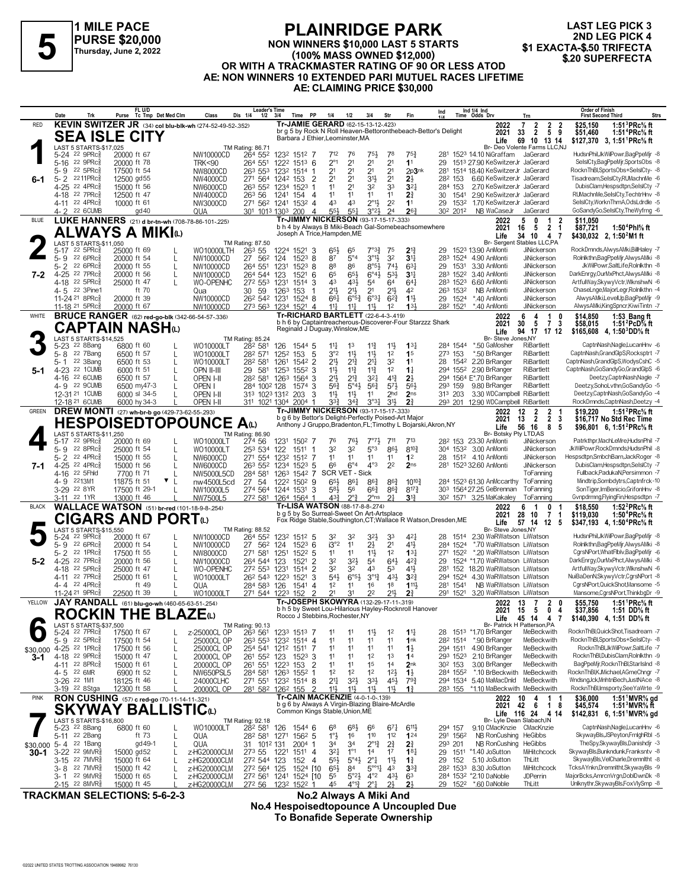# PLAINRIDGE PARK

**5** — 1 MILE PACE, PURSE $20,000, Thursday, June 2, 2022

NON WINNERS $10,000 LAST 5 STARTS (100% MASS OWNED $12,000) OR WITH A TRACKMASTER RATING OF 90 OR LESS ATOD
AE: NON WINNERS 10 EXTENDED PARI MUTUEL RACES LIFETIME
AE: CLAIMING PRICE $30,000

LAST LEG PICK 3 — 2ND LEG PICK 4 — $1 EXACTA-$.50 TRIFECTA — $.20 SUPERFECTA

---

## 1 — RED — SEA ISLE CITY (6-1)

**KEVIN SWITZER JR** (34) col blu-blk-wh (274-52-49-52-.352)
Tr-JAMIE GERARD (62-15-13-12-.423)
br g 5 by Rock N Roll Heaven-Bettoronthebeach-Bettor's Delight
Barbara J Ethier,Leominster,MA
Br- Deo Volente Farms LLC,NJ

| | Starts | Win | 2nd | 3rd | Earnings | Best |
|---|---|---|---|---|---|---|
| 2022 | 7 | 2 | 2 | 2 | $25,150 | 1:51³PRc⅝ ft |
| 2021 | 33 | 2 | 5 | 9 | $51,460 | 1:51⁴PRc⅝ ft |
| Life | 69 | 10 | 13 | 14 | $127,370 | 3, 1:51¹PRc⅝ ft |

LAST 5 STARTS-$17,025 — TM Rating: 86.71

| Date | Trk | Purse | Cond | Class | 1/4 | 1/2 | 3/4 | Time | PP | 1/4 | 1/2 | 3/4 | Str | Fin | Ind 1/4 | Ind Time | Odds | Drv | Trn | Order of Finish |
|---|---|---|---|---|---|---|---|---|---|---|---|---|---|---|---|---|---|---|---|---|
| 5-24 | 22 9PRc⅝ | 20000 | ft 67 | NW10000CD | 26⁴ | 55² | 123² | 151² | 7 | 7¹² | 7⁶ | 7⁵½ | 7⁸ | 7⁵¾ | 28¹ | 152³ | 14.10 | NiGraffam | JaGerard | HudsnPhil,JkWilPowr,BagPpeMjr -8 |
| 5-16 | 22 9PRc⅝ | 20000 | ft 78 | TRK<90 | 26⁴ | 55¹ | 122² | 151³ | 6 | 2°¹ | 2¹ | 2¹ | 2¹ | 1¹ | 29 | 151³ | 27.90 | KeSwitzerJr | JaGerard | SelslCty,BagPpeMjr,SportsObs -8 |
| 5-9 | 22 5PRc⅝ | 17500 | ft 54 | NW8000CD | 26³ | 55³ | 123² | 151⁴ | 1 | 2¹ | 2¹ | 2¹ | 2¹ | 2p3nk | 28¹ | 151⁴ | 18.40 | KeSwitzerJr | JaGerard | RocknThBl,SportsObs+SelslCty- -8 |
| 5-2 | 22 11PRc⅝ | 12500 | gd 55 | NW4000CD | 27¹ | 56⁴ | 124² | 153 | 2 | 2¹ | 2¹ | 3½ | 2¹ | 2½ | 28² | 153 | 6.60 | KeSwitzerJr | JaGerard | Tisadream,SelslCty,RUMachnMe -6 |
| 4-25 | 22 4PRc⅝ | 15000 | ft 56 | NW6000CD | 26³ | 55² | 123⁴ | 152³ | 1 | 1¹ | 2¹ | 3² | 3³ | 3²¼ | 28⁴ | 153 | 2.70 | KeSwitzerJr | JaGerard | DubisClam,Hespsdtpn,SelslCty -7 |
| 4-18 | 22 7PRc⅝ | 12500 | ft 47 | NW4000CD | 26³ | 56 | 124¹ | 154 | 4 | 1¹ | 1¹ | 1¹ | 1¹ | 2¾ | 30 | 154¹ | 2.90 | KeSwitzerJr | JaGerard | RUMachnMe,SelslCty,TechtrHnv -8 |
| 4-11 | 22 4PRc⅝ | 10000 | ft 61 | NW3000CD | 27¹ | 56² | 124¹ | 153² | 4 | 4³ | 4³ | 2°¹½ | 2² | 1¹ | 29 | 153² | 1.70 | KeSwitzerJr | JaGerard | SelslCty,WorknThmA,OdsLdrdle -5 |
| 4-2 | 22 6CUMB | | gd 40 | QUA | 30¹ | 101³ | 130³ | 200 | 4 | 5⁵½ | 5⁵½ | 3°²½ | 2⁴ | 2⁶¾ | 30² | 201² | NB | WaCaseJr | JaGerard | GoSandyGo,SelslCty,TheWyfrng -6 |

## 2 — BLUE — ALWAYS A MIKI(L) (7-2)

**LUKE HANNERS** (21) d br-tn-wh (708-78-86-101-.225)
Tr-JIMMY NICKERSON (93-17-15-17-.333)
b h 4 by Always B Miki-Beach Gal-Somebeachsomewhere
Joseph A Trice,Hampden,ME
Br- Sergent Stables LLC,PA

| | Starts | Win | 2nd | 3rd | Earnings | Best |
|---|---|---|---|---|---|---|
| 2022 | 5 | 0 | 1 | 2 | $11,050 | |
| 2021 | 16 | 5 | 2 | 1 | $87,721 | 1:50⁴Phl⅝ ft |
| Life | 34 | 10 | 4 | 7 | $430,032 | 2, 1:50²M1 ft |

LAST 5 STARTS-$11,050 — TM Rating: 87.50

| Date | Trk | Purse | Cond | Class | | 1/4 | 1/2 | 3/4 | Time | PP | 1/4 | 1/2 | 3/4 | Str | Fin | Ind 1/4 | Ind Time | Odds | Drv | Trn | Order of Finish |
|---|---|---|---|---|---|---|---|---|---|---|---|---|---|---|---|---|---|---|---|---|---|
| 5-17 | 22 5PRc⅝ | 25000 | ft 69 | WO10000LTH | L | 26³ | 55 | 122⁴ | 152¹ | 3 | 6⁵½ | 6⁵ | 7°³¾ | 7⁵ | 2¹¾ | 29 | 152³ | 13.90 | AnMonti | JiNickerson | RockDmnds,AlwysAMki,BillHaley -7 |
| 5-9 | 22 6PRc⅝ | 20000 | ft 54 | NW10000CD | L | 27 | 56² | 124 | 152³ | 8 | 8⁷ | 5°⁴ | 3°¹½ | 3² | 3¹½ | 28³ | 152⁴ | 4.90 | AnMonti | JiNickerson | Rolnlkthn,BagPpeMjr,AlwysAMki -8 |
| 5-2 | 22 6PRc⅝ | 20000 | ft 55 | NW10000CD | L | 26⁴ | 55¹ | 123¹ | 152³ | 8 | 8⁸ | 8⁶ | 8°⁵½ | 7⁴½ | 6³¼ | 29 | 153¹ | 3.30 | AnMonti | JiNickerson | JkWilPowr,SaltLife,Rolnlkthn -8 |
| 4-25 | 22 7PRc⅝ | 20000 | ft 56 | NW10000CD | L | 26⁴ | 54⁴ | 123 | 152¹ | 6 | 6⁵ | 6⁵½ | 6°⁴½ | 5³½ | 3¹½ | 28³ | 152² | 3.40 | AnMonti | JiNickerson | DarkEnrgy,OurMxPhct,AlwysAMki -8 |
| 4-18 | 22 5PRc⅝ | 25000 | ft 47 | WO-OPENHC | L | 27² | 55³ | 123¹ | 151⁴ | 3 | 4³ | 4³½ | 5⁴ | 6⁴ | 6⁴¼ | 28³ | 152³ | 6.60 | AnMonti | JiNickerson | ArtfulWay,SkywyVctr,Wlknshwn -6 |
| 4-5 | 22 3Pine1 | | ft 70 | Qua | | 30 | 59 | 126³ | 153 | 1 | 2¹½ | 2¹½ | 2¹ | 2¹½ | 4² | 26³ | 153² | NB | AnMonti | JiNickerson | ChaseLnge,MajorLegr,Rolnlkthn -4 |
| 11-24 | 21 8PRc⅝ | 20000 | ft 39 | NW10000CD | | 26² | 54² | 123¹ | 152⁴ | 8 | 6⁶½ | 6°⁶¾ | 6°³¼ | 6²¾ | 1¹½ | 29 | 152⁴ | *.40 | AnMonti | JiNickerson | AlwysAMki,LevelUp,BagPpeMjr -9 |
| 11-18 | 21 5PRc⅝ | 20000 | ft 67 | NW10000CD | | 27³ | 56³ | 123⁴ | 152¹ | 4 | 1¹½ | 1¹½ | 1¹½ | 1² | 1³½ | 28² | 152¹ | *.40 | AnMonti | JiNickerson | AlwysAMki,KingSpncr,KiwiTintn -7 |

## 3 — WHITE — CAPTAIN NASH(L) (5-1)

**BRUCE RANGER** (62) red-go-blk (342-66-54-57-.336)
Tr-RICHARD BARTLETT (22-6-4-3-.419)
b h 6 by Captaintreacherous-Discoverer-Four Starzzz Shark
Reginald J Duguay,Winslow,ME
Br- Steve Jones,NY

| | Starts | Win | 2nd | 3rd | Earnings | Best |
|---|---|---|---|---|---|---|
| 2022 | 6 | 4 | 1 | 0 | $14,850 | 1:53 Bang ft |
| 2021 | 30 | 5 | 7 | 3 | $58,015 | 1:51²PcD⅝ ft |
| Life | 94 | 17 | 17 | 12 | $165,608 | 4, 1:50³DD⅝ ft |

LAST 5 STARTS-$14,525 — TM Rating: 85.24

| Date | Trk | Purse | Cond | Class | | 1/4 | 1/2 | 3/4 | Time | PP | 1/4 | 1/2 | 3/4 | Str | Fin | Ind 1/4 | Ind Time | Odds | Drv | Trn | Order of Finish |
|---|---|---|---|---|---|---|---|---|---|---|---|---|---|---|---|---|---|---|---|---|---|
| 5-23 | 22 8Bang | 6800 | ft 60 | WO10000LT | L | 28² | 58¹ | 126 | 154⁴ | 5 | 1¹½ | 1³ | 1¹¾ | 1¹½ | 1³¼ | 28⁴ | 154⁴ | *.50 | GaMosher | RiBartlett | CaptnNash,Nagle,LucanHnv -6 |
| 5-8 | 22 7Bang | 6500 | ft 57 | WO10000LT | L | 28² | 57¹ | 125² | 153 | 5 | 3°² | 1¹½ | 1¹½ | 1² | 1⁵ | 27³ | 153 | *.50 | BrRanger | RiBartlett | CaptnNash,GrandGlpS,Rockspttr -7 |
| 5-1 | 22 3Bang | 6500 | ft 53 | WO10000LT | L | 28² | 58¹ | 126¹ | 154² | 2 | 2¹½ | 2¹¾ | 2¹¾ | 3² | 1¹ | 28 | 154² | 2.20 | BrRanger | RiBartlett | CaptnNash,GrandGlpS,WodysCshC -5 |
| 4-23 | 22 1CUMB | 6000 | ft 51 | OPN II-III | L | 29 | 58¹ | 125³ | 155² | 3 | 1¹½ | 1¹¾ | 1¹¾ | 1² | 1½ | 29⁴ | 155² | 2.90 | BrRanger | RiBartlett | CaptnNash,GoSandyGo,GrandGlpS -6 |
| 4-16 | 22 6CUMB | 6500 | ft 57 | OPEN I-II | L | 28² | 58¹ | 126³ | 156⁴ | 3 | 2¹½ | 2¹¾ | 3²¼ | 4¹¾ | 2½ | 29⁴ | 156⁴ | E*.70 | BrRanger | RiBartlett | Deetzy,CaptnNash,Nagle -7 |
| 4-9 | 22 9CUMB | 6500 | my 47-3 | OPEN I | L | 28⁴ | 100² | 128 | 157⁴ | 3 | 5⁶¾ | 5°⁴½ | 5⁶¾ | 5⁷½ | 5⁶½ | 29³ | 159 | 9.80 | BrRanger | RiBartlett | Deetzy,SohoLvthn,GoSandyGo -5 |
| 12-31 | 21 1CUMB | 6000 | sl 34-5 | OPEN I-II | | 31³ | 102³ | 131² | 203 | 3 | 1¹½ | 1¹½ | 1¹ | 2hd | 2ns | 31³ | 203 | 3.30 | WDCampbell | RiBartlett | Deetzy,CaptnNash,GoSandyGo -4 |
| 12-18 | 21 6CUMB | 6000 | hy 34-3 | OPEN I-II | | 31¹ | 102¹ | 130⁴ | 200⁴ | 1 | 3³¾ | 3⁴¾ | 3°³¼ | 3¹½ | 2¾ | 29³ | 201 | 12.90 | WDCampbell | RiBartlett | RockDmnds,CaptnNash,Deetzy -4 |

## 4 — GREEN — HESPOISEDTOPOUNCE A(L) (7-1)

**DREW MONTI** (27) wh-br-b go (429-73-62-55-.293)
Tr-JIMMY NICKERSON (93-17-15-17-.333)
b g 6 by Bettor's Delight-Perfectly Poised-Art Major
Anthony J Gruppo,Bradenton,FL;Timothy L Bojarski,Akron,NY
Br- Botsky Pty LTD,AS

| | Starts | Win | 2nd | 3rd | Earnings | Best |
|---|---|---|---|---|---|---|
| 2022 | 12 | 2 | 2 | 1 | $19,220 | 1:51²PRc⅝ ft |
| 2021 | 13 | 2 | 2 | 3 | $16,717 | No Std Rec Time |
| Life | 56 | 16 | 8 | 5 | $96,801 | 6, 1:51²PRc⅝ ft |

LAST 5 STARTS-$11,250 — TM Rating: 86.90

| Date | Trk | Purse | Cond | Class | | 1/4 | 1/2 | 3/4 | Time | PP | 1/4 | 1/2 | 3/4 | Str | Fin | Ind 1/4 | Ind Time | Odds | Drv | Trn | Order of Finish |
|---|---|---|---|---|---|---|---|---|---|---|---|---|---|---|---|---|---|---|---|---|---|
| 5-17 | 22 9PRc⅝ | 20000 | ft 69 | WO10000LT | L | 27⁴ | 56 | 123¹ | 150² | 7 | 7⁶ | 7⁶½ | 7°⁷½ | 7¹¹ | 7¹³ | 28² | 153 | 23.30 | AnMonti | JiNickerson | Patrkthpr,MachLeMre,HudsnPhil -7 |
| 5-9 | 22 8PRc⅝ | 25000 | ft 54 | WO10000LT | L | 25³ | 53⁴ | 122 | 151¹ | 4 | 3² | 3² | 5°³ | 8⁶¼ | 8¹⁰¾ | 30⁴ | 153² | 3.00 | AnMonti | JiNickerson | JkWilPowr,RockDmnds,HudsnPhil -8 |
| 5-2 | 22 4PRc⅝ | 15000 | ft 55 | NW6000CD | L | 27¹ | 55⁴ | 123² | 151² | 7 | 1¹ | 1¹ | 1¹ | 1¹ | 1² | 28 | 151² | 4.10 | AnMonti | JiNickerson | Hespsdtpn,SmbchBarn,JackRoger -8 |
| 4-25 | 22 4PRc⅝ | 15000 | ft 56 | NW6000CD | L | 26³ | 55² | 123⁴ | 152³ | 5 | 6⁶ | 6°⁴ | 4°³ | 2² | 2ns | 28¹ | 152³ | 32.60 | AnMonti | JiNickerson | DubisClam,Hespsdtpn,SelslCty -7 |
| 4-16 | 22 5Fhld | 7700 | ft 71 | NW5000L5CD | L | 28⁴ | 58¹ | 126³ | 154² | 7 | SCR VET - Sick | | | | | | | | | ToFanning | Fullback,PadukaN,Persimmon -7 |
| 4-9 | 22 13M1 | 11875 | ft 51 | nw4500L5cd | ▼ L | 27 | 54 | 122² | 150² | 9 | 6⁵½ | 8⁶¼ | 8⁶¾ | 8⁶¾ | 10¹⁰¾ | 28⁴ | 152³ | 61.30 | AnMccarthy | ToFanning | Mindtrip,Sombdytrs,Captnfrck -10 |
| 3-29 | 22 8YR | 17500 | ft 29-1 | NW10000L5 | L | 27⁴ | 56⁴ | 124⁴ | 153¹ | 3 | 5⁸½ | 5⁶ | 6⁶¾ | 8⁶¾ | 8¹⁷¾ | 30³ | 156⁴ | 27.25 | GeBrennan | ToFanning | SonTiger,ImBenicio,GrifonHnv -8 |
| 3-11 | 22 1YR | 13000 | ft 46 | NW7500L5 | L | 27² | 58¹ | 126⁴ | 156⁴ | 1 | 4³¾ | 2°¾ | 2°ns | 2¾ | 3¹¾ | 30² | 157¹ | 3.25 | MaKakaley | ToFanning | Gvnpdrmng,FlyingFin,Hespsdtpn -7 |

## 5 — BLACK — CIGARS AND PORT(L) (5-2)

**WALLACE WATSON** (51) br-red (101-18-9-8-.254)
Tr-LISA WATSON (88-17-8-8-.274)
b g 5 by So Surreal-Sweet On Art-Artsplace
Fox Ridge Stable,Southington,CT;Wallace R Watson,Dresden,ME
Br- Steve Jones,NY

| | Starts | Win | 2nd | 3rd | Earnings | Best |
|---|---|---|---|---|---|---|
| 2022 | 6 | 1 | 0 | 1 | $18,550 | 1:52²PRc⅝ ft |
| 2021 | 28 | 10 | 7 | 1 | $119,030 | 1:50⁴PRc⅝ ft |
| Life | 57 | 14 | 12 | 5 | $347,193 | 4, 1:50⁴PRc⅝ ft |

LAST 5 STARTS-$15,550 — TM Rating: 88.52

| Date | Trk | Purse | Cond | Class | | 1/4 | 1/2 | 3/4 | Time | PP | 1/4 | 1/2 | 3/4 | Str | Fin | Ind 1/4 | Ind Time | Odds | Drv | Trn | Order of Finish |
|---|---|---|---|---|---|---|---|---|---|---|---|---|---|---|---|---|---|---|---|---|---|
| 5-24 | 22 9PRc⅝ | 20000 | ft 67 | NW10000CD | L | 26⁴ | 55² | 123² | 151² | 5 | 3² | 3² | 3²½ | 3³ | 4²¼ | 28 | 151⁴ | 2.30 | WaRWatson | LiWatson | HudsnPhil,JkWilPowr,BagPpeMjr -8 |
| 5-9 | 22 6PRc⅝ | 20000 | ft 54 | NW10000CD | L | 27 | 56² | 124 | 152³ | 6 | i3°² | 1¹ | 2½ | 2¹ | 4¹½ | 28⁴ | 152⁴ | *.70 | WaRWatson | LiWatson | Rolnlkthn,BagPpeMjr,AlwysAMki -8 |
| 5-2 | 22 1PRc⅝ | 17500 | ft 55 | NW8000CD | L | 27¹ | 58¹ | 125¹ | 152² | 5 | 1¹ | 1¹ | 1¹½ | 1² | 1³½ | 27¹ | 152² | *.20 | WaRWatson | LiWatson | CgrsNPort,WhatFlblv,BagPpeMjr -6 |
| 4-25 | 22 7PRc⅝ | 20000 | ft 56 | NW10000CD | L | 26⁴ | 54⁴ | 123 | 152¹ | 2 | 3² | 3²½ | 5⁴ | 6⁴½ | 4²¾ | 29 | 152⁴ | *1.70 | WaRWatson | LiWatson | DarkEnrgy,OurMxPhct,AlwysAMki -8 |
| 4-18 | 22 5PRc⅝ | 25000 | ft 47 | WO-OPENHC | L | 27² | 55³ | 123¹ | 151⁴ | 2 | 3² | 3² | 4³ | 5³ | 4¹½ | 28¹ | 152 | 18.20 | WaRWatson | LiWatson | ArtfulWay,SkywyVctr,Wlknshwn -6 |
| 4-11 | 22 7PRc⅝ | 25000 | ft 61 | WO10000LT | L | 26² | 54³ | 122³ | 152¹ | 3 | 5⁴½ | 6°⁵½ | 3°¹¾ | 4³½ | 3²¾ | 29⁴ | 152⁴ | 4.30 | WaRWatson | LiWatson | NuiBaDenN,SkywyVctr,CgrsNPort -8 |
| 4-4 | 22 4PRc⅝ | | ft 49 | QUA | L | 28⁴ | 58³ | 126 | 154¹ | 4 | 1² | 1¹ | 1⁶ | 1⁸ | 1¹¹½ | 28¹ | 154¹ | NB | WaRWatson | LiWatson | CgrsNPort,QuickShot,Mansome -5 |
| 11-24 | 21 9PRc⅝ | 22500 | ft 39 | WO10000LT | L | 27¹ | 54⁴ | 122³ | 152 | 2 | 2¹ | 3¹ | 2² | 2¹½ | 2¾ | 29¹ | 152¹ | 3.20 | WaRWatson | LiWatson | Mansome,CgrsNPort,ThinkbgDr -9 |

## 6 — YELLOW — ROCKIN THE BLAZE(L) (3-1) — $30,000

**JAY RANDALL** (61) blu-go-wh (460-65-63-51-.254)
Tr-JOSEPH SKOWYRA (132-29-17-11-.319)
b h 5 by Sweet Lou-Hilarious Hayley-Rocknroll Hanover
Rocco J Stebbins,Rochester,NY
Br- Patrick H Patterson,PA

| | Starts | Win | 2nd | 3rd | Earnings | Best |
|---|---|---|---|---|---|---|
| 2022 | 13 | 7 | 2 | 0 | $55,750 | 1:51¹PRc⅝ ft |
| 2021 | 15 | 5 | 0 | 4 | $37,856 | 1:51 DD⅝ ft |
| Life | 45 | 14 | 4 | 7 | $140,390 | 4, 1:51 DD⅝ ft |

LAST 5 STARTS-$37,500 — TM Rating: 90.13

| Date | Trk | Purse | Cond | Class | | 1/4 | 1/2 | 3/4 | Time | PP | 1/4 | 1/2 | 3/4 | Str | Fin | Ind 1/4 | Ind Time | Odds | Drv | Trn | Order of Finish |
|---|---|---|---|---|---|---|---|---|---|---|---|---|---|---|---|---|---|---|---|---|---|
| 5-24 | 22 7PRc⅝ | 17500 | ft 67 | z-25000CL OP | L | 26³ | 56¹ | 123³ | 151³ | 7 | 1¹ | 1¹ | 1¹½ | 1² | 1¹¼ | 28 | 151³ | *1.70 | BrRanger | MeBeckwith | RocknThBl,QuickShot,Tisadream -7 |
| 5-9 | 22 5PRc⅝ | 17500 | ft 54 | 25000CL OP | L | 26³ | 55³ | 123² | 151⁴ | 4 | 1¹ | 1¹ | 1¹ | 1¹ | 1nk | 28² | 151⁴ | *.90 | BrRanger | MeBeckwith | RocknThBl,SportsObs+SelslCty- -8 |
| 4-25 | 22 1PRc⅝ | 17500 | ft 56 | 25000CL OP | L | 25⁴ | 54¹ | 121² | 151¹ | 7 | 1¹ | 1¹ | 1¹ | 1¹ | 1½ | 29⁴ | 151¹ | 4.90 | BrRanger | MeBeckwith | RocknThBl,JkWilPowr,SaltLife -7 |
| 4-18 | 22 9PRc⅝ | 15000 | ft 47 | 20000CL OP | L | 26¹ | 55² | 123 | 152³ | 5 | 1¹ | 1¹ | 1² | 1³ | 1⁴ | 29³ | 152³ | 2.10 | BrRanger | MeBeckwith | RocknThBl,DubisClam,Rolnlkthn -9 |
| 4-11 | 22 8PRc⅝ | 15000 | ft 61 | 20000CL OP | L | 26¹ | 55¹ | 122³ | 153 | 2 | 1¹ | 1¹ | 1⁵ | 1⁴ | 2nk | 30² | 153 | 3.00 | BrRanger | MeBeckwith | BagPpeMjr,RocknThBl,StarIslnd -8 |
| 4-5 | 22 6MR | 6900 | ft 52 | NW650PSL5 | L | 28⁴ | 58¹ | 126³ | 155² | 1 | 1² | 1² | 1² | 1²½ | 1½ | 28⁴ | 155² | *.10 | BrBeckwith | MeBeckwith | RocknThBl,KJMichael,AGmeChngr -7 |
| 3-26 | 22 1M1 | 18125 | ft 46 | 24000CLHC | L | 27¹ | 55¹ | 123² | 151⁴ | 8 | 2¹¾ | 3²½ | 3³½ | 4⁵½ | 7⁹¾ | 29⁴ | 153⁴ | 5.40 | MaMacDnld | MeBeckwith | WndsngJck,MnhtnBech,JustNAce -8 |
| 3-19 | 22 8Stga | 12300 | ft 58 | 20000CL OP | L | 28¹ | 58² | 126² | 155 | 2 | 1¹½ | 1¹½ | 1¹½ | 1¹½ | 1¾ | 28³ | 155 | *1.10 | MaBeckwith | MeBeckwith | RocknThBl,Imsporty,SeeYaWrte -9 |

## 7 — PINK — SKYWAY BALLISTIC(L) (30-1) — $30,000

**RON CUSHING** (57) c red-go (70-11-14-11-.321)
Tr-CAIN MACKENZIE (4-0-1-0-.139)
b g 6 by Always A Virgin-Blazing Blaire-McArdle
Common Kings Stable,Union,ME
Br- Lyle Dean Slabach,IN

| | Starts | Win | 2nd | 3rd | Earnings | Best |
|---|---|---|---|---|---|---|
| 2022 | 10 | 4 | 1 | 1 | $36,000 | 1:51¹MVR⅝ gd |
| 2021 | 42 | 6 | 1 | 8 | $45,574 | 1:51³MVR⅝ ft |
| Life | 116 | 24 | 4 | 14 | $142,831 | 6, 1:51¹MVR⅝ gd |

LAST 5 STARTS-$16,800 — TM Rating: 92.18

| Date | Trk | Purse | Cond | Class | | 1/4 | 1/2 | 3/4 | Time | PP | 1/4 | 1/2 | 3/4 | Str | Fin | Ind 1/4 | Ind Time | Odds | Drv | Trn | Order of Finish |
|---|---|---|---|---|---|---|---|---|---|---|---|---|---|---|---|---|---|---|---|---|---|
| 5-23 | 22 8Bang | 6800 | ft 60 | WO10000LT | L | 28² | 58¹ | 126 | 154⁴ | 6 | 6⁸ | 6⁸½ | 6⁶ | 6⁷¼ | 6¹¹½ | 29⁴ | 157 | 9.10 | CMacKnzie | CMacKnzie | CaptnNash,Nagle,LucanHnv -6 |
| 5-11 | 22 2Bang | | ft 73 | QUA | L | 28² | 58¹ | 127¹ | 156² | 5 | 1°½ | 1⁶ | 1¹⁰ | 1¹² | 1²⁴ | 29¹ | 156² | NB | RonCushing | HeGibbs | SkywayBls,JSPeyton,FrnlghRbl -5 |
| 5-4 | 22 1Bang | | gd 49-1 | QUA | L | 31 | 101² | 131 | 200⁴ | 1 | 3⁴ | 3⁴ | 2°¹¾ | 2¾ | 2¾ | 29³ | 201 | NB | RonCushing | HeGibbs | TheSpy,SkywayBls,Danishdjr -3 |
| 3-22 | 22 9MVR⅝ | 15000 | gd 52 | z-HG20000CLM | L | 27³ | 55 | 122¹ | 151¹ | 4 | 3²½ | 1¹ | 1⁴ | 1⁷ | 1⁸¼ | 29 | 151¹ | *1.40 | JoSutton | MiHitchcock | SkywayBls,Bunkndunk,Franksntv -8 |
| 3-15 | 22 7MVR⅝ | 15000 | ft 64 | z-HG20000CLM | L | 27² | 54⁴ | 123 | 152 | 4 | 5⁵½ | 5°⁴½ | 2°½ | 1¹½ | 1¾ | 29 | 152 | 5.10 | JoSutton | ThLitt | SkywayBls,VelCharle,Dremnltht -8 |
| 3-8 | 22 7MVR⅝ | 15000 | ft 42 | z-HG20000CLM | L | 27² | 56⁴ | 125 | 152⁴ | [10 | 6⁵½ | 8⁴ | 5°°¹½ | 4³ | 3³¾ | 28² | 153³ | 8.30 | JoSutton | MiHitchcock | TcksAYnkn,Dremnltht,SkywayBls -9 |
| 3-1 | 22 9MVR⅝ | 15000 | ft 65 | z-HG20000CLM | L | 27² | 56¹ | 124¹ | 152⁴ | [10 | 5⁵ | 5°²½ | 4°² | 4³½ | 6³ | 28⁴ | 153² | *2.10 | DaNoble | JDPerrin | MajorBcks,AmrcnVrgn,DoblDwnDk -8 |
| 2-15 | 22 8MVR⅝ | 15000 | ft 45 | z-HG20000CLM | L | 27² | 56 | 123² | 152² | 1 | 4⁵ | 4°¹½ | 2°½ | 2½ | 2½ | 29 | 152² | *.60 | DaNoble | ThLitt | Unlknythr,SkywayBls,FoxVlySmp -8 |

---

**TRACKMAN SELECTIONS: 5-6-2-3**

No.2 Always A Miki And
No.4 Hespoisedtopounce A Uncoupled Due
To Bonafide Seperate Ownership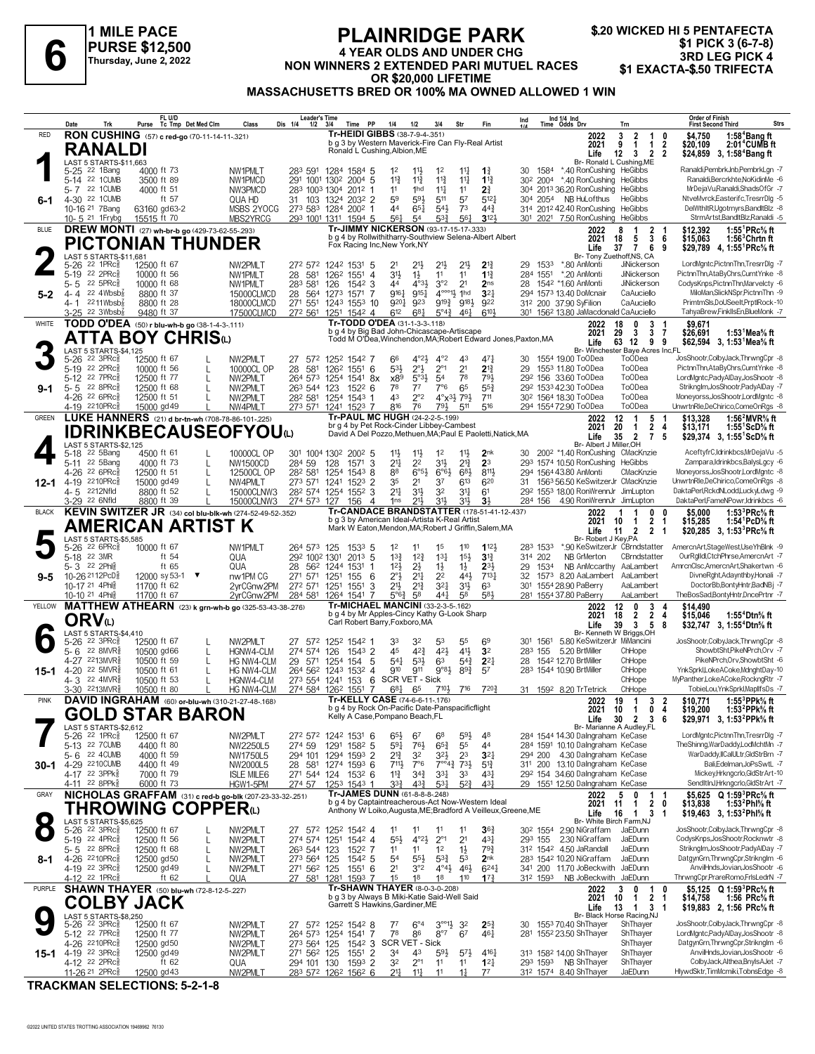# 6

**1 MILE PACE**
**PURSE $12,500**
**Thursday, June 2, 2022**

## PLAINRIDGE PARK

**4 YEAR OLDS AND UNDER CHG**
**NON WINNERS 2 EXTENDED PARI MUTUEL RACES OR $20,000 LIFETIME**
**MASSACHUSETTS BRED OR 100% MA OWNED ALLOWED 1 WIN**

**$.20 WICKED HI 5 PENTAFECTA**
**$1 PICK 3 (6-7-8)**
**3RD LEG PICK 4**
**$1 EXACTA-$.50 TRIFECTA**

---

### 1 — RED — 6-1
**RON CUSHING** (57) c red-go (70-11-14-11-.321)
**RANALDI**
Tr-HEIDI GIBBS (38-7-9-4-.351)
b g 3 by Western Maverick-Fire Can Fly-Real Artist
Ronald L Cushing,Albion,ME
Br- Ronald L Cushing,ME
LAST 5 STARTS-$11,663

| | Starts | Win | 2nd | 3rd | Earnings | Record |
|---|---|---|---|---|---|---|
| 2022 | 3 | 2 | 1 | 0 | $4,750 | 1:58⁴Bang ft |
| 2021 | 9 | 1 | 1 | 2 | $20,109 | 2:01⁴CUMB ft |
| Life | 12 | 3 | 2 | 2 | $24,859 | 3, 1:58⁴Bang ft |

| Date | Trk | Purse | Cond | Class | 1/4 | 1/2 | 3/4 | Time | PP | 1/4 | 1/2 | 3/4 | Str | Fin | Ind 1/4 | Ind Time | Odds | Drv | Trn | Order of Finish |
|---|---|---|---|---|---|---|---|---|---|---|---|---|---|---|---|---|---|---|---|---|
| 5-25 22 1Bang | | 4000 | ft 73 | NW1PMLT | 28³ | 59¹ | 128⁴ | 158⁴ | 5 | 1² | 1½ | 1² | 1½ | 1¾ | 30 | 158⁴ | *.40 | RonCushing | HeGibbs | Ranaldi,PembrkJnb,PembrkLgn -7 |
| 5-14 22 1CUMB | | 3500 | ft 89 | NW1PMCD | 29¹ | 100¹ | 130² | 200⁴ | 5 | 1¾ | 1¾ | 1¾ | 1½ | 1¾ | 30² | 200⁴ | *.40 | RonCushing | HeGibbs | Ranaldi,Bercrkhte,NoKidinMe -6 |
| 5-7 22 1CUMB | | 4000 | ft 51 | NW3PMCD | 28³ | 100³ | 130⁴ | 201² | 1 | 1¹ | 1hd | 1¾ | 1¹ | 2¾ | 30⁴ | 201³ | 36.20 | RonCushing | HeGibbs | MrDejaVu,Ranaldi,ShadsOfGr -7 |
| 4-30 22 1CUMB | | | ft 57 | QUA HD | 31 | 103 | 132⁴ | 203² | 2 | 5⁹ | 5⁹½ | 5¹¹ | 5⁷ | 5¹²¼ | 30⁴ | 205⁴ | NB | HuLofthus | HeGibbs | NtveMvrck,Easterifc,TresrrDlg -5 |
| 10-16 21 7Bang | | 63160 | gd63-2 | MSBS 2YOCG | 27³ | 58³ | 128⁴ | 200² | 1 | 4⁴ | 6⁵¼ | 5⁴½ | 7³ | 4⁴¾ | 31⁴ | 201² | 42.40 | RonCushing | HeGibbs | DelWthItR,Ugotrnyrs,BanditBlz -8 |
| 10-5 21 1Frybg | | 15515 | ft 70 | MBS2YRCG | 29³ | 100¹ | 131¹ | 159⁴ | 5 | 5⁶¾ | 5⁴ | 5³¾ | 5⁶¼ | 3¹²½ | 30¹ | 202¹ | 7.50 | RonCushing | HeGibbs | StrmArtst,BanditBlz,Ranaldi -5 |

---

### 2 — BLUE — 5-2
**DREW MONTI** (27) wh-br-b go (429-73-62-55-.293)
**PICTONIAN THUNDER**
Tr-JIMMY NICKERSON (93-17-15-17-.333)
b g 4 by Rollwithitharry-Southview Selena-Albert Albert
Fox Racing Inc,New York,NY
Br- Tony Zuethoff,NS, CA
LAST 5 STARTS-$11,681

| | Starts | Win | 2nd | 3rd | Earnings | Record |
|---|---|---|---|---|---|---|
| 2022 | 8 | 1 | 2 | 1 | $12,392 | 1:55¹PRc⅝ ft |
| 2021 | 18 | 5 | 3 | 6 | $15,063 | 1:56³Chrtn ft |
| Life | 37 | 7 | 6 | 9 | $29,789 | 4, 1:55¹PRc⅝ ft |

| Date | Trk | Purse | Cond | Class | 1/4 | 1/2 | 3/4 | Time | PP | 1/4 | 1/2 | 3/4 | Str | Fin | Ind 1/4 | Ind Time | Odds | Drv | Trn | Order of Finish |
|---|---|---|---|---|---|---|---|---|---|---|---|---|---|---|---|---|---|---|---|---|
| 5-26 22 1PRc⅝ | | 12500 | ft 67 | NW2PMLT | 27² | 57² | 124² | 153¹ | 5 | 2¹ | 2¹½ | 2¹½ | 2¹½ | 2¹¾ | 29 | 153³ | *.80 | AnMonti | JiNickerson | LordMgntc,PictnnThn,TresrrDlg -7 |
| 5-19 22 2PRc⅝ | | 10000 | ft 56 | NW1PMLT | 28 | 58¹ | 126² | 155¹ | 4 | 3¹½ | 1½ | 1¹ | 1¹ | 1¾ | 28⁴ | 155¹ | *.20 | AnMonti | JiNickerson | PictnnThn,AtaByChrs,CurntYnke -8 |
| 5-5 22 5PRc⅝ | | 10000 | ft 68 | NW1PMLT | 28³ | 58¹ | 126 | 154² | 3 | 4⁴ | 4°³½ | 3°² | 2¹ | 2ns | 28 | 154² | *1.60 | AnMonti | JiNickerson | CodysKnps,PictnnThn,Marvelcty -6 |
| 4-4 22 4Wbsb⅞ | | 8800 | ft 37 | 15000CLMCD | 28 | 56⁴ | 127³ | 157¹ | 7 | 9¹⁶½ | 9¹⁵¼ | 4°°°¹½ | 1hd | 3²¼ | 29⁴ | 157³ | 13.40 | DoMcnair | CaAuciello | MiloMan,SlickNSpr,PictnnThn -9 |
| 4-1 22 11Wbsb⅞ | | 8800 | ft 28 | 18000CLMCD | 27¹ | 55¹ | 124³ | 155³ | 10 | 9²⁰½ | 9²³ | 9¹⁹¾ | 9¹⁸½ | 9²² | 31² | 200 | 37.90 | SyFilion | CaAuciello | PrimtmSls,DoUSeeIt,PrptlRock-10 |
| 3-25 22 3Wbsb⅞ | | 9480 | ft 37 | 17500CLMCD | 27² | 56¹ | 125¹ | 154² | 4 | 6¹² | 6⁸¼ | 5°⁴¾ | 4⁶½ | 6¹⁰½ | 30¹ | 156² | 13.80 | JaMacdonald | CaAuciello | TahyaBrew,FinkllsEn,BlueMonk -7 |

---

### 3 — WHITE — 9-1
**TODD O'DEA** (50) r blu-wh-b go (38-1-4-3-.111)
**ATTA BOY CHRIS**(L)
Tr-TODD O'DEA (31-1-3-3-.118)
b g 4 by Big Bad John-Chicascape-Artiscape
Todd M O'Dea,Winchendon,MA;Robert Edward Jones,Paxton,MA
Br- Winchester Baye Acres Inc,FL
LAST 5 STARTS-$4,125

| | Starts | Win | 2nd | 3rd | Earnings | Record |
|---|---|---|---|---|---|---|
| 2022 | 18 | 0 | 3 | 1 | $9,671 | |
| 2021 | 29 | 3 | 3 | 7 | $26,691 | 1:53¹Mea⅝ ft |
| Life | 63 | 12 | 9 | 9 | $62,594 | 3, 1:53¹Mea⅝ ft |

| Date | Trk | Purse | Cond | Class | Med | 1/4 | 1/2 | 3/4 | Time | PP | 1/4 | 1/2 | 3/4 | Str | Fin | Ind 1/4 | Ind Time | Odds | Drv | Trn | Order of Finish |
|---|---|---|---|---|---|---|---|---|---|---|---|---|---|---|---|---|---|---|---|---|---|
| 5-26 22 3PRc⅝ | | 12500 | ft 67 | NW2PMLT | L | 27 | 57² | 125² | 154² | 7 | 6⁶ | 4°²½ | 4°² | 4³ | 4⁷¼ | 30 | 155⁴ | 19.00 | ToODea | ToODea | JosShootr,ColbyJack,ThrwngCpr -8 |
| 5-19 22 2PRc⅝ | | 10000 | ft 56 | 10000CL OP | L | 28 | 58¹ | 126² | 155¹ | 6 | 5³½ | 2°½ | 2°¹ | 2¹ | 2¹¾ | 29 | 155³ | 11.80 | ToODea | ToODea | PictnnThn,AtaByChrs,CurntYnke -8 |
| 5-12 22 7PRc⅝ | | 12500 | ft 77 | NW2PMLT | L | 26⁴ | 57³ | 125⁴ | 154¹ | 8x | x8⁹ | 5°³½ | 5⁴ | 7⁸ | 7⁹½ | 29² | 156 | 33.60 | ToODea | ToODea | LordMgntc,PadyAlDay,JosShootr -8 |
| 5-5 22 8PRc⅝ | | 12500 | ft 68 | NW2PMLT | L | 26³ | 54⁴ | 123 | 152² | 6 | 7⁸ | 7⁷ | 7°⁶ | 6⁵ | 5⁵¾ | 29² | 153³ | 42.30 | ToODea | ToODea | StrikngIm,JosShootr,PadyAlDay -7 |
| 4-26 22 6PRc⅝ | | 12500 | ft 51 | NW2PMLT | L | 28² | 58¹ | 125⁴ | 154³ | 1 | 4³ | 2°² | 4°x³½ | 7⁹½ | 7¹¹ | 30² | 156⁴ | 18.30 | ToODea | ToODea | Moneyorss,JosShootr,LordMgntc -8 |
| 4-19 22 10PRc⅝ | | 15000 | gd49 | NW4PMLT | L | 27³ | 57¹ | 124¹ | 152³ | 7 | 8¹⁶ | 7⁶ | 7⁹½ | 5¹¹ | 5¹⁶ | 29⁴ | 155⁴ | 72.90 | ToODea | ToODea | UnwrtnRle,DeChirico,ComeOnRgs -8 |

---

### 4 — GREEN — 12-1
**LUKE HANNERS** (21) d br-tn-wh (708-78-86-101-.225)
**IDRINKBECAUSEOFYOU**(L)
Tr-PAUL MC HUGH (24-2-2-5-.199)
br g 4 by Pet Rock-Cinder Libbey-Cambest
David A Del Pozzo,Methuen,MA;Paul E Paoletti,Natick,MA
Br- Albert J Miller,OH
LAST 5 STARTS-$2,125

| | Starts | Win | 2nd | 3rd | Earnings | Record |
|---|---|---|---|---|---|---|
| 2022 | 12 | 1 | 5 | 1 | $13,328 | 1:56²MVR⅝ ft |
| 2021 | 20 | 1 | 2 | 4 | $13,171 | 1:55¹ScD⅝ ft |
| Life | 35 | 2 | 7 | 5 | $29,374 | 3, 1:55¹ScD⅝ ft |

| Date | Trk | Purse | Cond | Class | Med | 1/4 | 1/2 | 3/4 | Time | PP | 1/4 | 1/2 | 3/4 | Str | Fin | Ind 1/4 | Ind Time | Odds | Drv | Trn | Order of Finish |
|---|---|---|---|---|---|---|---|---|---|---|---|---|---|---|---|---|---|---|---|---|---|
| 5-18 22 5Bang | | 4500 | ft 61 | 10000CL OP | L | 30¹ | 100⁴ | 130² | 200² | 5 | 1½ | 1½ | 1² | 1½ | 2nk | 30 | 200² | *1.00 | RonCushing | CMacKnzie | AceftyfrC,Idrinkbcs,MrDejaVu -5 |
| 5-11 22 5Bang | | 4000 | ft 73 | NW1500CD | L | 28⁴ | 59 | 128 | 157¹ | 3 | 2¹¾ | 2² | 3¹½ | 2¹¾ | 2³ | 29³ | 157⁴ | 10.50 | RonCushing | HeGibbs | Zampara,Idrinkbcs,BalysLgcy -6 |
| 4-26 22 6PRc⅝ | | 12500 | ft 51 | 12500CL OP | L | 28² | 58¹ | 125⁴ | 154³ | 8 | 8⁸ | 6°⁶½ | 6°⁶½ | 6⁸½ | 8¹¹½ | 29⁴ | 156⁴ | 43.80 | AnMonti | CMacKnzie | Moneyorss,JosShootr,LordMgntc -8 |
| 4-19 22 10PRc⅝ | | 15000 | gd49 | NW4PMLT | L | 27³ | 57¹ | 124¹ | 152³ | 2 | 3⁵ | 2¹ | 3⁷ | 6¹³ | 6²⁰ | 31 | 156³ | 56.50 | KeSwitzerJr | CMacKnzie | UnwrtnRle,DeChirico,ComeOnRgs -8 |
| 4-5 22 12Nfld | | 8800 | ft 52 | 15000CLNW3 | L | 28² | 57⁴ | 125⁴ | 155² | 3 | 2¹¾ | 3¹½ | 3² | 3¹¾ | 6¹ | 29² | 155³ | 18.00 | RonWrennJr | JimLupton | DaktaPerl,RckdNLodd,LuckyLdwg -9 |
| 3-29 22 6Nfld | | 8800 | ft 39 | 15000CLNW3 | L | 27⁴ | 57³ | 127 | 156 | 4 | 1ns | 2¹½ | 3¹½ | 3¹½ | 3¾ | 28⁴ | 156 | 4.90 | RonWrennJr | JimLupton | DaktaPerl,FameNPowr,Idrinkbcs -6 |

---

### 5 — BLACK — 9-5
**KEVIN SWITZER JR** (34) col blu-blk-wh (274-52-49-52-.352)
**AMERICAN ARTIST K**
Tr-CANDACE BRANDSTATTER (178-51-41-12-.437)
b g 3 by American Ideal-Artista K-Real Artist
Mark W Eaton,Mendon,MA;Robert J Griffin,Salem,MA
Br- Robert J Key,PA
LAST 5 STARTS-$5,585

| | Starts | Win | 2nd | 3rd | Earnings | Record |
|---|---|---|---|---|---|---|
| 2022 | 1 | 1 | 0 | 0 | $5,000 | 1:53³PRc⅝ ft |
| 2021 | 10 | 1 | 2 | 1 | $15,285 | 1:54¹PcD⅝ ft |
| Life | 11 | 2 | 2 | 1 | $20,285 | 3, 1:53³PRc⅝ ft |

| Date | Trk | Purse | Cond | Class | 1/4 | 1/2 | 3/4 | Time | PP | 1/4 | 1/2 | 3/4 | Str | Fin | Ind 1/4 | Ind Time | Odds | Drv | Trn | Order of Finish |
|---|---|---|---|---|---|---|---|---|---|---|---|---|---|---|---|---|---|---|---|---|
| 5-26 22 6PRc⅝ | | 10000 | ft 67 | NW1PMLT | 26⁴ | 57³ | 125 | 153³ | 5 | 1² | 1¹ | 1⁵ | 1¹⁰ | 1¹²½ | 28³ | 153³ | *.90 | KeSwitzerJr | CBrndstatter | AmercnArt,StageWest,UseYhBlnk -9 |
| 5-18 22 3MR | | | ft 54 | QUA | 29² | 100² | 130¹ | 201³ | 5 | 1³¾ | 1²¾ | 1³¾ | 1⁵½ | 3¹¾ | 31⁴ | 202 | NB | GrMerton | CBrndstatter | OurRglldl,CtchPhrse,AmercnArt -7 |
| 5-3 22 2Phl⅝ | | | ft 65 | QUA | 28 | 56² | 124⁴ | 153¹ | 1 | 1²½ | 2½ | 1½ | 1½ | 2³½ | 29 | 153⁴ | NB | AnMccarthy | AaLambert | AmrcnClsc,AmercnArt,Shakertwn -6 |
| 10-26 21 12PcD⅝ | | 12000 | sy53-1 ▼ | nw1PM CG | 27¹ | 57¹ | 125¹ | 155 | 6 | 2°½ | 2¹½ | 2² | 4⁴½ | 7¹³¼ | 32 | 157³ | 8.20 | AaLambert | AaLambert | DivneRght,Adaynthby,Honali -7 |
| 10-17 21 4Phl⅝ | | 11700 | ft 62 | 2yrCGnw2PM | 27² | 57¹ | 125¹ | 155¹ | 3 | 2¹½ | 2¹¾ | 3²¼ | 3¹½ | 6³ | 30¹ | 155⁴ | 28.90 | PaBerry | AaLambert | DoctorBb,BontyHntr,BadNBj -7 |
| 10-10 21 4Phl⅝ | | 11700 | ft 67 | 2yrCGnw2PM | 28⁴ | 58¹ | 126⁴ | 154¹ | 7 | 5°⁶¾ | 5⁸ | 4⁴¼ | 5⁸ | 5⁸½ | 28¹ | 155⁴ | 37.80 | PaBerry | AaLambert | TheBosSad,BontyHntr,DncePrtnr -7 |

---

### 6 — YELLOW — 15-1
**MATTHEW ATHEARN** (23) k grn-wh-b go (325-53-43-38-.276)
**ORV**(L)
Tr-MICHAEL MANCINI (33-2-3-5-.162)
b g 4 by Mr Apples-Cincy Kathy G-Look Sharp
Carl Robert Barry,Foxboro,MA
Br- Kenneth W Briggs,OH
LAST 5 STARTS-$4,410

| | Starts | Win | 2nd | 3rd | Earnings | Record |
|---|---|---|---|---|---|---|
| 2022 | 12 | 0 | 3 | 4 | $14,490 | |
| 2021 | 18 | 2 | 2 | 4 | $15,046 | 1:55⁴Dtn⅝ ft |
| Life | 39 | 3 | 5 | 8 | $32,747 | 3, 1:55⁴Dtn⅝ ft |

| Date | Trk | Purse | Cond | Class | Med | 1/4 | 1/2 | 3/4 | Time | PP | 1/4 | 1/2 | 3/4 | Str | Fin | Ind 1/4 | Ind Time | Odds | Drv | Trn | Order of Finish |
|---|---|---|---|---|---|---|---|---|---|---|---|---|---|---|---|---|---|---|---|---|---|
| 5-26 22 3PRc⅝ | | 12500 | ft 67 | NW2PMLT | L | 27 | 57² | 125² | 154² | 1 | 3³ | 3² | 5³ | 5⁵ | 6⁹ | 30¹ | 156¹ | 5.80 | KeSwitzerJr | MiMancini | JosShootr,ColbyJack,ThrwngCpr -8 |
| 5-6 22 8MVR⅝ | | 10500 | gd66 | HGNW4-CLM | L | 27⁴ | 57⁴ | 126 | 154³ | 2 | 4⁵ | 4²¾ | 4²½ | 4¹½ | 3² | 28³ | 155 | 5.20 | BrtMiller | ChHope | ShowbtSht,PikeNPrch,Orv -7 |
| 4-27 22 13MVR⅝ | | 10500 | ft 59 | HG NW4-CLM | L | 29 | 57¹ | 125⁴ | 154 | 5 | 5⁴¾ | 5³½ | 6³ | 5⁴¾ | 2²¼ | 28 | 154² | 12.70 | BrtMiller | ChHope | PikeNPrch,Orv,ShowbtSht -6 |
| 4-20 22 5MVR⅝ | | 10500 | ft 61 | HG NW4-CLM | L | 26⁴ | 56² | 124³ | 153² | 9 | 9¹⁰ | 9¹¹ | 9°⁸½ | 8⁹¾ | 5⁷ | 28³ | 154⁴ | 10.90 | BrtMiller | ChHope | YnkSprkl,LokeACoke,MdnghtDay-10 |
| 4-3 22 4MVR⅝ | | 10500 | ft 53 | HGNW4-CLM | L | 27³ | 55⁴ | 124¹ | 153 | 6 | SCR VET - Sick | | | | | | | | | ChHope | MyPanther,LokeACoke,RockngRtr -7 |
| 3-30 22 13MVR⅝ | | 10500 | ft 80 | HG NW4-CLM | L | 27⁴ | 58⁴ | 126² | 155¹ | 7 | 6⁸½ | 6⁵ | 6⁵ | 7¹⁶ | 7²⁰¾ | 31 | 159² | 8.20 | TrTetrick | ChHope | TobieLou,YnkSprkl,MapllfsDs -7 |

---

### 7 — PINK — 30-1
**DAVID INGRAHAM** (60) or-blu-wh (310-21-27-48-.168)
**GOLD STAR BARON**
Tr-KELLY CASE (74-6-6-11-.176)
b g 4 by Rock On-Pacific Date-Panspacificflight
Kelly A Case,Pompano Beach,FL
Br- Marianne A Audley,FL
LAST 5 STARTS-$2,612

| | Starts | Win | 2nd | 3rd | Earnings | Record |
|---|---|---|---|---|---|---|
| 2022 | 19 | 1 | 3 | 2 | $10,771 | 1:55³PPk⅝ ft |
| 2021 | 10 | 1 | 0 | 4 | $19,200 | 1:53²PPk⅝ ft |
| Life | 30 | 2 | 3 | 6 | $29,971 | 3, 1:53²PPk⅝ ft |

| Date | Trk | Purse | Cond | Class | 1/4 | 1/2 | 3/4 | Time | PP | 1/4 | 1/2 | 3/4 | Str | Fin | Ind 1/4 | Ind Time | Odds | Drv | Trn | Order of Finish |
|---|---|---|---|---|---|---|---|---|---|---|---|---|---|---|---|---|---|---|---|---|
| 5-26 22 1PRc⅝ | | 12500 | ft 67 | NW2PMLT | 27² | 57² | 124² | 153¹ | 6 | 6⁵½ | 4²¾ | 6⁸ | 5⁹¾ | 4⁸ | 28⁴ | 154⁴ | 14.30 | DaIngraham | KeCase | LordMgntc,PictnnThn,TresrrDlg -7 |
| 5-13 22 7CUMB | | 4400 | ft 80 | NW2250L5 | 27⁴ | 59 | 129¹ | 158² | 5 | 5⁹½ | 7⁶½ | 6⁵¾ | 5⁵ | 4⁴ | 28⁴ | 159¹ | 10.10 | DaIngraham | KeCase | TheShining,WarDaddy,LodMchtMn -7 |
| 5-6 22 4CUMB | | 4000 | ft 59 | NW1750L5 | 29⁴ | 101 | 129⁴ | 159³ | 6 | 2¹¾ | 3² | 3²½ | 2³ | 3²¼ | 29⁴ | 200 | 4.30 | DaIngraham | KeCase | WarDaddy,IlCalILtr,GldStrBrn -7 |
| 4-29 22 10CUMB | | 4400 | ft 49 | NW2000L5 | 28 | 58¹ | 127⁴ | 159³ | 6 | 7¹¹½ | 7°⁶ | 7°°⁴¾ | 7³½ | 5¹¾ | 31¹ | 200 | 13.10 | DaIngraham | KeCase | Bali,Edelman,JoPsSwtL -7 |
| 4-17 22 3PPk⅝ | | 7000 | ft 79 | ISLE MILE6 | 27¹ | 54⁴ | 124 | 153² | 6 | 1¾ | 3⁴¾ | 3³¼ | 3³ | 4³¼ | 29² | 154 | 34.60 | DaIngraham | KeCase | Mickey,Hrkngcrlo,GldStrArt-10 |
| 4-11 22 8PPk⅝ | | 6000 | ft 73 | HGW1-5PM | 27⁴ | 57 | 125³ | 154³ | 1 | 3³¾ | 4³¾ | 5³¼ | 5²¾ | 4³½ | 29 | 155¹ | 12.50 | DaIngraham | KeCase | SendlltIn,Hrkngcrlo,GldStrArt -7 |

---

### 8 — GRAY — 8-1
**NICHOLAS GRAFFAM** (31) c red-b go-blk (207-23-33-32-.251)
**THROWING COPPER**(L)
Tr-JAMES DUNN (61-8-8-8-.248)
b g 4 by Captaintreacherous-Act Now-Western Ideal
Anthony W Loiko,Augusta,ME;Bradford A Veilleux,Greene,ME
Br- White Birch Farm,NJ
LAST 5 STARTS-$5,625

| | Starts | Win | 2nd | 3rd | Earnings | Record |
|---|---|---|---|---|---|---|
| 2022 | 5 | 0 | 1 | 1 | $5,625 | Q 1:59³PRc⅝ ft |
| 2021 | 11 | 1 | 2 | 0 | $13,838 | 1:53²Phl⅝ ft |
| Life | 16 | 1 | 3 | 1 | $19,463 | 3, 1:53²Phl⅝ ft |

| Date | Trk | Purse | Cond | Class | Med | 1/4 | 1/2 | 3/4 | Time | PP | 1/4 | 1/2 | 3/4 | Str | Fin | Ind 1/4 | Ind Time | Odds | Drv | Trn | Order of Finish |
|---|---|---|---|---|---|---|---|---|---|---|---|---|---|---|---|---|---|---|---|---|---|
| 5-26 22 3PRc⅝ | | 12500 | ft 67 | NW2PMLT | L | 27 | 57² | 125² | 154² | 4 | 1¹ | 1¹ | 1¹ | 1¹ | 3⁶¾ | 30² | 155⁴ | 2.90 | NiGraffam | JaEDunn | JosShootr,ColbyJack,ThrwngCpr -8 |
| 5-19 22 4PRc⅝ | | 12500 | ft 56 | NW2PMLT | L | 27⁴ | 57⁴ | 125¹ | 154² | 4 | 5⁵½ | 4°²½ | 2°¹ | 2¹ | 4³½ | 29³ | 155 | 2.30 | NiGraffam | JaEDunn | CodysKnps,JosShootr,Rocknwtr -8 |
| 5-5 22 8PRc⅝ | | 12500 | ft 68 | NW2PMLT | L | 26³ | 54⁴ | 123 | 152² | 7 | 1¹ | 1¹ | 1² | 1½ | 7⁹¾ | 31² | 154² | 4.50 | JaRandall | JaEDunn | StrikngIm,JosShootr,PadyAlDay -7 |
| 4-26 22 10PRc⅝ | | 12500 | gd50 | NW2PMLT | L | 27³ | 56⁴ | 125 | 154² | 5 | 5⁴ | 5⁵½ | 5³¾ | 5³ | 2nk | 28³ | 154² | 10.20 | NiGraffam | JaEDunn | DatgynGrn,ThrwngCpr,StrikngIm -6 |
| 4-19 22 3PRc⅝ | | 12500 | gd49 | NW2PMLT | L | 27¹ | 56² | 125 | 155¹ | 6 | 2¹ | 3°² | 4°⁴½ | 4⁶½ | 6²⁴½ | 34¹ | 200 | 11.70 | JoBeckwith | JaEDunn | AnvilHnds,Jovian,JosShootr -6 |
| 4-12 22 1PRc⅝ | | | ft 62 | QUA | L | 27 | 58¹ | 128¹ | 159³ | 7 | 1⁵ | 1⁸ | 1⁸ | 1¹⁰ | 1⁷¾ | 31² | 159³ | NB | JoBeckwith | JaEDunn | ThrwngCpr,PrareRomo,FrlsLedrN -7 |

---

### 9 — PURPLE — 15-1
**SHAWN THAYER** (50) blu-wh (72-8-12-5-.227)
**COLBY JACK**
Tr-SHAWN THAYER (8-0-3-0-.208)
b g 3 by Always B Miki-Katie Said-Well Said
Garrett S Hawkins,Gardiner,ME
Br- Black Horse Racing,NJ
LAST 5 STARTS-$8,250

| | Starts | Win | 2nd | 3rd | Earnings | Record |
|---|---|---|---|---|---|---|
| 2022 | 3 | 0 | 1 | 0 | $5,125 | Q 1:59³PRc⅝ ft |
| 2021 | 10 | 1 | 2 | 1 | $14,758 | 1:56 PRc⅝ ft |
| Life | 13 | 1 | 3 | 1 | $19,883 | 2, 1:56 PRc⅝ ft |

| Date | Trk | Purse | Cond | Class | 1/4 | 1/2 | 3/4 | Time | PP | 1/4 | 1/2 | 3/4 | Str | Fin | Ind 1/4 | Ind Time | Odds | Drv | Trn | Order of Finish |
|---|---|---|---|---|---|---|---|---|---|---|---|---|---|---|---|---|---|---|---|---|
| 5-26 22 3PRc⅝ | | 12500 | ft 67 | NW2PMLT | 27 | 57² | 125² | 154² | 8 | 7⁷ | 6°⁴ | 3°°¹½ | 3² | 2⁵¾ | 30 | 155³ | 70.40 | ShThayer | ShThayer | JosShootr,ColbyJack,ThrwngCpr -8 |
| 5-12 22 7PRc⅝ | | 12500 | ft 77 | NW2PMLT | 26⁴ | 57³ | 125⁴ | 154¹ | 7 | 7⁸ | 8⁶ | 8°⁷ | 6⁷ | 4⁶½ | 28¹ | 155² | 23.50 | ShThayer | ShThayer | LordMgntc,PadyAlDay,JosShootr -8 |
| 4-26 22 10PRc⅝ | | 12500 | gd50 | NW2PMLT | 27³ | 56⁴ | 125 | 154² | 3 | SCR VET - Sick | | | | | | | | | ShThayer | DatgynGrn,ThrwngCpr,StrikngIm -6 |
| 4-19 22 3PRc⅝ | | 12500 | gd49 | NW2PMLT | 27¹ | 56² | 125 | 155¹ | 2 | 3⁴ | 4³ | 5⁹½ | 5⁷½ | 4¹⁶½ | 31³ | 158² | 14.00 | ShThayer | ShThayer | AnvilHnds,Jovian,JosShootr -6 |
| 4-12 22 2PRc⅝ | | | ft 62 | QUA | 29⁴ | 101 | 130 | 159³ | 2 | 3² | 2°¹ | 1¹ | 1¹ | 1²½ | 29³ | 159³ | NB | ShThayer | ShThayer | ColbyJack,Althea,BnylsAJet -7 |
| 11-26 21 2PRc⅝ | | 12500 | gd43 | NW2PMLT | 28³ | 57² | 126² | 156² | 6 | 2¹½ | 1¹½ | 1¹ | 1¾ | 7⁷ | 31² | 157⁴ | 8.40 | ShThayer | JaEDunn | HlywdSktr,TimMcmiki,TobnsEdge -8 |

---

**TRACKMAN SELECTIONS: 5-2-1-8**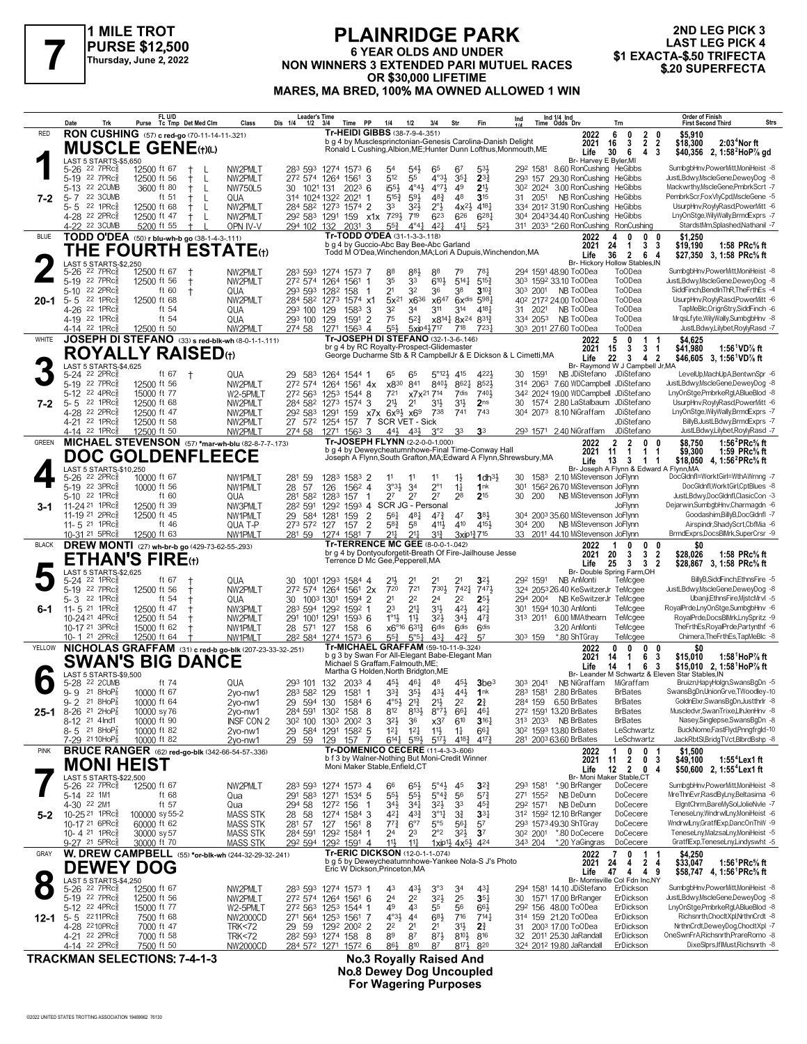# 7

**1 MILE TROT**
**PURSE $12,500**
**Thursday, June 2, 2022**

## PLAINRIDGE PARK

**6 YEAR OLDS AND UNDER**
**NON WINNERS 3 EXTENDED PARI MUTUEL RACES OR $30,000 LIFETIME**
**MARES, MA BRED, 100% MA OWNED ALLOWED 1 WIN**

**2ND LEG PICK 3**
**LAST LEG PICK 4**
**$1 EXACTA-$.50 TRIFECTA**
**$.20 SUPERFECTA**

---

### 1 — RED — 7-2

**RON CUSHING** (57) c red-go (70-11-14-11-.321)

**MUSCLE GENE(t)(L)**

Tr-HEIDI GIBBS (38-7-9-4-.351)
b g 4 by Musclesprinctonian-Genesis Carolina-Danish Delight
Ronald L Cushing,Albion,ME;Hunter Dunn Lofthus,Monmouth,ME
Br- Harvey E Byler,MI

| | Starts | Win | 2nd | 3rd | Earnings | Record |
|---|---|---|---|---|---|---|
| 2022 | 6 | 0 | 2 | 0 | $5,910 | |
| 2021 | 16 | 3 | 2 | 2 | $18,300 | 2:03⁴Nor ft |
| Life | 30 | 6 | 4 | 3 | $40,356 | 2, 1:58²HoP⅞ gd |

LAST 5 STARTS-$5,650

| Date | Trk | Purse | Cond | Class | Times | PP | 1/4 | 1/2 | 3/4 | Str | Fin | Time | Odds Drv | Trn | Order of Finish |
|---|---|---|---|---|---|---|---|---|---|---|---|---|---|---|---|
| 5-26 22 7PRc⅝ | | 12500 | ft 67 † L | NW2PMLT | 28³ 59³ 1274 1573 | 6 | 54 | 54½ | 65 | 67 | 53½ | 29² 1581 | 8.60 RonCushing | HeGibbs | SumbgbHnv,PowerMitt,MoniHeist -8 |
| 5-19 22 7PRc⅝ | | 12500 | ft 56 † L | NW2PMLT | 27² 574 1264 1561 | 3 | 512 | 55 | 4°3½ | 35½ | 23¾ | 293 157 | 29.30 RonCushing | HeGibbs | JustLBdwy,MscleGene,DeweyDog -8 |
| 5-13 22 2CUMB | | 3600 | ft 80 † L | NW750L5 | 30 1021 131 2023 | 6 | i55½ | 4°4½ | 4°7½ | 49 | 2½ | 30² 2024 | 3.00 RonCushing | HeGibbs | Mackwrthy,MscleGene,PmbrkScrt -7 |
| 5-7 22 3CUMB | | | ft 51 † L | QUA | 314 1024 1322 2021 | 1 | 515¾ | 59½ | 48¾ | 48 | 315 | 31 2051 | NB RonCushing | HeGibbs | PembrkScr,FoxVlyCpd,MscleGne -5 |
| 5-5 22 1PRc⅝ | | 12500 | ft 68 † L | NW2PMLT | 284 58² 1273 1574 | 2 | 33 | 32½ | 2°½ | 4x2½ | 418¼ | 334 2012 | 31.90 RonCushing | HeGibbs | UsurpHnv,RoylyRasd,PowerMitt -6 |
| 4-28 22 2PRc⅝ | | 12500 | ft 47 † L | NW2PMLT | 29² 58³ 1291 159 | x1x | 729½ | 719 | 623 | 626 | 628¾ | 304 2043 | 34.40 RonCushing | HeGibbs | LnyOnStge,WilyWally,BrmdExprs -7 |
| 4-22 22 3CUMB | | 5200 | ft 55 † L | OPN IV-V | 294 102 132 2031 | 3 | 55¾ | 4°4½ | 42¼ | 41¾ | 52½ | 311 2033 | *2.60 RonCushing | RonCushing | StardstMm,Splashed,Nathanil -7 |

### 2 — BLUE — 20-1

**TODD O'DEA** (50) r blu-wh-b go (38-1-4-3-.111)

**THE FOURTH ESTATE(t)**

Tr-TODD O'DEA (31-1-3-3-.118)
b g 4 by Guccio-Abc Bay Bee-Abc Garland
Todd M O'Dea,Winchendon,MA;Lori A Dupuis,Winchendon,MA
Br- Hickory Hollow Stables,IN

| | Starts | Win | 2nd | 3rd | Earnings | Record |
|---|---|---|---|---|---|---|
| 2022 | 4 | 0 | 0 | 0 | $1,250 | |
| 2021 | 24 | 1 | 3 | 3 | $19,190 | 1:58 PRc⅝ ft |
| Life | 36 | 2 | 6 | 4 | $27,350 | 3, 1:58 PRc⅝ ft |

LAST 5 STARTS-$2,250

| Date | Trk | Purse | Cond | Class | Times | PP | 1/4 | 1/2 | 3/4 | Str | Fin | Time | Odds Drv | Trn | Order of Finish |
|---|---|---|---|---|---|---|---|---|---|---|---|---|---|---|---|
| 5-26 22 7PRc⅝ | | 12500 | ft 67 † | NW2PMLT | 28³ 59³ 1274 1573 | 7 | 88 | 88½ | 88 | 79 | 78¼ | 294 1591 | 48.90 ToODea | ToODea | SumbgbHnv,PowerMitt,MoniHeist -8 |
| 5-19 22 7PRc⅝ | | 12500 | ft 56 † | NW2PMLT | 27² 574 1264 1561 | 1 | 35 | 33 | 610½ | 514¼ | 515¾ | 303 1592 | 33.10 ToODea | ToODea | JustLBdwy,MscleGene,DeweyDog -8 |
| 5-10 22 2PRc⅝ | | | ft 60 † | QUA | 29³ 59³ 128² 158 | 1 | 21 | 32 | 36 | 38 | 310¾ | 303 2001 | NB ToODea | ToODea | SiddFinch,BendInThR,TheFrthEs -4 |
| 5-5 22 1PRc⅝ | | 12500 | ft 68 | NW2PMLT | 284 58² 1273 1574 | x1 | 5x21 | x636 | x647 | 6xdis | 598¼ | 40² 2172 | 24.00 ToODea | ToODea | UsurpHnv,RoylyRasd,PowerMitt -6 |
| 4-26 22 1PRc⅝ | | | ft 54 | QUA | 29³ 100 129 1583 | 3 | 32 | 34 | 311 | 314 | 418¼ | 31 2021 | NB ToODea | ToODea | TapMeBlc,OrignStry,SiddFinch -6 |
| 4-19 22 1PRc⅝ | | | ft 54 | QUA | 29³ 100 129 1591 | 2 | 75 | 52¾ | x814¼ | 8x24 | 831¾ | 334 2053 | NB ToODea | ToODea | MrqsLfyte,WilyWally,SumbgbHnv -8 |
| 4-14 22 1PRc⅝ | | 12500 | ft 50 | NW2PMLT | 274 58 1271 1563 | 4 | 55½ | 5xip4½ | 717 | 718 | 723¼ | 30³ 2011 | 27.60 ToODea | ToODea | JustLBdwy,Lilybet,RoylyRasd -7 |

### 3 — WHITE — 7-2

**JOSEPH DI STEFANO** (33) s red-blk-wh (8-0-1-1-.111)

**ROYALLY RAISED(t)**

Tr-JOSEPH DI STEFANO (32-1-3-6-.146)
br g 4 by RC Royalty-Prospect-Glidemaster
George Ducharme Stb & R CampbellJr & E Dickson & L Cimetti,MA
Br- Raymond W J Campbell Jr,MA

| | Starts | Win | 2nd | 3rd | Earnings | Record |
|---|---|---|---|---|---|---|
| 2022 | 5 | 0 | 1 | 1 | $4,625 | |
| 2021 | 15 | 3 | 3 | 1 | $41,980 | 1:56¹VD⅞ ft |
| Life | 22 | 3 | 4 | 2 | $46,605 | 3, 1:56¹VD⅞ ft |

LAST 5 STARTS-$4,625

| Date | Trk | Purse | Cond | Class | Times | PP | 1/4 | 1/2 | 3/4 | Str | Fin | Time | Odds Drv | Trn | Order of Finish |
|---|---|---|---|---|---|---|---|---|---|---|---|---|---|---|---|
| 5-24 22 2PRc⅝ | | | ft 67 † | QUA | 29 58³ 1264 1544 | 1 | 65 | 65 | 5°12½ | 415 | 422½ | 30 1591 | NB JDiStefano | JDiStefano | LevelUp,MachUpA,BentwnSpr -6 |
| 5-19 22 7PRc⅝ | | 12500 | ft 56 | NW2PMLT | 27² 574 1264 1561 | 4x | x830 | 841 | 840¾ | 862¼ | 852¼ | 314 2063 | 7.60 WDCampbell | JDiStefano | JustLBdwy,MscleGene,DeweyDog -8 |
| 5-12 22 4PRc⅝ | | 15000 | ft 77 | W2-5PMLT | 27² 56³ 1253 1544 | 8 | 721 | x7x21 | 714 | 7dis | 740¼ | 34² 2024 | 19.00 WDCampbell | JDiStefano | LnyOnStge,PmbrkeRgl,ABlueBlod -8 |
| 5-5 22 1PRc⅝ | | 12500 | ft 68 | NW2PMLT | 284 58² 1273 1574 | 3 | 21½ | 21 | 31½ | 31½ | 2ns | 30 1574 | 2.80 LaStalbaum | JDiStefano | UsurpHnv,RoylyRasd,PowerMitt -6 |
| 4-28 22 2PRc⅝ | | 12500 | ft 47 | NW2PMLT | 29² 58³ 1291 159 | x7x | 6x9½ | x69 | 738 | 741 | 743 | 304 2073 | 8.10 NiGraffam | JDiStefano | LnyOnStge,WilyWally,BrmdExprs -7 |
| 4-21 22 1PRc⅝ | | 12500 | ft 58 | NW2PMLT | 27 57² 1254 157 | 7 | SCR VET - Sick | | | | | | | JDiStefano | BillyB,JustLBdwy,BrmdExprs -7 |
| 4-14 22 1PRc⅝ | | 12500 | ft 50 | NW2PMLT | 274 58 1271 1563 | 3 | 44¼ | 43½ | 3°2 | 33 | 33 | 29³ 1571 | 2.40 NiGraffam | JDiStefano | JustLBdwy,Lilybet,RoylyRasd -7 |

### 4 — GREEN — 3-1

**MICHAEL STEVENSON** (57) *mar-wh-blu (82-8-7-7-.173)

**DOC GOLDENFLEECE**

Tr-JOSEPH FLYNN (2-2-0-0-1.000)
b g 4 by Deweycheatumnhowe-Final Time-Conway Hall
Joseph A Flynn,South Grafton,MA;Edward A Flynn,Shrewsbury,MA
Br- Joseph A Flynn & Edward A Flynn,MA

| | Starts | Win | 2nd | 3rd | Earnings | Record |
|---|---|---|---|---|---|---|
| 2022 | 2 | 2 | 0 | 0 | $8,750 | 1:56²PRc⅝ ft |
| 2021 | 11 | 1 | 1 | 1 | $9,300 | 1:59 PRc⅝ ft |
| Life | 13 | 3 | 1 | 1 | $18,050 | 4, 1:56²PRc⅝ ft |

LAST 5 STARTS-$10,250

| Date | Trk | Purse | Cond | Class | Times | PP | 1/4 | 1/2 | 3/4 | Str | Fin | Time | Odds Drv | Trn | Order of Finish |
|---|---|---|---|---|---|---|---|---|---|---|---|---|---|---|---|
| 5-26 22 2PRc⅝ | | 10000 | ft 67 | NW1PMLT | 281 59 128³ 158³ | 2 | 11 | 11 | 11 | 1½ | 1dh3½ | 30 158³ | 2.10 MiStevenson | JoFlynn | DocGldnfl=WorktGirl=WthAWrnng -7 |
| 5-19 22 3PRc⅝ | | 10000 | ft 56 | NW1PMLT | 28 57 126 156² | 4 | 3°3½ | 34 | 2°1 | 1¾ | 1nk | 301 156² | 26.70 MiStevenson | JoFlynn | DocGldnfl,WorktGirl,CptBlues -8 |
| 5-10 22 1PRc⅝ | | | ft 60 | QUA | 281 58² 128³ 157 | 1 | 27 | 27 | 27 | 28 | 215 | 30 200 | NB MiStevenson | JoFlynn | JustLBdwy,DocGldnfl,ClasicCon -3 |
| 11-24 21 1PRc⅝ | | 12500 | ft 39 | NW3PMLT | 28² 591 129² 159³ | 4 | SCR JG - Personal | | | | | | | JoFlynn | Dejarwin,SumbgbHnv,Charmagdn -6 |
| 11-19 21 2PRc⅝ | | 12500 | ft 45 | NW1PMLT | 29 584 1281 159 | 2 | 56¼ | 48¼ | 47¾ | 47 | 38½ | 304 200³ | 35.60 MiStevenson | JoFlynn | Goodashim,BillyB,DocGldnfl -7 |
| 11-5 21 1PRc⅝ | | | ft 46 | QUA T-P | 27³ 57² 127 157 | 2 | 58¾ | 58 | 411½ | 410 | 415½ | 304 200 | NB MiStevenson | JoFlynn | Airspindr,ShadyScrt,CbfMia -6 |
| 10-31 21 5PRc⅝ | | 12500 | ft 63 | NW1PMLT | 281 59 1274 1581 | 7 | 21½ | 21½ | 31¾ | 31¾ | 3xip1¾ 715 | 33 2011 | 44.10 MiStevenson | JoFlynn | BrmdExprs,DocsBlMrk,SuperCrsr -9 |

### 5 — BLACK — 6-1

**DREW MONTI** (27) wh-br-b go (429-73-62-55-.293)

**ETHAN'S FIRE(t)**

Tr-TERRENCE MC GEE (8-0-0-1-.042)
br g 4 by Dontyouforgetit-Breath Of Fire-Jailhouse Jesse
Terrence D Mc Gee,Pepperell,MA
Br- Double Spring Farm,OH

| | Starts | Win | 2nd | 3rd | Earnings | Record |
|---|---|---|---|---|---|---|
| 2022 | 1 | 0 | 0 | 0 | $0 | |
| 2021 | 20 | 3 | 3 | 2 | $28,026 | 1:58 PRc⅝ ft |
| Life | 25 | 3 | 3 | 2 | $28,867 | 3, 1:58 PRc⅝ ft |

LAST 5 STARTS-$2,625

| Date | Trk | Purse | Cond | Class | Times | PP | 1/4 | 1/2 | 3/4 | Str | Fin | Time | Odds Drv | Trn | Order of Finish |
|---|---|---|---|---|---|---|---|---|---|---|---|---|---|---|---|
| 5-24 22 1PRc⅝ | | | ft 67 † | QUA | 30 1001 129³ 1584 | 4 | 21½ | 21 | 21 | 21 | 32½ | 29² 1591 | NB AnMonti | TeMcgee | BillyB,SiddFinch,EthnsFire -5 |
| 5-19 22 7PRc⅝ | | 12500 | ft 56 † | NW2PMLT | 27² 574 1264 1561 | 2x | 720 | 721 | 730¼ | 742¼ | 747¼ | 324 2053 | 26.40 KeSwitzerJr | TeMcgee | JustLBdwy,MscleGene,DeweyDog -8 |
| 5-3 22 1PRc⅝ | | | ft 54 † | QUA | 30 100³ 1301 1594 | 2 | 21 | 22 | 24 | 22 | 25½ | 294 2004 | NB KeSwitzerJr | TeMcgee | Ubanji,EthnsFire,MjstcMrvl -5 |
| 11-5 21 1PRc⅝ | | 12500 | ft 47 † | NW3PMLT | 28³ 594 129² 159² | 1 | 23 | 21¾ | 31½ | 42½ | 42¼ | 301 1594 | 10.30 AnMonti | TeMcgee | RoyalPrde,LnyOnStge,SumbgbHnv -6 |
| 10-24 21 4PRc⅝ | | 12500 | ft 54 † | NW2PMLT | 291 1001 1291 159³ | 6 | 1°1½ | 11½ | 32½ | 34¼ | 47¾ | 31³ 2011 | 6.00 MMAthearn | TeMcgee | RoyalPrde,DocsBlMrk,LnySpritz -9 |
| 10-17 21 3PRc⅝ | | 15000 | ft 62 † | NW1PMLT | 28 571 127 158 | 6 | x6°16 | 631¾ | 6dis | 6dis | 6dis | | 3.20 AnMonti | TeMcgee | TheFrthEs,RoyalPrde,Partynthf -6 |
| 10-1 21 2PRc⅝ | | 12500 | ft 64 † | NW1PMLT | 28² 584 1274 1573 | 6 | 55¾ | 5°5¼ | 43¼ | 42¾ | 57 | 30³ 159 | *.80 ShTGray | TeMcgee | Chimera,TheFrthEs,TapMeBlc -8 |

### 6 — YELLOW — 25-1

**NICHOLAS GRAFFAM** (31) c red-b go-blk (207-23-33-32-.251)

**SWAN'S BIG DANCE**

Tr-MICHAEL GRAFFAM (59-10-11-9-.324)
b g 3 by Swan For All-Elegant Babe-Elegant Man
Michael S Graffam,Falmouth,ME;
Martha G Holden,North Bridgton,ME
Br- Leander M Schwartz & Eleven Star Stables,IN

| | Starts | Win | 2nd | 3rd | Earnings | Record |
|---|---|---|---|---|---|---|
| 2022 | 0 | 0 | 0 | 0 | $0 | |
| 2021 | 14 | 1 | 6 | 3 | $15,010 | 1:58¹HoP⅞ ft |
| Life | 14 | 1 | 6 | 3 | $15,010 | 2, 1:58¹HoP⅞ ft |

LAST 5 STARTS-$9,500

| Date | Trk | Purse | Cond | Class | Times | PP | 1/4 | 1/2 | 3/4 | Str | Fin | Time | Odds Drv | Trn | Order of Finish |
|---|---|---|---|---|---|---|---|---|---|---|---|---|---|---|---|
| 5-28 22 2CUMB | | | ft 74 | QUA | 29³ 101 132 2033 | 4 | 45½ | 46¼ | 48 | 45½ | 3be³ | 30³ 2041 | NB NiGraffam | MiGraffam | Bruizn,HapyHolgn,SwansBgDn -5 |
| 9-9 21 8HoP⅞ | | 10000 | ft 67 | 2yo-nw1 | 28³ 58² 129 1581 | 1 | 33¾ | 35½ | 43½ | 44½ | 1nk | 28³ 1581 | 2.80 BrBates | BrBates | SwansBgDn,UnionGrve,TWoodley-10 |
| 9-2 21 8HoP⅞ | | 10000 | ft 64 | 2yo-nw1 | 29 594 130 1584 | 6 | 4°5½ | 21¾ | 21½ | 22 | 2¾ | 284 159 | 6.50 BrBates | BrBates | GoldnElxr,SwansBgDn,Justthrlr -8 |
| 8-26 21 2HoP⅞ | | 10000 | sy 76 | 2yo-nw1 | 284 591 130² 158 | 9 | 812 | 813½ | 8°7½ | 66¼ | 46¼ | 27² 1591 | 13.20 BrBates | BrBates | Muscledvr,SwanTrixe,LlhJenHnv -8 |
| 8-12 21 4Ind1 | | 10000 | ft 90 | INSF CON 2 | 30² 100 130³ 200² | 3 | 32½ | 36 | x37 | 610 | 316½ | 31³ 203³ | NB BrBates | BrBates | Nasey,Singlepse,SwansBgDn -8 |
| 8-5 21 8HoP⅞ | | 10000 | ft 82 | 2yo-nw1 | 29 584 1291 158² | 5 | 12¼ | 12¼ | 11½ | 1½ | 66¼ | 30² 159³ | 13.80 BrBates | LeSchwartz | BuckNome,FastFlyd,Pnngfrgld-10 |
| 7-29 21 10HoP⅞ | | 10000 | ft 82 | 2yo-nw1 | 29 59 129 157 | 7 | 614½ | 519½ | 517½ | 418¾ | 417¾ | 281 200³ | 63.60 BrBates | LeSchwartz | JackRbtSl,BridgTVct,BlbrdBshp -8 |

### 7 — PINK — 5-2

**BRUCE RANGER** (62) red-go-blk (342-66-54-57-.336)

**MONI HEIST**

Tr-DOMENICO CECERE (11-4-3-3-.606)
b f 3 by Walner-Nothing But Moni-Credit Winner
Moni Maker Stable,Enfield,CT
Br- Moni Maker Stable,CT

| | Starts | Win | 2nd | 3rd | Earnings | Record |
|---|---|---|---|---|---|---|
| 2022 | 1 | 0 | 0 | 1 | $1,500 | |
| 2021 | 11 | 2 | 0 | 3 | $49,100 | 1:55⁴Lex1 ft |
| Life | 12 | 2 | 0 | 4 | $50,600 | 2, 1:55⁴Lex1 ft |

LAST 5 STARTS-$22,500

| Date | Trk | Purse | Cond | Class | Times | PP | 1/4 | 1/2 | 3/4 | Str | Fin | Time | Odds Drv | Trn | Order of Finish |
|---|---|---|---|---|---|---|---|---|---|---|---|---|---|---|---|
| 5-26 22 7PRc⅝ | | 12500 | ft 67 | NW2PMLT | 28³ 59³ 1274 1573 | 4 | 66 | 65½ | 5°4¼ | 45 | 32¾ | 29³ 1581 | *.90 BrRanger | DoCecere | SumbgbHnv,PowerMitt,MoniHeist -8 |
| 5-14 22 1M1 | | | ft 68 | Qua | 291 58³ 1271 1534 | 5 | 55½ | 55½ | 5°4¾ | 56 | 57¾ | 271 155² | NB DeDunn | DoCecere | MreThnEvr,RasdByLny,Beltasima -6 |
| 4-30 22 2M1 | | | ft 57 | Qua | 294 58 127² 156 | 1 | 34½ | 34½ | 32½ | 33 | 45¾ | 29² 1571 | NB DeDunn | DoCecere | ElgntChrm,BareMySol,JolieNvle -7 |
| 10-25 21 1PRc⅝ | | 100000 | sy 55-2 | MASS STK | 28 58 1274 1584 | 3 | 42½ | 43¾ | 3°1¾ | 3¾ | 33½ | 31² 159² | 12.10 BrRanger | DoCecere | TeneseLny,WndrwlLny,MoniHeist -6 |
| 10-17 21 6PRc⅝ | | 60000 | ft 62 | MASS STK | 281 57 127 1561 | 8 | 77¾ | 6°7 | 5°5 | 56½ | 57 | 29³ 1573 | 49.30 ShTGray | DoCecere | WndrwlLny,GratflExp,DancOnThW -9 |
| 10-4 21 1PRc⅝ | | 30000 | sy 57 | MASS STK | 284 591 129² 1584 | 1 | 24 | 23 | 2°2 | 32½ | 37 | 30² 2001 | *.80 DoCecere | DoCecere | TeneseLny,MalzsaLny,MoniHeist -5 |
| 9-27 21 5PRc⅝ | | 30000 | ft 70 | MASS STK | 29² 594 129² 1591 | 4 | 11½ | 11½ | 1xip1½ | 4x5½ | 424 | 34³ 204 | *.20 YaGingras | DoCecere | GratflExp,TeneseLny,Lindyswht -5 |

### 8 — GRAY — 12-1

**W. DREW CAMPBELL** (55) *or-blk-wh (244-32-29-32-.241)

**DEWEY DOG**

Tr-ERIC DICKSON (12-0-1-1-.074)
b g 5 by Deweycheatumnhowe-Yankee Nola-S J's Photo
Eric W Dickson,Princeton,MA
Br- Morrisville Col Fdn Inc,NY

| | Starts | Win | 2nd | 3rd | Earnings | Record |
|---|---|---|---|---|---|---|
| 2022 | 7 | 0 | 1 | 1 | $4,250 | |
| 2021 | 24 | 4 | 2 | 4 | $33,047 | 1:56¹PRc⅝ ft |
| Life | 47 | 4 | 4 | 9 | $58,747 | 4, 1:56¹PRc⅝ ft |

LAST 5 STARTS-$4,250

| Date | Trk | Purse | Cond | Class | Times | PP | 1/4 | 1/2 | 3/4 | Str | Fin | Time | Odds Drv | Trn | Order of Finish |
|---|---|---|---|---|---|---|---|---|---|---|---|---|---|---|---|
| 5-26 22 7PRc⅝ | | 12500 | ft 67 | NW2PMLT | 28³ 59³ 1274 1573 | 1 | 43 | 43½ | 3°3 | 34 | 43¼ | 294 1581 | 14.10 JDiStefano | ErDickson | SumbgbHnv,PowerMitt,MoniHeist -8 |
| 5-19 22 7PRc⅝ | | 12500 | ft 56 | NW2PMLT | 27² 574 1264 1561 | 6 | 24 | 22 | 32½ | 25 | 35¼ | 30 1571 | 17.00 BrRanger | ErDickson | JustLBdwy,MscleGene,DeweyDog -8 |
| 5-12 22 4PRc⅝ | | 15000 | ft 77 | W2-5PMLT | 27² 56³ 1253 1544 | 1 | 49 | 43 | 55 | 56 | 66½ | 29² 156 | 48.00 ToODea | ErDickson | LnyOnStge,PmbrkeRgl,ABlueBlod -8 |
| 5-5 22 11PRc⅝ | | 7500 | ft 68 | NW2000CD | 271 564 1253 1561 | 7 | 4°3½ | 44 | 68½ | 716 | 714¼ | 314 159 | 21.20 ToODea | ErDickson | Richsnrth,ChocltXpl,NrthnCrdt -8 |
| 4-28 22 10PRc⅝ | | 7000 | ft 47 | TRK<72 | 29 59 129² 200² | 2 | 22 | 21 | 21 | 31½ | 2¾ | 31 200³ | 17.00 ToODea | ErDickson | NrthnCrdt,DeweyDog,ChocltXpl -7 |
| 4-21 22 1PRc⅝ | | 7000 | ft 58 | TRK<72 | 28² 59³ 1274 158 | 9 | 89 | 87 | 87½ | 810½ | 816 | 32 2011 | 25.30 JaRandall | ErDickson | OneSwnFrA,Richsnrth,PrareRomo -8 |
| 4-14 22 2PRc⅝ | | 7500 | ft 50 | NW2000CD | 284 57² 1271 1572 | 6 | 86½ | 810 | 87 | 817½ | 820 | 324 2012 | 19.80 JaRandall | ErDickson | DixeSlprs,IflMust,Richsnrth -8 |

---

**TRACKMAN SELECTIONS: 7-4-1-3**

**No.3 Royally Raised And No.8 Dewey Dog Uncoupled For Wagering Purposes**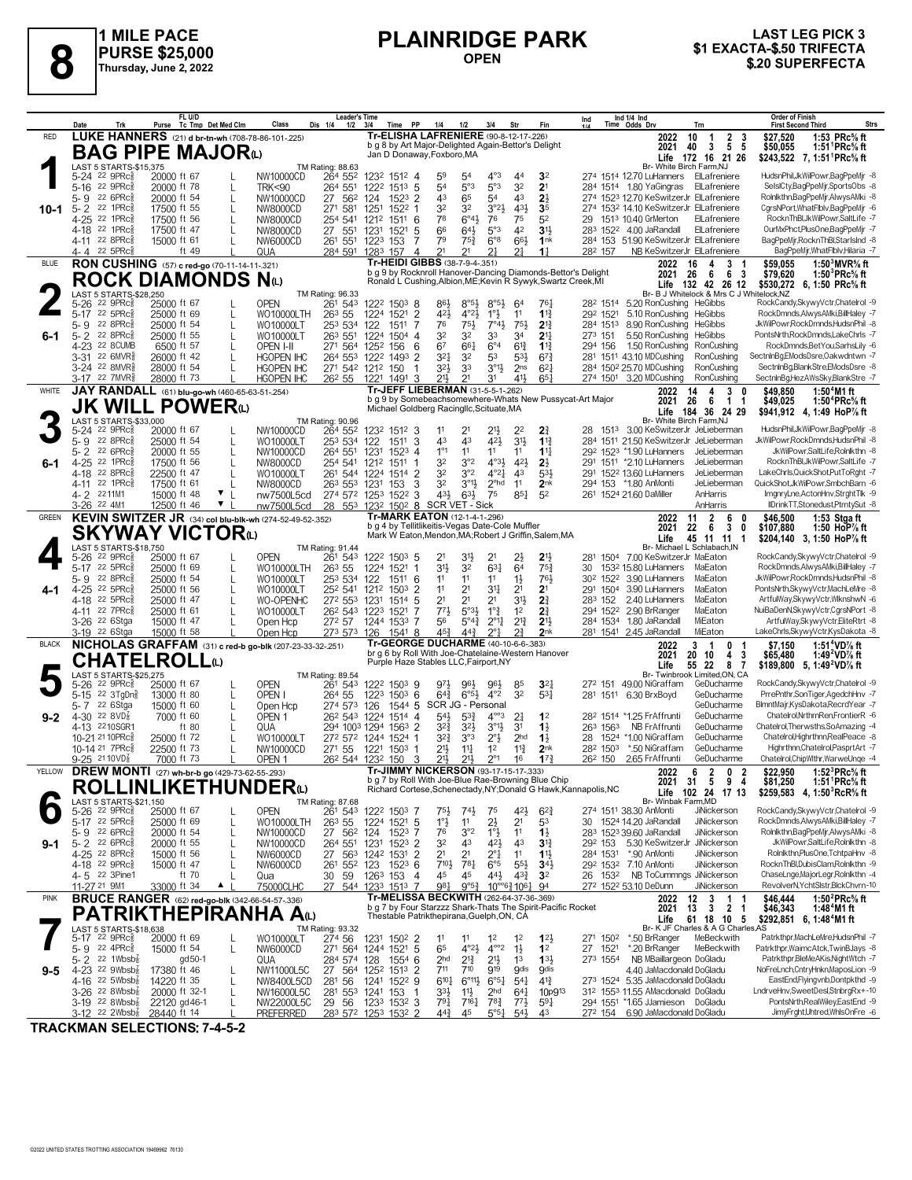# 8

**1 MILE PACE**
**PURSE $25,000**
Thursday, June 2, 2022

## PLAINRIDGE PARK
**OPEN**

**LAST LEG PICK 3**
**$1 EXACTA-$.50 TRIFECTA**
**$.20 SUPERFECTA**

---

### 1 — RED — 10-1

**LUKE HANNERS** (21) d br-tn-wh (708-78-86-101-.225)

**BAG PIPE MAJOR(L)**

Tr-ELISHA LAFRENIERE (90-8-12-17-.226)
b g 8 by Art Major-Delighted Again-Bettor's Delight
Jan D Donaway,Foxboro,MA

| | Starts | Win | Place | Show | Earnings | Mark |
|---|---|---|---|---|---|---|
| 2022 | 10 | 1 | 2 | 3 | $27,520 | 1:53 PRc⅝ ft |
| 2021 | 40 | 3 | 5 | 5 | $50,055 | 1:51[1]PRc⅝ ft |
| Life | 172 | 16 | 21 | 26 | $243,522 | 7, 1:51[1]PRc⅝ ft |

Br- White Birch Farm,NJ

LAST 5 STARTS-$15,375 — TM Rating: 88.63

| Date | Trk | Purse | Class | 1/4 | 1/2 | 3/4 | Time | PP | 1/4 | 1/2 | 3/4 | Str | Fin | Ind 1/4 | Ind Time | Odds | Drv | Trn | Order of Finish |
|---|---|---|---|---|---|---|---|---|---|---|---|---|---|---|---|---|---|---|---|
| 5-24 22 9PRc⅝ | 20000 ft 67 | L | NW10000CD | 26⁴ | 55² | 123² | 151² | 4 | 5⁹ | 5⁴ | 4°³ | 4⁴ | 3² | 27⁴ | 151⁴ | 12.70 | LuHanners | ElLafreniere | HudsnPhil,JkWilPowr,BagPpeMjr -8 |
| 5-16 22 10PRc⅝ | 20000 ft 78 | L | TRK<90 | 26⁴ | 55¹ | 122² | 151³ | 5 | 5⁴ | 5°³ | 5°³ | 3² | 2¹ | 28⁴ | 151⁴ | 1.80 | YaGingras | ElLafreniere | SelslCty,BagPpeMjr,SportsObs -8 |
| 5-9 22 6PRc⅝ | 20000 ft 54 | L | NW10000CD | 27 | 56² | 124 | 152³ | 2 | 4³ | 6⁵ | 5⁴ | 4³ | 2½ | 27⁴ | 152³ | 12.70 | KeSwitzerJr | ElLafreniere | Rolnlkthn,BagPpeMjr,AlwysAMki -8 |
| 5-2 22 1PRc⅝ | 17500 ft 55 | L | NW8000CD | 27¹ | 58¹ | 125¹ | 152² | 1 | 3² | 3² | 3°²½ | 4³½ | 3⁵ | 27⁴ | 153² | 14.10 | KeSwitzerJr | ElLafreniere | CgrsNPort,WhatFlblv,BagPpeMjr -6 |
| 4-25 22 1PRc⅝ | 17500 ft 56 | L | NW8000CD | 25⁴ | 54¹ | 121² | 151¹ | 6 | 7⁸ | 6°⁴½ | 7⁶ | 7⁵ | 5² | 29 | 151³ | 10.40 | GrMerton | ElLafreniere | RocknThBl,JkWilPowr,SaltLife -7 |
| 4-18 22 1PRc⅝ | 17500 ft 47 | L | NW8000CD | 27 | 55¹ | 123¹ | 152¹ | 5 | 6⁶ | 6⁴½ | 5°³ | 4² | 3½ | 28³ | 152² | 4.00 | JaRandall | ElLafreniere | OurMxPhct,PlusOne,BagPpeMjr -7 |
| 4-11 22 8PRc⅝ | 15000 ft 61 | L | NW6000CD | 26¹ | 55¹ | 122³ | 153 | 7 | 7⁹ | 7⁵½ | 6°⁸ | 6⁶½ | 1nk | 28⁴ | 153 | 51.90 | KeSwitzerJr | ElLafreniere | BagPpeMjr,RocknThBl,StarIslnd -8 |
| 4-4 22 5PRc⅝ | ft 49 | L | QUA | 28⁴ | 59¹ | 128³ | 157 | 4 | 2¹ | 2¹ | 2½ | 2½ | 1½ | 28² | 157 | NB | KeSwitzerJr | ElLafreniere | BagPpeMjr,WhatFlblv,Hilaria -7 |

---

### 2 — BLUE — 6-1

**RON CUSHING** (57) c red-go (70-11-14-11-.321)

**ROCK DIAMONDS N(L)**

Tr-HEIDI GIBBS (38-7-9-4-.351)
b g 9 by Rocknroll Hanover-Dancing Diamonds-Bettor's Delight
Ronald L Cushing,Albion,ME;Kevin R Sywyk,Swartz Creek,MI

| | Starts | Win | Place | Show | Earnings | Mark |
|---|---|---|---|---|---|---|
| 2022 | 16 | 4 | 3 | 1 | $59,055 | 1:50[3]MVR⅝ ft |
| 2021 | 26 | 6 | 6 | 3 | $79,620 | 1:50[3]PRc⅝ ft |
| Life | 132 | 42 | 26 | 12 | $530,272 | 6, 1:50 PRc⅝ ft |

Br- B J Whitelock & Mrs C J Whitelock,NZ

LAST 5 STARTS-$28,250 — TM Rating: 96.33

| Date | Trk | Purse | Class | 1/4 | 1/2 | 3/4 | Time | PP | 1/4 | 1/2 | 3/4 | Str | Fin | Ind 1/4 | Ind Time | Odds | Drv | Trn | Order of Finish |
|---|---|---|---|---|---|---|---|---|---|---|---|---|---|---|---|---|---|---|---|
| 5-26 22 9PRc⅝ | 25000 ft 67 | L | OPEN | 26¹ | 54³ | 122² | 150³ | 8 | 8⁶½ | 8°⁵½ | 8°⁵½ | 6⁴ | 7⁶½ | 28² | 151⁴ | 5.20 | RonCushing | HeGibbs | RockCandy,SkywyVctr,Chatelrol -9 |
| 5-17 22 5PRc⅝ | 25000 ft 69 | L | WO10000LTH | 26³ | 55 | 122⁴ | 152¹ | 2 | 4²½ | 4°²½ | 1°½ | 1¹ | 1¾ | 29² | 152¹ | 5.10 | RonCushing | HeGibbs | RockDmnds,AlwysAMki,BillHaley -7 |
| 5-9 22 8PRc⅝ | 25000 ft 54 | L | WO10000LT | 25³ | 53⁴ | 122 | 151¹ | 7 | 7⁶ | 7⁵½ | 7°⁴½ | 7⁵½ | 2¾ | 28⁴ | 151³ | 8.90 | RonCushing | HeGibbs | JkWilPowr,RockDmnds,HudsnPhil -8 |
| 5-2 22 8PRc⅝ | 25000 ft 55 | L | WO10000LT | 26³ | 55¹ | 122⁴ | 150⁴ | 4 | 3² | 3² | 3³ | 3⁴ | 2¼ | 27³ | 151 | 5.50 | RonCushing | HeGibbs | PontsNrth,RockDmnds,LakeChrls -7 |
| 4-23 22 8CUMB | 6500 ft 57 | L | OPEN I-II | 27¹ | 56⁴ | 125² | 156 | 6 | 6⁷ | 6⁶½ | 6°⁴ | 6¹¾ | 1¾ | 29⁴ | 156 | 1.50 | RonCushing | RonCushing | RockDmnds,BetYou,SarhsLily -6 |
| 3-31 22 6MVR⅝ | 26000 ft 42 | L | HGOPEN IHC | 26⁴ | 55³ | 122² | 149³ | 2 | 3²½ | 3² | 5³ | 5³½ | 6⁷¾ | 28¹ | 151¹ | 43.10 | MDCushing | RonCushing | SectnlnBg,EModsDsre,Oakwdntwn -7 |
| 3-24 22 8MVR⅝ | 28000 ft 54 | L | HGOPEN IHC | 27¹ | 54² | 121² | 150 | 1 | 3²½ | 3³ | 3°¹¾ | 2ns | 6²¼ | 28⁴ | 150² | 25.70 | MDCushing | RonCushing | SectnlnBg,BlankStre,EModsDsre -8 |
| 3-17 22 7MVR⅝ | 28000 ft 73 | L | HGOPEN IHC | 26² | 55 | 122¹ | 149¹ | 3 | 2¹½ | 2¹ | 3¹ | 4¹½ | 6⁵¼ | 27⁴ | 150¹ | 3.20 | MDCushing | RonCushing | SectnlnBg,HezAWsSky,BlankStre -7 |

---

### 3 — WHITE — 6-1

**JAY RANDALL** (61) blu-go-wh (460-65-63-51-.254)

**JK WILL POWER(L)**

Tr-JEFF LIEBERMAN (31-5-5-1-.262)
b g 9 by Somebeachsomewhere-Whats New Pussycat-Art Major
Michael Goldberg Racingllc,Scituate,MA

| | Starts | Win | Place | Show | Earnings | Mark |
|---|---|---|---|---|---|---|
| 2022 | 14 | 4 | 3 | 0 | $49,850 | 1:50[4]M1 ft |
| 2021 | 26 | 6 | 1 | 1 | $49,025 | 1:50[4]PRc⅝ ft |
| Life | 184 | 36 | 24 | 29 | $941,912 | 4, 1:49 HoP⅞ ft |

Br- White Birch Farm,NJ

LAST 5 STARTS-$33,000 — TM Rating: 90.96

| Date | Trk | Purse | Class | 1/4 | 1/2 | 3/4 | Time | PP | 1/4 | 1/2 | 3/4 | Str | Fin | Ind 1/4 | Ind Time | Odds | Drv | Trn | Order of Finish |
|---|---|---|---|---|---|---|---|---|---|---|---|---|---|---|---|---|---|---|---|
| 5-24 22 9PRc⅝ | 20000 ft 67 | L | NW10000CD | 26⁴ | 55² | 123² | 151² | 3 | 1¹ | 2¹ | 2¹½ | 2² | 2¾ | 28 | 151³ | 3.00 | KeSwitzerJr | JeLieberman | HudsnPhil,JkWilPowr,BagPpeMjr -8 |
| 5-9 22 8PRc⅝ | 25000 ft 54 | L | WO10000LT | 25³ | 53⁴ | 122 | 151¹ | 3 | 4³ | 4³ | 4²½ | 3¹½ | 1¾ | 28⁴ | 151¹ | 21.50 | KeSwitzerJr | JeLieberman | JkWilPowr,RockDmnds,HudsnPhil -8 |
| 5-2 22 6PRc⅝ | 20000 ft 55 | L | NW10000CD | 26⁴ | 55¹ | 123¹ | 152³ | 4 | 1°¹ | 1¹ | 1¹ | 1¹ | 1¼ | 29² | 152³ | *1.90 | LuHanners | JeLieberman | JkWilPowr,SaltLife,Rolnlkthn -8 |
| 4-25 22 1PRc⅝ | 17500 ft 56 | L | NW8000CD | 25⁴ | 54¹ | 121² | 151¹ | 2 | 3² | 3°² | 4°³½ | 4²½ | 2½ | 29¹ | 151¹ | *2.10 | LuHanners | JeLieberman | RocknThBl,JkWilPowr,SaltLife -7 |
| 4-18 22 8PRc⅝ | 22500 ft 47 | L | WO10000LT | 26¹ | 54⁴ | 122⁴ | 151⁴ | 2 | 3² | 3°² | 4°²¼ | 4³ | 5³½ | 29¹ | 152² | 13.60 | LuHanners | JeLieberman | LakeChrls,QuickShot,PutToRght -7 |
| 4-11 22 1PRc⅝ | 17500 ft 61 | L | NW8000CD | 26³ | 55³ | 123¹ | 153 | 3 | 3² | 3°¹½ | 2°hd | 1¹ | 2nk | 29⁴ | 153 | *1.80 | AnMonti | JeLieberman | QuickShot,JkWilPowr,SmbchBarn -6 |
| 4-2 22 11M1 | 15000 ft 48 | ▼ L | nw7500L5cd | 27⁴ | 57² | 125³ | 152² | 3 | 4³½ | 6³½ | 7⁵ | 8⁵¼ | 5² | 26¹ | 152⁴ | 21.60 | DaMiller | AnHarris | ImgnryLne,ActonHnv,StrghtTlk -9 |
| 3-26 22 4M1 | 12500 ft 46 | ▼ L | nw7500L5cd | 28 | 55³ | 123² | 150² | 8 | SCR VET - Sick | | | | | | | | | AnHarris | IllDrinkTT,Stonedust,PtrntySut -8 |

---

### 4 — GREEN — 4-1

**KEVIN SWITZER JR** (34) col blu-blk-wh (274-52-49-52-.352)

**SKYWAY VICTOR(L)**

Tr-MARK EATON (12-1-4-1-.296)
b g 4 by Tellitlikeitis-Vegas Date-Cole Muffler
Mark W Eaton,Mendon,MA;Robert J Griffin,Salem,MA

| | Starts | Win | Place | Show | Earnings | Mark |
|---|---|---|---|---|---|---|
| 2022 | 11 | 2 | 6 | 0 | $46,500 | 1:53 Stga ft |
| 2021 | 22 | 6 | 3 | 0 | $107,880 | 1:50 HoP⅞ ft |
| Life | 45 | 11 | 11 | 1 | $204,140 | 3, 1:50 HoP⅞ ft |

Br- Michael L Schlabach,IN

LAST 5 STARTS-$18,750 — TM Rating: 91.44

| Date | Trk | Purse | Class | 1/4 | 1/2 | 3/4 | Time | PP | 1/4 | 1/2 | 3/4 | Str | Fin | Ind 1/4 | Ind Time | Odds | Drv | Trn | Order of Finish |
|---|---|---|---|---|---|---|---|---|---|---|---|---|---|---|---|---|---|---|---|
| 5-26 22 9PRc⅝ | 25000 ft 67 | L | OPEN | 26¹ | 54³ | 122² | 150³ | 5 | 2¹ | 3¹½ | 2¹ | 2½ | 2¹½ | 28¹ | 150⁴ | 7.00 | KeSwitzerJr | MaEaton | RockCandy,SkywyVctr,Chatelrol -9 |
| 5-17 22 5PRc⅝ | 25000 ft 69 | L | WO10000LTH | 26³ | 55 | 122⁴ | 152¹ | 1 | 3¹½ | 3² | 6³¼ | 6⁴ | 7⁵¾ | 30 | 153² | 15.80 | LuHanners | MaEaton | RockDmnds,AlwysAMki,BillHaley -7 |
| 5-9 22 8PRc⅝ | 25000 ft 54 | L | WO10000LT | 25³ | 53⁴ | 122 | 151¹ | 6 | 1¹ | 1¹ | 1¹ | 1½ | 7⁶½ | 30² | 152² | 3.90 | LuHanners | MaEaton | JkWilPowr,RockDmnds,HudsnPhil -8 |
| 4-25 22 5PRc⅝ | 25000 ft 56 | L | WO10000LT | 25² | 54¹ | 121² | 150³ | 2 | 1¹ | 2¹ | 3¹¾ | 2¹ | 2¹ | 29¹ | 150⁴ | 3.90 | LuHanners | MaEaton | PontsNrth,SkywyVctr,MachLeMre -8 |
| 4-18 22 5PRc⅝ | 25000 ft 47 | L | WO-OPENHC | 27² | 55³ | 123¹ | 154 | 5 | 2¹ | 2¹ | 2¹ | 3¹½ | 2¾ | 28³ | 152 | 2.40 | LuHanners | MaEaton | ArtfulWay,SkywyVctr,Wlknshwn -6 |
| 4-11 22 7PRc⅝ | 25000 ft 61 | L | WO10000LT | 26² | 54³ | 122³ | 152¹ | 7 | 7⁷½ | 5°³½ | 1°¾ | 1² | 2¾ | 29⁴ | 152² | 2.90 | BrRanger | MaEaton | NuiBaDenN,SkywyVctr,CgrsNPort -8 |
| 3-26 22 6Stga | 15000 ft 47 | L | Open Hcp | 27² | 57 | 124⁴ | 153³ | 7 | 5⁶ | 5°⁴¾ | 2°¹¼ | 2¹¾ | 2¹½ | 28⁴ | 153⁴ | 1.80 | JaRandall | MiEaton | ArtfulWay,SkywyVctr,EliteRtrt -8 |
| 3-19 22 6Stga | 15000 ft 58 | L | Open Hcp | 27³ | 57³ | 126 | 154¹ | 8 | 4⁵¾ | 4⁴¾ | 2°¼ | 2¾ | 2nk | 28¹ | 154¹ | 2.45 | JaRandall | MiEaton | LakeChrls,SkywyVctr,KysDakota -8 |

---

### 5 — BLACK — 9-2

**NICHOLAS GRAFFAM** (31) c red-b go-blk (207-23-33-32-.251)

**CHATELROLL(L)**

Tr-GEORGE DUCHARME (40-10-6-6-.383)
br g 6 by Roll With Joe-Chatelaine-Western Hanover
Purple Haze Stables LLC,Fairport,NY

| | Starts | Win | Place | Show | Earnings | Mark |
|---|---|---|---|---|---|---|
| 2022 | 3 | 1 | 0 | 1 | $7,150 | 1:51[4]VD⅞ ft |
| 2021 | 20 | 10 | 4 | 3 | $65,480 | 1:49[2]VD⅞ ft |
| Life | 55 | 22 | 8 | 7 | $189,800 | 5, 1:49[2]VD⅞ ft |

Br- Twinbrook Limited,ON, CA

LAST 5 STARTS-$25,275 — TM Rating: 89.54

| Date | Trk | Purse | Class | 1/4 | 1/2 | 3/4 | Time | PP | 1/4 | 1/2 | 3/4 | Str | Fin | Ind 1/4 | Ind Time | Odds | Drv | Trn | Order of Finish |
|---|---|---|---|---|---|---|---|---|---|---|---|---|---|---|---|---|---|---|---|
| 5-26 22 9PRc⅝ | 25000 ft 67 | L | OPEN | 26¹ | 54³ | 122² | 150³ | 9 | 9⁷½ | 9⁶½ | 9⁶½ | 8⁵ | 3²¼ | 27² | 151 | 49.00 | NiGraffam | GeDucharme | RockCandy,SkywyVctr,Chatelrol -9 |
| 5-15 22 3TgDn⅝ | 13000 ft 80 | L | OPEN I | 26⁴ | 55 | 122³ | 150³ | 6 | 6⁴¾ | 6°⁵½ | 4°² | 3² | 5³¼ | 28¹ | 151¹ | 6.30 | BrxBoyd | GeDucharme | PrrePnthr,SonTiger,AgedchHnv -7 |
| 5-7 22 6Stga | 15000 ft 60 | L | Open Hcp | 27⁴ | 57³ | 126 | 154⁴ | 5 | SCR JG - Personal | | | | | | | | | GeDucharme | BlmntMajr,KysDakota,RecrdYear -7 |
| 4-30 22 8VD⅞ | 7000 ft 60 | L | OPEN 1 | 26² | 54³ | 122⁴ | 151⁴ | 4 | 5⁴½ | 5³¾ | 4°°³ | 2¾ | 1² | 28² | 151⁴ | *1.25 | FrAffrunti | GeDucharme | Chatelrol,NrthrnRen,FrontierR -6 |
| 4-13 22 10SGR1 | ft 80 | L | QUA | 29⁴ | 100³ | 129⁴ | 156³ | 2 | 3²¾ | 3²½ | 3°¹½ | 3¹ | 1½ | 26³ | 156³ | NB | FrAffrunti | GeDucharme | Chatelrol,Therwsths,SoAmazing -4 |
| 10-21 21 10PRc⅝ | 25000 ft 72 | L | WO10000LT | 27² | 57² | 124⁴ | 152⁴ | 1 | 3²¾ | 3°³ | 2°½ | 2hd | 1½ | 28 | 152⁴ | *1.00 | NiGraffam | GeDucharme | Chatelrol,Highrthnn,RealPeace -8 |
| 10-14 21 7PRc⅝ | 22500 ft 73 | L | NW10000CD | 27¹ | 55 | 122¹ | 150³ | 1 | 2¹½ | 1¹½ | 1² | 1¹¾ | 2nk | 28² | 150³ | *.50 | NiGraffam | GeDucharme | Highrthnn,Chatelrol,PasprtArt -7 |
| 9-25 21 10VD⅞ | 7000 ft 73 | L | OPEN 1 | 26² | 54⁴ | 123² | 150 | 3 | 2¹½ | 2¹½ | 2°¹ | 1⁶ | 1⁷¾ | 26² | 150 | 2.65 | FrAffrunti | GeDucharme | Chatelrol,ChipWthr,WarweUnqe -4 |

---

### 6 — YELLOW — 9-1

**DREW MONTI** (27) wh-br-b go (429-73-62-55-.293)

**ROLLINLIKETHUNDER(L)**

Tr-JIMMY NICKERSON (93-17-15-17-.333)
b g 7 by Roll With Joe-Blue Rae-Browning Blue Chip
Richard Cortese,Schenectady,NY;Donald G Hawk,Kannapolis,NC

| | Starts | Win | Place | Show | Earnings | Mark |
|---|---|---|---|---|---|---|
| 2022 | 6 | 2 | 0 | 2 | $22,950 | 1:52[3]PRc⅝ ft |
| 2021 | 31 | 5 | 9 | 4 | $81,250 | 1:51[1]PRc⅝ ft |
| Life | 102 | 24 | 17 | 13 | $259,583 | 4, 1:50[3]RcR⅝ ft |

Br- Winbak Farm,MD

LAST 5 STARTS-$21,150 — TM Rating: 87.68

| Date | Trk | Purse | Class | 1/4 | 1/2 | 3/4 | Time | PP | 1/4 | 1/2 | 3/4 | Str | Fin | Ind 1/4 | Ind Time | Odds | Drv | Trn | Order of Finish |
|---|---|---|---|---|---|---|---|---|---|---|---|---|---|---|---|---|---|---|---|
| 5-26 22 9PRc⅝ | 25000 ft 67 | L | OPEN | 26¹ | 54³ | 122² | 150³ | 7 | 7⁵½ | 7⁴½ | 7⁵ | 4²½ | 6²¾ | 27⁴ | 151¹ | 38.30 | AnMonti | JiNickerson | RockCandy,SkywyVctr,Chatelrol -9 |
| 5-17 22 5PRc⅝ | 25000 ft 69 | L | WO10000LTH | 26³ | 55 | 122⁴ | 152¹ | 5 | 1°½ | 1¹ | 2½ | 2¹ | 5³ | 30 | 152⁴ | 14.20 | JaRandall | JiNickerson | RockDmnds,AlwysAMki,BillHaley -7 |
| 5-9 22 6PRc⅝ | 20000 ft 54 | L | NW10000CD | 27 | 56² | 124 | 152³ | 7 | 7⁶ | 3°² | 1°½ | 1¹ | 1½ | 28³ | 152³ | 39.60 | JaRandall | JiNickerson | Rolnlkthn,BagPpeMjr,AlwysAMki -8 |
| 5-2 22 6PRc⅝ | 20000 ft 55 | L | NW10000CD | 26⁴ | 55¹ | 123¹ | 152³ | 2 | 3² | 4³ | 4²½ | 4³ | 3¹¾ | 29² | 153 | 5.30 | KeSwitzerJr | JiNickerson | JkWilPowr,SaltLife,Rolnlkthn -8 |
| 4-25 22 8PRc⅝ | 15000 ft 56 | L | NW6000CD | 27 | 56³ | 124² | 153¹ | 2 | 2¹ | 2¹ | 2°¼ | 1¹ | 1¹½ | 28⁴ | 153¹ | *.90 | AnMonti | JiNickerson | Rolnlkthn,PlusOne,TchtpaHnv -8 |
| 4-18 22 9PRc⅝ | 15000 ft 47 | L | NW6000CD | 26¹ | 55² | 123 | 152³ | 6 | 7¹⁰½ | 7⁸½ | 6°⁵ | 5⁵½ | 3⁴½ | 29² | 153² | 7.10 | AnMonti | JiNickerson | RocknThBl,DubisClam,Rolnlkthn -9 |
| 4-5 22 3Pine1 | ft 70 | L | Qua | 30 | 59 | 126³ | 153 | 4 | 4⁵ | 4⁵ | 4⁴½ | 4³¾ | 3² | 26 | 153² | NB | TcCummngs | JiNickerson | ChaseLnge,MajorLegr,Rolnlkthn -4 |
| 11-27 21 9M1 | 33000 ft 34 | ▲ L | 75000CLHC | 27 | 54⁴ | 123³ | 151³ | 7 | 9⁸½ | 9°⁶¾ | 10°°⁶¾ | 10⁶½ | 9⁴ | 27² | 152² | 53.10 | DeDunn | JiNickerson | RevolverN,YchtSlstr,BlckChvrn-10 |

---

### 7 — PINK — 9-5

**BRUCE RANGER** (62) red-go-blk (342-66-54-57-.336)

**PATRIKTHEPIRANHA A(L)**

Tr-MELISSA BECKWITH (262-64-37-36-.369)
b g 7 by Four Starzzz Shark-Thats The Spirit-Pacific Rocket
Thestable Patrikthepirana,Guelph,ON, CA

| | Starts | Win | Place | Show | Earnings | Mark |
|---|---|---|---|---|---|---|
| 2022 | 12 | 3 | 1 | 1 | $46,444 | 1:50[2]PRc⅝ ft |
| 2021 | 13 | 3 | 2 | 1 | $46,343 | 1:48[4]M1 ft |
| Life | 61 | 18 | 10 | 5 | $292,851 | 6, 1:48[4]M1 ft |

Br- K J F Charles & A G Charles,AS

LAST 5 STARTS-$18,638 — TM Rating: 93.32

| Date | Trk | Purse | Class | 1/4 | 1/2 | 3/4 | Time | PP | 1/4 | 1/2 | 3/4 | Str | Fin | Ind 1/4 | Ind Time | Odds | Drv | Trn | Order of Finish |
|---|---|---|---|---|---|---|---|---|---|---|---|---|---|---|---|---|---|---|---|
| 5-17 22 9PRc⅝ | 20000 ft 69 | L | WO10000LT | 27⁴ | 56 | 123¹ | 150² | 2 | 1¹ | 1¹ | 1² | 1² | 1²½ | 27¹ | 150² | *.50 | BrRanger | MeBeckwith | Patrkthpr,MachLeMre,HudsnPhil -7 |
| 5-9 22 4PRc⅝ | 15000 ft 54 | L | NW6000CD | 27¹ | 56⁴ | 124⁴ | 152¹ | 5 | 6⁵ | 4°²½ | 4°°² | 1½ | 1² | 27 | 152¹ | *.20 | BrRanger | MeBeckwith | Patrkthpr,WaimcAtck,TwinBJays -8 |
| 5-2 22 1Wbsb⅞ | gd50-1 | L | QUA | 28⁴ | 57⁴ | 128 | 155⁴ | 6 | 2hd | 2¹¾ | 2¹½ | 1³ | 1³½ | 27³ | 155⁴ | NB | MBaillargeon | DoGladu | Patrkthpr,BleMeAKis,NightWtch -7 |
| 4-23 22 9Wbsb⅞ | 17380 ft 46 | L | NW11000L5C | 27 | 56⁴ | 125² | 151³ | 7 | 7¹¹ | 7¹⁰ | 9¹⁹ | 9dis | 9dis | | | 4.40 | JaMacdonald | DoGladu | NoFreLnch,CntryHnkn,MaposLion -9 |
| 4-16 22 5Wbsb⅞ | 14220 ft 35 | L | NW8400L5CD | 28¹ | 56 | 124¹ | 152² | 9 | 6¹⁰½ | 6°¹¹½ | 6°⁵½ | 5⁴½ | 4¹½ | 27³ | 152⁴ | 5.35 | JaMacdonald | DoGladu | EastEnd,Flyingvnb,Dontpkthd -9 |
| 3-26 22 8Wbsb⅞ | 20000 ft 32-1 | L | NW16000L5C | 28¹ | 55³ | 124¹ | 153 | 3 | 3³½ | 1¹½ | 2hd | 6⁴½ | 10p9¹³ | 31² | 155³ | 11.55 | AMacdonald | DoGladu | LndrveHnv,SweetDesl,StnbrgRx+-10 |
| 3-19 22 8Wbsb⅞ | 22120 gd46-1 | L | NW22000L5C | 29 | 56 | 123³ | 153² | 3 | 7⁹½ | 7¹⁶½ | 7⁸¾ | 7⁷½ | 5⁹¼ | 29⁴ | 155¹ | *1.65 | JJamieson | DoGladu | PontsNrth,RealWiley,EastEnd -9 |
| 3-12 22 2Wbsb⅞ | 28440 ft 14 | L | PREFERRED | 28³ | 57² | 125³ | 153² | 2 | 4⁴¾ | 4⁵ | 5°⁵½ | 5⁴½ | 4³ | 27² | 154 | 6.90 | JaMacdonald | DoGladu | JimyFrght,Uhtred,WhlsOnFre -6 |

---

**TRACKMAN SELECTIONS: 7-4-5-2**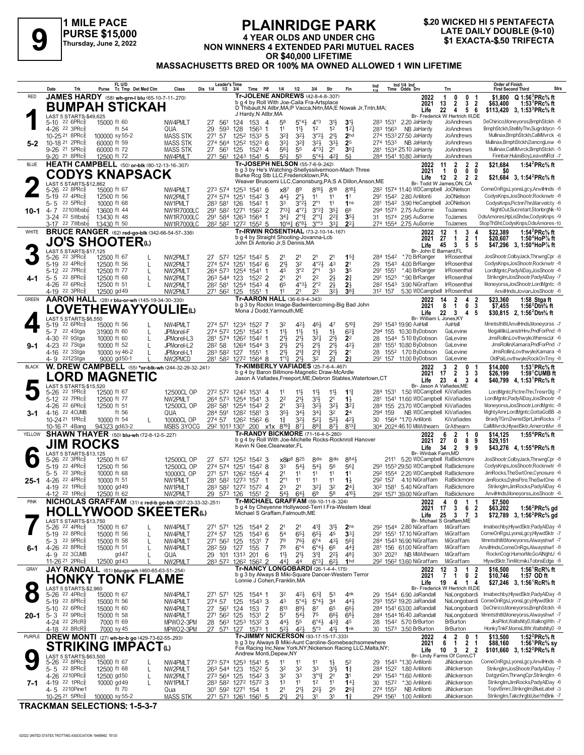# 9

**1 MILE PACE**
**PURSE $15,000**
**Thursday, June 2, 2022**

## PLAINRIDGE PARK

**4 YEAR OLDS AND UNDER CHG**
**NON WINNERS 4 EXTENDED PARI MUTUEL RACES OR $40,000 LIFETIME**
**MASSACHUSETTS BRED OR 100% MA OWNED ALLOWED 1 WIN LIFETIME**

**$.20 WICKED HI 5 PENTAFECTA**
**LATE DAILY DOUBLE (9-10)**
**$1 EXACTA-$.50 TRIFECTA**

---

### 1 — RED — 5-2
**JAMES HARDY** (58) wh-grn-l blu (65-10-7-11-.270)
**BUMPAH STICKAH**
Tr-JOLENE ANDREWS (42-8-4-8-.307)
b g 4 by Roll With Joe-Caila Fra-Artsplace
D Thibault,N Atlbr,MA;P Vacca,Nrtn,MA;E Nowak Jr,Tntn,MA; J Hardy,N Atlbr,MA
Br- Frederick W Hertrich III,DE
2022: 1 0 0 1 $1,800 Q 1:56³PRc⅝ ft
2021: 13 2 3 2 $63,400 1:53³PRc⅝ ft
Life: 22 4 5 6 $113,420 3, 1:53³PRc⅝ ft
LAST 5 STARTS-$49,625

| Date | Trk | Purse/Cond | Class | 1/4 | 1/2 | 3/4 | Time | PP | 1/4 | 1/2 | 3/4 | Str | Fin | Ind | Odds Drv | Trn | Order of Finish |
|---|---|---|---|---|---|---|---|---|---|---|---|---|---|---|---|---|---|
| 5-10 22 6PRc⅝ | | 15000 ft 60 | NW4PMLT | 27 | 561 | 124 | 153 | 4 | 5⁸ | 5°4½ | 4°3 | 3¹½ | 3¹½ | 28³ 153¹ | 2.20 JaHardy | JoAndrews | DeChirico,Moneyoross,BmphStckh -8 |
| 4-26 22 3PRc⅝ | | ft 54 | QUA | 29 | 59³ | 128 | 156³ | 1 | 1¹ | 1¹½ | 1² | 1² | 1²¼ | 28³ 156³ | NB JaHardy | JoAndrews | BmphStckh,StelMyThn,Sugrddycn -5 |
| 10-25 21 8PRc⅝ | | 100000 sy 55-2 | MASS STK | 27¹ | 57 | 125² | 153³ | 5 | 3²¾ | 3²½ | 3°2½ | 2¹½ | 2hd | 27⁴ 153³ | 27.50 JaHardy | JoAndrews | Mullinax,BmphStckh,CalMMvrck -6 |
| 10-18 21 2PRc⅝ | | 60000 ft 59 | MASS STK | 27⁴ | 56⁴ | 125² | 152³ | 6 | 3³½ | 3²¾ | 3²½ | 3³½ | 2⁵ | 27⁴ 153³ | NB JaHardy | JoAndrews | Mullinax,BmphStckh,DancngLew -6 |
| 9-26 21 5PRc⅝ | | 60000 ft 72 | MASS STK | 27 | 56¹ | 125 | 152³ | 4 | 5⁶½ | 5⁵ | 4°3½ | 2¹ | 3⁶½ | 28¹ 153⁴ | 25.10 JaHardy | JoAndrews | Mullinax,CalMMvrck,BmphStckh -5 |
| 9-20 21 8PRc⅝ | | 12500 ft 72 | NW4PMLT | 27¹ | 56¹ | 124³ | 154¹ | 5 | 5⁵½ | 5⁵ | 5°4½ | 4²¾ | 5½ | 28⁴ 154¹ | 10.80 JaHardy | JoAndrews | Finnbar,HulasBoy,LeaveNRol -7 |

### 2 — BLUE — 10-1
**HEATH CAMPBELL** (50) or-blk (80-12-13-16-.307)
**CODYS KNAPSACK**
Tr-JOSEPH NELSON (55-7-6-9-.242)
b g 3 by He's Watching-Shellyssilvermoon-Mach Three
Burke Rcg Stb LLC,Fredericktown,PA; Weaver Bruscemi LLC,Canonsburg,PA;S A Dillon,Anson,ME
Br- Todd W James,ON, CA
2022: 11 2 2 2 $21,684 1:54²PRc⅝ ft
2021: 1 0 0 0 $0
Life: 12 2 2 2 $21,684 3, 1:54²PRc⅝ ft
LAST 5 STARTS-$12,862

| Date | Trk | Purse/Cond | Class | 1/4 | 1/2 | 3/4 | Time | PP | 1/4 | 1/2 | 3/4 | Str | Fin | Ind | Odds Drv | Trn | Order of Finish |
|---|---|---|---|---|---|---|---|---|---|---|---|---|---|---|---|---|---|
| 5-26 22 8PRc⅝ | | 15000 ft 67 | NW4PMLT | 27³ | 57⁴ | 125³ | 154¹ | 6 | x8⁷ | 8⁹ | 8¹⁹½ | 8¹⁸ | 8¹⁸½ | 28² 157⁴ | 11.40 WDCampbell | JoONelson | ComeOnRgs,LyonsLgcy,AnvilHnds -8 |
| 5-19 22 4PRc⅝ | | 12500 ft 56 | NW2PMLT | 27⁴ | 57⁴ | 125¹ | 154² | 3 | 4⁴½ | 2°1 | 1¹ | 1¹ | 1¹ | 29¹ 154² | 2.80 AnMonti | JoONelson | CodysKnps,JosShootr,Rocknwtr -8 |
| 5-5 22 5PRc⅝ | | 10000 ft 68 | NW1PMLT | 28³ | 58¹ | 126 | 154² | 1 | 3³ | 3°2½ | 2°1 | 1¹ | 1ns | 28¹ 154² | 3.90 HeCampbell | JoONelson | CodysKnps,PictnnThn,Marvelcty -6 |
| 4-7 22 10Wbsb⅞ | | 13600 ft 44 | NW1R7000LC | 29¹ | 58² | 127¹ | 156² | 2 | 7¹³¾ | 4°7¼ | 3°2¾ | 3⁵½ | 6⁶ | 29⁴ 157³ | 2.75 AuSorrie | ToJames | NightOut,Sucretart,StonbrgNk -10 |
| 3-24 22 5Wbsb⅞ | | 13430 ft 48 | NW1R7000LC | 29¹ | 58⁴ | 126³ | 156⁴ | 1 | 3⁴¼ | 2°1¾ | 2°1¼ | 2²¾ | 3⁵½ | 31 157⁴ | 2.95 AuSorrie | ToJames | OdsAmores,HpLisShdw,CodysKnps -9 |
| 3-17 22 7Wbsb⅞ | | 13430 ft 50 | NW1R7000LC | 28² | 58² | 127² | 155² | 5 | 10¹⁴¼ | 6°8¼ | 3°°3 | 3³¾ | 2²¼ | 27⁴ 155⁴ | 2.75 AuSorrie | ToJames | StopThSht,CodysKnps,OdsAmores -10 |

### 3 — WHITE — 4-1
**BRUCE RANGER** (62) red-go-blk (342-66-54-57-.336)
**JO'S SHOOTER(L)**
Tr-IRWIN ROSENTHAL (73-2-10-14-.167)
b g 4 by Straight Shooting-Jovanna-Lcb
John Di Antonio Jr,S Dennis,MA
Br- John E Barnard,FL
2022: 12 1 3 4 $22,389 1:54²PRc⅝ ft
2021: 27 1 2 1 $20,607 1:50⁴HoP⅞ ft
Life: 45 3 5 5 $47,296 3, 1:50⁴HoP⅞ ft
LAST 5 STARTS-$17,125

| Date | Trk | Purse/Cond | Class | 1/4 | 1/2 | 3/4 | Time | PP | 1/4 | 1/2 | 3/4 | Str | Fin | Ind | Odds Drv | Trn | Order of Finish |
|---|---|---|---|---|---|---|---|---|---|---|---|---|---|---|---|---|---|
| 5-26 22 3PRc⅝ | L | 12500 ft 67 | NW2PMLT | 27 | 57² | 125² | 154² | 5 | 2¹ | 2¹ | 2¹ | 2¹ | 1⁵¾ | 28⁴ 154² | *.70 BrRanger | IrRosenthal | JosShootr,ColbyJack,ThrwngCpr -8 |
| 5-19 22 4PRc⅝ | L | 12500 ft 56 | NW2PMLT | 27⁴ | 57⁴ | 125¹ | 154² | 6 | 2¹½ | 3² | 4°2½ | 4³ | 2¹ | 29 154³ | 4.00 BrRanger | IrRosenthal | CodysKnps,JosShootr,Rocknwtr -8 |
| 5-12 22 7PRc⅝ | L | 12500 ft 77 | NW2PMLT | 26⁴ | 57³ | 125⁴ | 154¹ | 2 | 4⁵ | 3°2 | 2°1 | 3³ | 3⁵ | 29¹ 155¹ | *.40 BrRanger | IrRosenthal | LordMgntc,PadyAlDay,JosShootr -8 |
| 5-5 22 8PRc⅝ | L | 12500 ft 68 | NW2PMLT | 26³ | 54⁴ | 123 | 152² | 2 | 2¹ | 2¹ | 2² | 2½ | 2¾ | 29¹ 152³ | *.90 BrRanger | IrRosenthal | StriknglmJosShootr,PadyAlDay -7 |
| 4-26 22 6PRc⅝ | L | 12500 ft 51 | NW2PMLT | 28² | 58¹ | 125⁴ | 154³ | 1 | 6⁵ | 4°3½ | 2°2 | 2½ | 2½ | 28² 154³ | 3.90 NiGraffam | IrRosenthal | Moneyoross,JosShootr,LordMgntc -8 |
| 4-19 22 3PRc⅝ | | 12500 gd 49 | NW2PMLT | 27¹ | 56² | 125 | 155¹ | 1 | 1¹ | 2¹ | 2³ | 3²½ | 3⁸¾ | 31² 157 | 5.30 WDCampbell | IrRosenthal | AnvilHnds,Jovian,JosShootr -6 |

### 4 — GREEN — 9-1
**AARON HALL** (28) r blu-or-wh (145-19-34-30-.330)
**LOVETHEWAYYOULIE(L)**
Tr-AARON HALL (36-6-9-4-.343)
b g 3 by Rockin Image-Badwintercoming-Big Bad John
Mona J Dodd,Yarmouth,ME
Br- William L Jones,KY
2022: 14 2 4 2 $23,360 1:58 Stga ft
2021: 8 1 0 3 $7,455 1:56²Dtn⅝ ft
Life: 22 3 4 5 $30,815 2, 1:56²Dtn⅝ ft
LAST 5 STARTS-$6,550

| Date | Trk | Purse/Cond | Class | 1/4 | 1/2 | 3/4 | Time | PP | 1/4 | 1/2 | 3/4 | Str | Fin | Ind | Odds Drv | Trn | Order of Finish |
|---|---|---|---|---|---|---|---|---|---|---|---|---|---|---|---|---|---|
| 5-19 22 6PRc⅝ | L | 15000 ft 56 | NW4PMLT | 27⁴ | 57¹ | 123⁴ | 152² | 7 | 3² | 4²½ | 4⁶½ | 4⁷ | 5¹⁰¾ | 29³ 154³ | 19.30 AaHall | AaHall | MmntsthtM,AnvilHnds,Moneyoross -7 |
| 5-7 22 4Stga | L | 31900 ft 60 | JPMorel-F | 27⁴ | 57² | 125¹ | 154² | 1 | 1¹½ | 1¹½ | 1½ | 1½ | 6²¾ | 29⁴ 155 | 10.30 ByDobson | GaLevine | MegaMiki,LanstrHnv,PndForPnd -8 |
| 4-30 22 9Stga | L | 10000 ft 60 | JPMorel-L3 | 28¹ | 57⁴ | 126² | 154² | 1 | 2¹½ | 2¹½ | 3²¼ | 2¹½ | 2² | 28 1544 | 5.10 ByDobson | GaLevine | JmsRollin,Lovthwyle,WhimscUr -6 |
| 4-23 22 7Stga | L | 10000 ft 52 | JPMorel-L2 | 28² | 58 | 126⁴ | 154⁴ | 3 | 2¹½ | 2¹½ | 2¹½ | 2¹½ | 4²½ | 28¹ 155¹ | 10.80 ByDobson | GaLevine | JmsRollin,Kamara,PndForPnd -7 |
| 4-16 22 3Stga | L | 10000 sy 46-2 | JPMorel-L1 | 28³ | 58² | 127 | 155¹ | 1 | 2¹½ | 2¹½ | 2¹½ | 2¹½ | 2¹ | 28 155² | 1.70 ByDobson | GaLevine | JmsRollin,Lovthwyle,Kamara -8 |
| 4-9 22 12Stga | L | 9000 gd 50-1 | NW2PMCD | 28¹ | 58² | 127² | 156⁴ | 8 | 1°1½ | 2¹½ | 3² | 2¾ | 2¾ | 29¹ 157 | 11.00 ByDobson | GaLevine | OldPal,Lovthwyle,RockOnTmy -8 |

### 5 — BLACK — 3-1
**W. DREW CAMPBELL** (55) *or-blk-wh (244-32-29-32-.241)
**LORD MAGNETIC**
Tr-KIMBERLY VAFIADES (25-7-6-4-.467)
b g 4 by Baron Biltmore-Magnetic Draw-McArdle
Jason A Vafiades,Freeport,ME;Debron Stables,Watertown,CT
Br- Jason A Vafiades,ME
2022: 3 2 0 1 $14,000 1:53¹PRc⅝ ft
2021: 17 2 3 3 $26,199 1:59¹CUMB ft
Life: 23 4 3 4 $40,799 4, 1:53¹PRc⅝ ft
LAST 5 STARTS-$15,520

| Date | Trk | Purse/Cond | Class | 1/4 | 1/2 | 3/4 | Time | PP | 1/4 | 1/2 | 3/4 | Str | Fin | Ind | Odds Drv | Trn | Order of Finish |
|---|---|---|---|---|---|---|---|---|---|---|---|---|---|---|---|---|---|
| 5-26 22 1PRc⅝ | | 12500 ft 67 | 12500CL OP | 27² | 57² | 124² | 153¹ | 4 | 1¹ | 1¹½ | 1¹½ | 1¹½ | 1¹¾ | 28⁴ 153¹ | 1.50 WDCampbell | KiVafiades | LordMgntc,PictnnThn,TresrrDlg -7 |
| 5-12 22 7PRc⅝ | | 12500 ft 77 | NW2PMLT | 26⁴ | 57³ | 125⁴ | 154¹ | 3 | 2² | 2¹½ | 3¹½ | 2¹ | 1½ | 28¹ 154¹ | 11.60 WDCampbell | KiVafiades | LordMgntc,PadyAlDay,JosShootr -8 |
| 4-26 22 6PRc⅝ | | 12500 ft 51 | 12500CL OP | 28² | 58¹ | 125⁴ | 154³ | 2 | 2¹ | 3²½ | 3²½ | 3²½ | 3²¼ | 28⁴ 155 | 23.70 WDCampbell | KiVafiades | Moneyoross,JosShootr,LordMgntc -8 |
| 4-16 22 4CUMB | | ft 56 | QUA | 28⁴ | 59¹ | 128² | 158¹ | 3 | 3⁵½ | 3⁴½ | 3⁴½ | 3² | 2⁴ | 29⁴ 159 | NB WDCampbell | KiVafiades | MightyAmr,LordMgntc,GottaGoBB -8 |
| 10-24 21 1PRc⅝ | L | 10000 ft 54 | 10000CL OP | 27⁴ | 57 | 126² | 156² | 6 | 1¾ | 3²½ | 5²¼ | 5²½ | 4²½ | 30 156⁴ | *1.70 AnMonti | KiVafiades | BradyTGrn,DwnstSprt,JimRocks -7 |
| 10-16 21 4Bang | | 94323 gd 63-2 | MSBS 3YOCG | 29² | 101³ | 130¹ | 200 | x1x | 8¹⁹¾ | 8⁷½ | 8⁸¾ | 8⁷½ | 8¹³¾ | 30⁴ 202⁴ | 46.10 MMAthearn | GrAthearn | CalMMvrck,HlywdSktr,AmercnMvr -8 |

### 6 — YELLOW — 25-1
**SHAWN THAYER** (50) blu-wh (72-8-12-5-.227)
**JIM ROCKS**
Tr-RANDY BICKMORE (71-16-4-5-.280)
b g 4 by Roll With Joe-Michelle Rocks-Rocknroll Hanover
Kevin N Gee,Clearwater,FL
Br- Winbak Farm,MD
2022: 6 2 1 0 $14,125 1:55⁴PRc⅝ ft
2021: 27 0 8 9 $29,151
Life: 34 2 9 9 $43,276 4, 1:55⁴PRc⅝ ft
LAST 5 STARTS-$13,125

| Date | Trk | Purse/Cond | Class | 1/4 | 1/2 | 3/4 | Time | PP | 1/4 | 1/2 | 3/4 | Str | Fin | Ind | Odds Drv | Trn | Order of Finish |
|---|---|---|---|---|---|---|---|---|---|---|---|---|---|---|---|---|---|
| 5-26 22 3PRc⅝ | | 12500 ft 67 | 12500CL OP | 27 | 57² | 125² | 154² | 3 | x8ip⁸ | 8²⁵ | 8dis | 8dis | 8⁸⁴½ | 211¹ | 5.20 WDCampbell | RaBickmore | JosShootr,ColbyJack,ThrwngCpr -8 |
| 5-19 22 4PRc⅝ | | 12500 ft 56 | 12500CL OP | 27⁴ | 57⁴ | 125¹ | 154¹ | 3 | 3³ | 5⁴½ | 5⁴½ | 5⁶ | 5⁶¼ | 29³ 155³ | 29.50 WDCampbell | RaBickmore | CodysKnps,JosShootr,Rocknwtr -8 |
| 5-5 22 3PRc⅝ | | 10000 ft 68 | 10000CL OP | 27¹ | 57¹ | 126² | 155⁴ | 8 | 2¹ | 1¹ | 1¹ | 1¹ | 1¹ | 29² 155⁴ | 2.20 WDCampbell | RaBickmore | JimRocks,TheSwtOne,Cynosure -6 |
| 4-26 22 4PRc⅝ | | 10000 ft 51 | NW1PMLT | 28¹ | 58² | 127³ | 157 | 1 | 2°1 | 1¹ | 1¹ | 1¹ | 1½ | 29² 157 | 4.10 NiGraffam | RaBickmore | JimRocks,DylnsFtre,TheSwtOne -8 |
| 4-19 22 1PRc⅝ | | 10000 gd 49 | NW1PMLT | 28³ | 58² | 127² | 157² | 4 | 2³ | 2¹ | 3²¼ | 3² | 2⁴½ | 30² 158¹ | 5.40 NiGraffam | RaBickmore | StriknglmJimRocks,PadyAlDay -6 |
| 4-12 22 1PRc⅝ | | 12500 ft 62 | NW2PMLT | 29 | 57³ | 126 | 155¹ | 2 | 5⁴½ | 6⁴½ | 6⁹ | 5⁸ | 4¹⁰½ | 29² 157¹ | 39.00 NiGraffam | RaBickmore | AnvilHnds,Moneyoross,JosShootr -6 |

### 7 — PINK — 6-1
**NICHOLAS GRAFFAM** (31) c red-b go-blk (207-23-33-32-.251)
**HOLLYWOOD SKEETER(L)**
Tr-MICHAEL GRAFFAM (59-10-11-9-.324)
b g 4 by Cheyenne Hollywood-Terri I Fra-Western Ideal
Michael S Graffam,Falmouth,ME
Br- Michael S Graffam,ME
2022: 4 0 1 1 $7,500
2021: 17 3 6 2 $63,202 1:56²PRc⅝ gd
Life: 25 3 7 3 $72,789 3, 1:56²PRc⅝ gd
LAST 5 STARTS-$13,750

| Date | Trk | Purse/Cond | Class | 1/4 | 1/2 | 3/4 | Time | PP | 1/4 | 1/2 | 3/4 | Str | Fin | Ind | Odds Drv | Trn | Order of Finish |
|---|---|---|---|---|---|---|---|---|---|---|---|---|---|---|---|---|---|
| 5-26 22 4PRc⅝ | L | 15000 ft 67 | NW4PMLT | 27¹ | 57¹ | 125 | 154⁴ | 2 | 2¹ | 2¹ | 4¹¾ | 3¹½ | 2ns | 29² 154⁴ | 2.80 NiGraffam | MiGraffam | Imabechby,HlywdSktr,PadyAlDay -8 |
| 5-19 22 8PRc⅝ | L | 15000 ft 56 | NW4PMLT | 27⁴ | 57 | 125 | 154³ | 6 | 5⁴ | 6⁵½ | 6⁵½ | 4⁵ | 3³¼ | 29¹ 155¹ | 17.10 NiGraffam | MiGraffam | ComeOnRgs,LyonsLgcy,HlywdSktr -7 |
| 5-3 22 9PRc⅝ | L | 15000 ft 58 | NW4PMLT | 27¹ | 56² | 125 | 153¹ | 7 | 7⁹ | 7⁶½ | 6°4 | 4³½ | 5⁶¾ | 28⁴ 154³ | 16.90 NiGraffam | MiGraffam | MmntsthtM,Moneyoross,Alwayshwf -7 |
| 4-26 22 8PRc⅝ | L | 15000 ft 51 | NW4PMLT | 28² | 59 | 127 | 155 | 7 | 7⁸ | 6°4 | 6°4½ | 6⁶ | 4⁴¾ | 28¹ 156 | 61.00 NiGraffam | MiGraffam | AnvilHnds,ComeOnRgs,Alwayshwf -8 |
| 4-9 22 3CUMB | | gd 47 | QUA | 29 | 101 | 131³ | 201 | 6 | 1¹½ | 2¹½ | 3¹¾ | 2²½ | 4⁸½ | 30³ 202³ | NB MMAthearn | MiGraffam | RocknCogr,HumorMe,GoAlNghtJ -6 |
| 11-26 21 2PRc⅝ | L | 12500 gd 43 | NW2PMLT | 28³ | 57² | 126² | 156² | 2 | 4⁴½ | 4⁴ | 6°3½ | 6²½ | 1hd | 29² 156² | 13.60 NiGraffam | MiGraffam | HlywdSktr,TimMcmiki,TobnsEdge -8 |

### 8 — GRAY — 20-1
**JAY RANDALL** (61) blu-go-wh (460-65-63-51-.254)
**HONKY TONK FLAME**
Tr-NANCY LONGOBARDI (26-1-4-4-.175)
b g 3 by Always B Miki-Square Dancer-Western Terror
Lonnie J Cohen,Franklin,MA
Br- Frederick W Hertrich III,DE
2022: 12 3 1 2 $16,500 1:56¹RcR⅝ ft
2021: 7 1 0 2 $10,746 1:57 OD ft
Life: 19 4 1 4 $27,246 3, 1:56¹RcR⅝ ft
LAST 5 STARTS-$2,960

| Date | Trk | Purse/Cond | Class | 1/4 | 1/2 | 3/4 | Time | PP | 1/4 | 1/2 | 3/4 | Str | Fin | Ind | Odds Drv | Trn | Order of Finish |
|---|---|---|---|---|---|---|---|---|---|---|---|---|---|---|---|---|---|
| 5-26 22 4PRc⅝ | | 15000 ft 67 | NW4PMLT | 27¹ | 57¹ | 125 | 154⁴ | 1 | 3² | 4²½ | 6³¾ | 5³ | 4nk | 29 154⁴ | 6.90 JaRandall | NaLongobardi | Imabechby,HlywdSktr,PadyAlDay -8 |
| 5-19 22 8PRc⅝ | | 15000 ft 56 | NW4PMLT | 27⁴ | 57 | 125 | 154³ | 3 | 4³ | 5°4½ | 5°4½ | 3⁴ | 4⁴½ | 29³ 155² | 19.20 JaRandall | NaLongobardi | ComeOnRgs,LyonsLgcy,HlywdSktr -7 |
| 5-10 22 6PRc⅝ | | 15000 ft 60 | NW4PMLT | 27 | 56¹ | 124 | 153 | 7 | 8¹³ | 8⁹½ | 8⁷ | 6⁵ | 6⁶½ | 28⁴ 154¹ | 60.30 JaRandall | NaLongobardi | DeChirico,Moneyoross,BmphStckh -8 |
| 5-3 22 9PRc⅝ | | 15000 ft 58 | NW4PMLT | 27¹ | 56² | 125 | 153¹ | 2 | 5⁷ | 5⁴½ | 7⁵ | 6⁶½ | 6⁶¾ | 28⁴ 154¹ | 16.40 JaRandall | NaLongobardi | MmntsthtM,Moneyoross,Alwayshwf -7 |
| 4-24 22 2RcR⅝ | | 7000 ft 69 | MPWO2-3PM | 28 | 56³ | 125³ | 153² | 3 | 4⁴½ | 5⁵ | 6°4½ | 4³¾ | 4⁵ | 28¹ 154² | 5.70 BrBurton | BrBurton | JksPilot,WaltsNtyD,WalkngWth -7 |
| 4-18 22 8RcR⅝ | | 7000 sy 45 | MPWO2-3PM | 27 | 57¹ | 127 | 157³ | 1 | 5²½ | 4²½ | 5°3 | 4¹½ | 1nk | 30 157³ | 3.50 BrBurton | BrBurton | HonkyTnkF,MomsLtlWr,WaltsNtyD -9 |

### 9 — PURPLE — 7-1
**DREW MONTI** (27) wh-br-b go (429-73-62-55-.293)
**STRIKING IMPACT(L)**
Tr-JIMMY NICKERSON (93-17-15-17-.333)
b g 3 by Always B Miki-Aunt Caroline-Somebeachsomewhere
Fox Racing Inc,New York,NY;Nickerson Racing LLC,Malta,NY; Andrew Monti,Depew,NY
Br- Lindy Farms Of Conn,CT
2022: 4 2 0 1 $13,500 1:52²PRc⅝ ft
2021: 6 1 2 1 $88,160 1:56¹PRc⅝ sy
Life: 10 3 2 2 $101,660 3, 1:52²PRc⅝ ft
LAST 5 STARTS-$63,500

| Date | Trk | Purse/Cond | Class | 1/4 | 1/2 | 3/4 | Time | PP | 1/4 | 1/2 | 3/4 | Str | Fin | Ind | Odds Drv | Trn | Order of Finish |
|---|---|---|---|---|---|---|---|---|---|---|---|---|---|---|---|---|---|
| 5-26 22 8PRc⅝ | L | 15000 ft 67 | NW4PMLT | 27³ | 57⁴ | 125³ | 154¹ | 5 | 1¹ | 1¹ | 1¹ | 1½ | 5² | 29 154³ | *1.30 AnMonti | JiNickerson | ComeOnRgs,LyonsLgcy,AnvilHnds -8 |
| 5-5 22 8PRc⅝ | L | 12500 ft 68 | NW2PMLT | 26³ | 54⁴ | 123 | 152² | 5 | 3² | 3² | 3³ | 3¹½ | 1¾ | 28⁴ 152² | 1.80 AnMonti | JiNickerson | Striknglm,JosShootr,PadyAlDay -7 |
| 4-26 22 10PRc⅝ | L | 12500 gd 50 | NW2PMLT | 27³ | 56⁴ | 125 | 154² | 3 | 3² | 3³ | 3°1¾ | 2¹ | 3¹ | 29¹ 154³ | *1.60 AnMonti | JiNickerson | DatgynGrn,ThrwngCpr,Striknglm -6 |
| 4-19 22 1PRc⅝ | L | 10000 gd 49 | NW1PMLT | 28³ | 58² | 127² | 157² | 3 | 1³ | 1¹ | 1² | 1¹ | 1⁴¼ | 30 157² | *.30 AnMonti | JiNickerson | StriknglmJimRocks,PadyAlDay -6 |
| 4-5 22 10Pine1 | | ft 70 | Qua | 30¹ | 59² | 127¹ | 154 | 1 | 2¹ | 2¹½ | 2²½ | 2⁵ | 2⁶¾ | 27⁴ 155² | NB AnMonti | JiNickerson | TopvlSmrc,StrikngIm,BlueLabel -3 |
| 10-25 21 5PRc⅝ | | 100000 sy 55-2 | MASS STK | 27¹ | 57³ | 126¹ | 156¹ | 5 | 2¹½ | 2¹½ | 3¹ | 3¹ | 1¾ | 29⁴ 156¹ | 1.00 AnMonti | JiNickerson | Striknglm,Takchrgbl,UseYhBlnk -7 |

**TRACKMAN SELECTIONS: 1-5-3-7**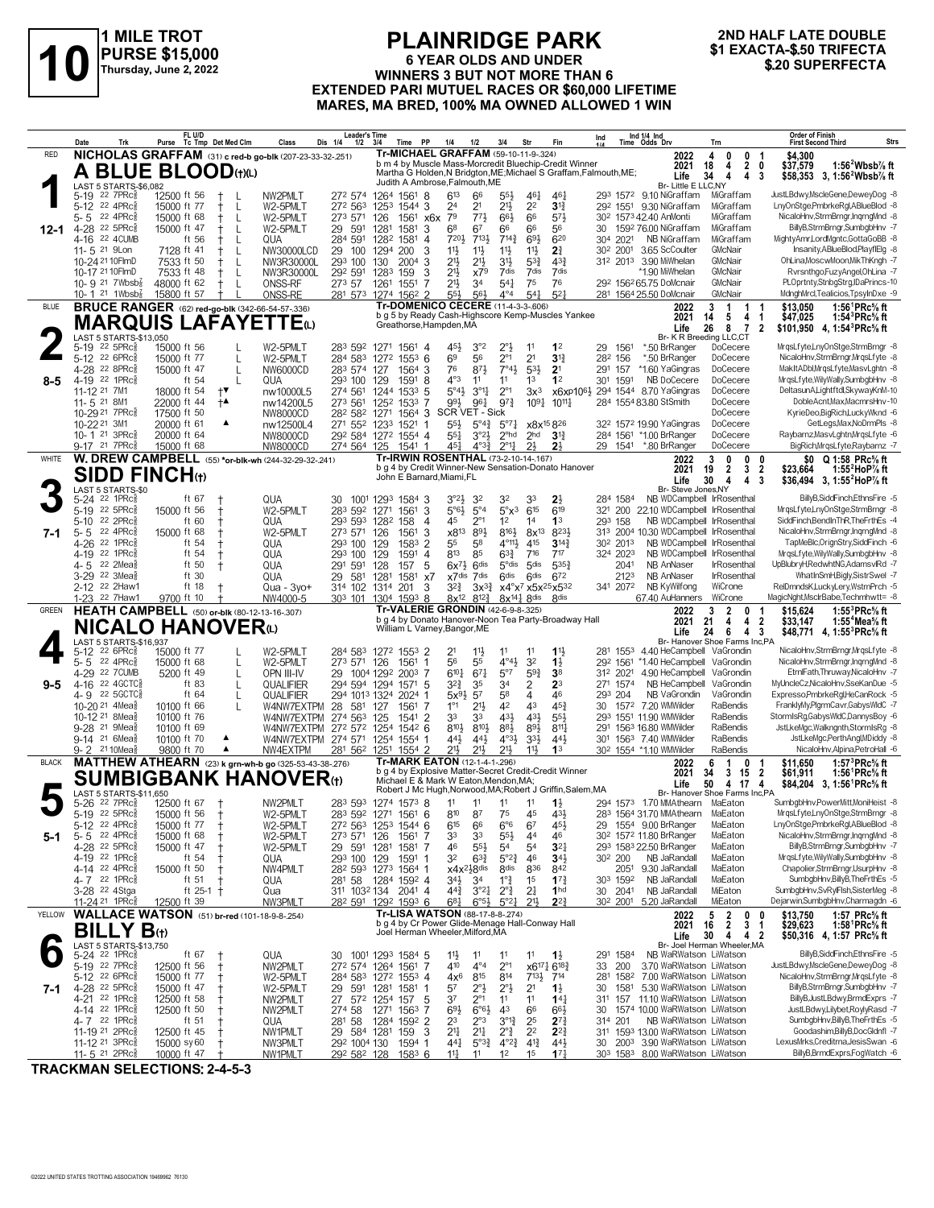# 10

**1 MILE TROT**
**PURSE $15,000**
**Thursday, June 2, 2022**

## PLAINRIDGE PARK

**6 YEAR OLDS AND UNDER**
**WINNERS 3 BUT NOT MORE THAN 6**
**EXTENDED PARI MUTUEL RACES OR $60,000 LIFETIME**
**MARES, MA BRED, 100% MA OWNED ALLOWED 1 WIN**

**2ND HALF LATE DOUBLE**
**$1 EXACTA-$.50 TRIFECTA**
**$.20 SUPERFECTA**

---

### 1 — RED — 12-1
**NICHOLAS GRAFFAM** (31) c red-b go-blk (207-23-33-32-.251)
**A BLUE BLOOD(t)(L)**
Tr-MICHAEL GRAFFAM (59-10-11-9-.324)
b m 4 by Muscle Mass-Morcredit Bluechip-Credit Winner
Martha G Holden,N Bridgton,ME;Michael S Graffam,Falmouth,ME;
Judith A Ambrose,Falmouth,ME
Br- Little E LLC,NY
2022: 4 0 0 1 $4,300
2021: 18 4 2 0 $37,579 1:56²Wbsb⅞ ft
Life: 34 4 4 3 $58,353 3, 1:56²Wbsb⅞ ft
LAST 5 STARTS-$6,082

| Date | Trk | Purse | Cond | Class | 1/4 | 1/2 | 3/4 | Time | PP | 1/4 | 1/2 | 3/4 | Str | Fin | Ind 1/4 | Ind Time | Odds | Drv | Trn | Order of Finish |
|---|---|---|---|---|---|---|---|---|---|---|---|---|---|---|---|---|---|---|---|---|
| 5-19 22 7PRc⅝ | | 12500 | ft 56 | NW2PMLT | 27² | 57⁴ | 126⁴ | 156¹ | 8 | 6¹³ | 6⁶ | 5⁵½ | 4⁶¼ | 4⁶¼ | 29³ | 157² | 9.10 | NiGraffam | MiGraffam | JustLBdwy,MscleGene,DeweyDog -8 |
| 5-12 22 4PRc⅝ | | 15000 | ft 77 | W2-5PMLT | 27² | 56³ | 125³ | 154⁴ | 3 | 2⁴ | 2¹ | 2¹½ | 2² | 3¹¾ | 29² | 155¹ | 9.30 | NiGraffam | MiGraffam | LnyOnStge,PmbrkeRgl,ABlueBlod -8 |
| 5-5 22 4PRc⅝ | | 15000 | ft 68 | W2-5PMLT | 27³ | 57¹ | 126 | 156¹ | x6x | 7⁹ | 7⁷½ | 6⁶½ | 6⁶ | 5⁷½ | 30² | 157³ | 42.40 | AnMonti | MiGraffam | NicaloHnv,StrmBrngr,InqrngMnd -8 |
| 4-28 22 5PRc⅝ | | 15000 | ft 47 | W2-5PMLT | 29 | 59¹ | 128¹ | 158¹ | 3 | 6⁸ | 6⁷ | 6⁶ | 6⁶ | 5⁶ | 30 | 159² | 76.00 | NiGraffam | MiGraffam | BillyB,StrmBrngr,SumbgbHnv -7 |
| 4-16 22 4CUMB | | | ft 56 | QUA | 28⁴ | 59¹ | 128² | 158¹ | 4 | 7²⁰½ | 7¹³½ | 7¹⁴¾ | 6⁹¾ | 6²⁰ | 30⁴ | 202¹ | NB | NiGraffam | MiGraffam | MightyAmr,LordMgntc,GottaGoBB -8 |
| 11-5 21 9Lon | | 7128 | ft 41 | NW30000LCD | 29 | 100 | 129⁴ | 200 | 3 | 1¹½ | 1¹½ | 1¹½ | 1¹½ | 2¾ | 30² | 200¹ | 3.65 | ScCoulter | GMcNair | Insanity,ABlueBlod,PlayflElg -8 |
| 10-24 21 10FlmD | | 7533 | ft 50 | NW3R30000L | 29³ | 100 | 130 | 200⁴ | 3 | 2¹½ | 2¹½ | 3¹½ | 5³¾ | 4³¾ | 31² | 201³ | 3.90 | MiWhelan | GMcNair | OhLina,MoscwMoon,MikThKngh -7 |
| 10-17 21 10FlmD | | 7533 | ft 48 | NW3R30000L | 29² | 59¹ | 128³ | 159 | 3 | 2¹½ | x7⁹ | 7dis | 7dis | 7dis | | | *1.90 | MiWhelan | GMcNair | Rvrsnthgo,FuzyAngel,OhLina -7 |
| 10-9 21 7Wbsb⅞ | | 48000 | ft 62 | ONSS-RF | 27³ | 57 | 126¹ | 155¹ | 7 | 2¹½ | 3⁴ | 5⁴¼ | 7⁵ | 7⁶ | 29² | 156² | 65.75 | DoMcnair | GMcNair | PLOprtnty,StnbgStrg,IDaPrincs-10 |
| 10-1 21 1Wbsb⅞ | | 15800 | ft 57 | ONSS-RE | 28¹ | 57³ | 127⁴ | 156² | 2 | 5⁵½ | 5⁶½ | 4°⁴ | 5⁴½ | 5²¼ | 28¹ | 156⁴ | 25.50 | DoMcnair | GMcNair | MdnghMrcl,Tealicios,TpsyInDxe -9 |

### 2 — BLUE — 8-5
**BRUCE RANGER** (62) red-go-blk (342-66-54-57-.336)
**MARQUIS LAFAYETTE(L)**
Tr-DOMENICO CECERE (11-4-3-3-.606)
b g 5 by Ready Cash-Highscore Kemp-Muscles Yankee
Greathorse,Hampden,MA
Br- K R Breeding LLC,CT
2022: 3 1 1 1 $13,050 1:56¹PRc⅝ ft
2021: 14 5 4 1 $47,025 1:54³PRc⅝ ft
Life: 26 8 7 2 $101,950 4, 1:54³PRc⅝ ft
LAST 5 STARTS-$13,050

| Date | Trk | Purse | Cond | Class | 1/4 | 1/2 | 3/4 | Time | PP | 1/4 | 1/2 | 3/4 | Str | Fin | Ind 1/4 | Ind Time | Odds | Drv | Trn | Order of Finish |
|---|---|---|---|---|---|---|---|---|---|---|---|---|---|---|---|---|---|---|---|---|
| 5-19 22 5PRc⅝ | | 15000 | ft 56 | W2-5PMLT | 28³ | 59² | 127¹ | 156¹ | 4 | 4⁵½ | 3°² | 2°½ | 1¹ | 1² | 29 | 156¹ | *.50 | BrRanger | DoCecere | MrqsLfyte,LnyOnStge,StrmBrngr -8 |
| 5-12 22 6PRc⅝ | | 15000 | ft 77 | W2-5PMLT | 28⁴ | 58³ | 127² | 155³ | 6 | 6⁹ | 5⁶ | 2°¹ | 2¹ | 3¹¾ | 28² | 156 | *.50 | BrRanger | DoCecere | NicaloHnv,StrmBrngr,MrqsLfyte -8 |
| 4-28 22 8PRc⅝ | | 15000 | ft 47 | NW6000CD | 28³ | 57⁴ | 127 | 156⁴ | 3 | 7⁶ | 8⁷½ | 7°⁴¾ | 5³½ | 2¹ | 29¹ | 157 | *1.60 | YaGingras | DoCecere | MakItADbl,MrqsLfyte,MasvLghtn -8 |
| 4-19 22 1PRc⅝ | | | ft 54 | QUA | 29³ | 100 | 129 | 159¹ | 8 | 4°³ | 1¹ | 1¹ | 1³ | 1² | 30¹ | 159¹ | NB | DoCecere | DoCecere | MrqsLfyte,WilyWally,SumbgbHnv -8 |
| 11-12 21 7M1 | | 18000 | ft 54 | nw10000L5 | 27⁴ | 56¹ | 124⁴ | 153³ | 5 | 5°⁴½ | 3°¹¼ | 2°¹ | 3x³ | x6xp10⁶¼ | 29⁴ | 154⁴ | 8.70 | YaGingras | DoCecere | DeltasunA,Lightftdl,SkywayKnM-10 |
| 11-5 21 8M1 | | 22000 | ft 44 | nw14200L5 | 27³ | 56¹ | 125² | 153³ | 7 | 9⁹½ | 9⁶¼ | 9⁷¾ | 10⁹½ | 10¹¹¼ | 28⁴ | 155⁴ | 83.80 | StSmith | DoCecere | DobleAcnt,Max,MacmrsHnv-10 |
| 10-29 21 7PRc⅝ | | 17500 | ft 50 | NW8000CD | 28² | 58² | 127¹ | 156⁴ | 4 | SCR VET - Sick | | | | | | | | | DoCecere | KyrieDeo,BigRich,LuckyWknd -6 |
| 10-22 21 3M1 | | 20000 | ft 61 | nw12500L4 | 27¹ | 55² | 123³ | 152¹ | 1 | 5⁵½ | 5°⁴¾ | 5°⁷¼ | x8x¹⁵ | 8²⁶ | 32² | 157² | 19.90 | YaGingras | DoCecere | GetLegs,Max,NoDrmPls -8 |
| 10-1 21 3PRc⅝ | | 20000 | ft 64 | NW8000CD | 29² | 58⁴ | 127² | 155⁴ | 4 | 5⁵½ | 3°²½ | 2°hd | 2hd | 3¹¾ | 28⁴ | 156¹ | *1.00 | BrRanger | DoCecere | Raybarnz,MasvLghtn,MrqsLfyte -6 |
| 9-17 21 7PRc⅝ | | 15000 | ft 68 | NW8000CD | 27⁴ | 56⁴ | 125 | 154¹ | 1 | 4⁵½ | 4°³¾ | 2°¹½ | 2½ | 2½ | 29 | 154¹ | *.80 | BrRanger | DoCecere | BigRich,MrqsLfyte,Raybarnz -7 |

### 3 — WHITE — 7-1
**W. DREW CAMPBELL** (55) *or-blk-wh (244-32-29-32-.241)
**SIDD FINCH(t)**
Tr-IRWIN ROSENTHAL (73-2-10-14-.167)
b g 4 by Credit Winner-New Sensation-Donato Hanover
John E Barnard,Miami,FL
Br- Steve Jones,NY
2022: 3 0 0 0 $0 Q 1:58 PRc⅝ ft
2021: 19 2 3 2 $23,664 1:55²HoP⅞ ft
Life: 30 4 4 3 $36,494 3, 1:55²HoP⅞ ft
LAST 5 STARTS-$0

| Date | Trk | Purse | Cond | Class | 1/4 | 1/2 | 3/4 | Time | PP | 1/4 | 1/2 | 3/4 | Str | Fin | Ind 1/4 | Ind Time | Odds | Drv | Trn | Order of Finish |
|---|---|---|---|---|---|---|---|---|---|---|---|---|---|---|---|---|---|---|---|---|
| 5-24 22 1PRc⅝ | | | ft 67 | QUA | 30 | 100¹ | 129³ | 158⁴ | 3 | 3°²½ | 3² | 3² | 3³ | 2½ | 28⁴ | 158⁴ | NB | WDCampbell | IrRosenthal | BillyB,SiddFinch,EthnsFire -5 |
| 5-19 22 5PRc⅝ | | 15000 | ft 56 | W2-5PMLT | 28³ | 59² | 127¹ | 156¹ | 3 | 5°⁶½ | 5°⁴ | 5°x³ | 6¹⁵ | 6¹⁹ | 32¹ | 200 | 22.10 | WDCampbell | IrRosenthal | MrqsLfyte,LnyOnStge,StrmBrngr -8 |
| 5-10 22 2PRc⅝ | | | ft 60 | QUA | 29³ | 59³ | 128² | 158 | 4 | 4⁵ | 2°¹ | 1² | 1⁴ | 1³ | 29³ | 158 | NB | WDCampbell | IrRosenthal | SiddFinch,BendInThR,TheFrthEs -4 |
| 5-5 22 4PRc⅝ | | 15000 | ft 68 | W2-5PMLT | 27³ | 57¹ | 126 | 156¹ | 3 | x8¹³ | 8⁹½ | 8¹⁶½ | 8x¹³ | 8²³¼ | 31³ | 200⁴ | 10.30 | WDCampbell | IrRosenthal | NicaloHnv,StrmBrngr,InqrngMnd -8 |
| 4-26 22 1PRc⅝ | | | ft 54 | QUA | 29³ | 100 | 129 | 158³ | 2 | 5⁵ | 5⁸ | 4°¹¹½ | 4¹⁵ | 3¹⁴¾ | 30² | 201³ | NB | WDCampbell | IrRosenthal | TapMeBlc,OrignStry,SiddFinch -6 |
| 4-19 22 1PRc⅝ | | | ft 54 | QUA | 29³ | 100 | 129 | 159¹ | 4 | 8¹³ | 8⁵ | 6³¾ | 7¹⁶ | 7¹⁷ | 32⁴ | 202³ | NB | WDCampbell | IrRosenthal | MrqsLfyte,WilyWally,SumbgbHnv -8 |
| 4-5 22 4Mea⅝ | | | ft 50 | QUA | 29¹ | 59¹ | 128 | 157 | 5 | 6x⁷½ | 6dis | 5°dis | 5dis | 5³⁵¾ | | 204¹ | NB | AnNaser | IrRosenthal | UpBlubryH,RedwhtNG,AdamsvlRd -7 |
| 3-29 22 3Mea⅝ | | | ft 30 | QUA | 29 | 58¹ | 128¹ | 158¹ | x7 | x7dis | 7dis | 6dis | 6dis | 6⁷² | | 212³ | NB | AnNaser | IrRosenthal | WhatInSmH,Bigly,SistrSwel -7 |
| 2-12 22 2Haw1 | | | ft 18 | Qua - 3yo+ | 31⁴ | 102 | 131⁴ | 201 | 3 | 3²¾ | 3x³¾ | x4°x⁷ | x5x²⁵ | x5³² | 34¹ | 207² | NB | KyWilfong | WiCrone | RelDmndsK,LuckyLery,WstrnPrch -5 |
| 1-23 22 7Haw1 | | 9700 | ft 10 | NW4000-5 | 30³ | 101 | 130⁴ | 159³ | 8 | 8x¹² | 8¹²¾ | 8x¹⁴¼ | 8dis | 8dis | | | 67.40 | AuHanners | WiCrone | MagicNght,MsclrBabe,Techmhwtt= -8 |

### 4 — GREEN — 9-5
**HEATH CAMPBELL** (50) or-blk (80-12-13-16-.307)
**NICALO HANOVER(L)**
Tr-VALERIE GRONDIN (42-6-9-8-.325)
b g 4 by Donato Hanover-Noon Tea Party-Broadway Hall
William L Varney,Bangor,ME
Br- Hanover Shoe Farms Inc,PA
2022: 3 2 0 1 $15,624 1:55³PRc⅝ ft
2021: 21 4 4 2 $33,147 1:55⁴Mea⅝ ft
Life: 24 6 4 3 $48,771 4, 1:55³PRc⅝ ft
LAST 5 STARTS-$16,937

| Date | Trk | Purse | Cond | Class | 1/4 | 1/2 | 3/4 | Time | PP | 1/4 | 1/2 | 3/4 | Str | Fin | Ind 1/4 | Ind Time | Odds | Drv | Trn | Order of Finish |
|---|---|---|---|---|---|---|---|---|---|---|---|---|---|---|---|---|---|---|---|---|
| 5-12 22 6PRc⅝ | | 15000 | ft 77 | W2-5PMLT | 28⁴ | 58³ | 127² | 155³ | 2 | 2¹ | 1¹½ | 1¹ | 1¹ | 1¹½ | 28¹ | 155³ | 4.40 | HeCampbell | VaGrondin | NicaloHnv,StrmBrngr,MrqsLfyte -8 |
| 5-5 22 4PRc⅝ | | 15000 | ft 68 | W2-5PMLT | 27³ | 57¹ | 126 | 156¹ | 1 | 5⁶ | 5⁵ | 4°⁴½ | 3² | 1¾ | 29² | 156¹ | *1.40 | HeCampbell | VaGrondin | NicaloHnv,StrmBrngr,InqrngMnd -8 |
| 4-29 22 7CUMB | | 5200 | ft 49 | OPN III-IV | 29 | 100⁴ | 129² | 200³ | 7 | 6¹⁰½ | 6⁷½ | 5°⁷ | 5⁹¾ | 3⁸ | 31² | 202¹ | 4.90 | HeCampbell | VaGrondin | EtrnlFath,Thruway,NicaloHnv -7 |
| 4-16 22 4GCTC⅝ | | | ft 83 | QUALIFIER | 29⁴ | 59⁴ | 129⁴ | 157¹ | 5 | 3²¾ | 3⁵ | 3⁴ | 2 | 2³ | 27¹ | 157⁴ | NB | HeCampbell | VaGrondin | MyUncleCz,NicaloHnv,SseKanDue -5 |
| 4-9 22 5GCTC⅝ | | | ft 64 | QUALIFIER | 29⁴ | 101³ | 132⁴ | 202⁴ | 1 | 5x⁹½ | 5⁷ | 5⁸ | 4 | 4⁶ | 29³ | 204 | NB | VaGrondin | VaGrondin | Expresso,PmbrkeRgl,HeCanRock -5 |
| 10-20 21 4Mea⅝ | | 10100 | ft 66 | W4NW7EXTPM | 28 | 58¹ | 127 | 156¹ | 7 | 1°¹ | 2¹½ | 4² | 4³ | 4⁵¾ | 30 | 157² | 7.20 | WMWilder | RaBendis | FranklyMy,PlgrmCavr,GabysWldC -7 |
| 10-12 21 8Mea⅝ | | 10100 | ft 76 | W4NW7EXTPM | 27⁴ | 56³ | 125 | 154¹ | 2 | 3³ | 3³ | 4³½ | 4³½ | 5⁵½ | 29³ | 155¹ | 11.90 | WMWilder | RaBendis | StormIsRg,GabysWldC,DannysBoy -6 |
| 9-28 21 9Mea⅝ | | 10100 | ft 69 | W4NW7EXTPM | 27² | 57² | 125⁴ | 154² | 6 | 8¹⁰½ | 8¹⁰½ | 8⁸½ | 8⁹¾ | 8¹¹¼ | 29¹ | 156³ | 16.80 | WMWilder | RaBendis | JstLkeMgc,Walkngnth,StormIsRg -8 |
| 9-14 21 6Mea⅝ | | 10100 | ft 70 ▲ | W4NW7EXTPM | 27⁴ | 57¹ | 125⁴ | 155⁴ | 1 | 4⁴½ | 4⁴½ | 4°³½ | 3³½ | 4⁴½ | 30¹ | 156³ | 7.40 | WMWilder | RaBendis | JstLkeMgc,PerthAngl,MDiddy -8 |
| 9-2 21 10Mea⅝ | | 9800 | ft 70 ▲ | NW4EXTPM | 28¹ | 56² | 125¹ | 155⁴ | 2 | 2¹½ | 2¹½ | 2¹½ | 1¹½ | 1³ | 30² | 155⁴ | *1.10 | WMWilder | RaBendis | NicaloHnv,Alpina,PetroHall -6 |

### 5 — BLACK — 5-1
**MATTHEW ATHEARN** (23) k grn-wh-b go (325-53-43-38-.276)
**SUMBIGBANK HANOVER(t)**
Tr-MARK EATON (12-1-4-1-.296)
b g 4 by Explosive Matter-Secret Credit-Credit Winner
Michael E & Mark W Eaton,Mendon,MA;
Robert J Mc Hugh,Norwood,MA;Robert J Griffin,Salem,MA
Br- Hanover Shoe Farms Inc,PA
2022: 6 1 0 1 $11,650 1:57³PRc⅝ ft
2021: 34 3 15 2 $61,911 1:56¹PRc⅝ ft
Life: 50 4 17 4 $84,204 3, 1:56¹PRc⅝ ft
LAST 5 STARTS-$11,650

| Date | Trk | Purse | Cond | Class | 1/4 | 1/2 | 3/4 | Time | PP | 1/4 | 1/2 | 3/4 | Str | Fin | Ind 1/4 | Ind Time | Odds | Drv | Trn | Order of Finish |
|---|---|---|---|---|---|---|---|---|---|---|---|---|---|---|---|---|---|---|---|---|
| 5-26 22 7PRc⅝ | | 12500 | ft 67 | NW2PMLT | 28³ | 59³ | 127⁴ | 157³ | 8 | 1¹ | 1¹ | 1¹ | 1¹ | 1½ | 29⁴ | 157³ | 1.70 | MMAthearn | MaEaton | SumbgbHnv,PowerMitt,MoniHeist -8 |
| 5-19 22 5PRc⅝ | | 15000 | ft 56 | W2-5PMLT | 28³ | 59² | 127¹ | 156¹ | 7 | 8¹⁰ | 8⁷ | 7⁵ | 4⁵ | 4³½ | 28³ | 156⁴ | 31.70 | MMAthearn | MaEaton | MrqsLfyte,LnyOnStge,StrmBrngr -8 |
| 5-12 22 4PRc⅝ | | 15000 | ft 77 | W2-5PMLT | 27² | 56³ | 125³ | 154⁴ | 6 | 6¹⁵ | 6⁶ | 6°⁶ | 6⁷ | 4⁵½ | 29 | 155⁴ | 9.00 | BrRanger | MaEaton | LnyOnStge,PmbrkeRgl,ABlueBlod -8 |
| 5-5 22 4PRc⅝ | | 15000 | ft 68 | W2-5PMLT | 27³ | 57¹ | 126 | 156¹ | 7 | 3³ | 3³ | 5⁵½ | 4⁴ | 4⁶ | 30² | 157² | 11.80 | BrRanger | MaEaton | NicaloHnv,StrmBrngr,InqrngMnd -8 |
| 4-28 22 5PRc⅝ | | 15000 | ft 47 | W2-5PMLT | 29 | 59¹ | 128¹ | 158¹ | 7 | 4⁶ | 5⁵½ | 5⁴ | 5⁴ | 3²¼ | 29³ | 158³ | 22.00 | BrRanger | MaEaton | BillyB,StrmBrngr,SumbgbHnv -7 |
| 4-19 22 1PRc⅝ | | | ft 54 | QUA | 29³ | 100 | 129 | 159¹ | 3 | 3² | 6³¾ | 5°²¾ | 4⁶ | 3⁴½ | 30² | 200 | NB | JaRandall | MaEaton | MrqsLfyte,WilyWally,SumbgbHnv -8 |
| 4-14 22 4PRc⅝ | | 15000 | ft 50 | NW4PMLT | 28² | 59³ | 127³ | 156⁴ | 1 | x4x²½ | 8dis | 8dis | 8³⁶ | 8⁴² | | 205¹ | 9.30 | JaRandall | MaEaton | Chapolier,StrmBrngr,UsurpHnv -8 |
| 4-7 22 1PRc⅝ | | | ft 51 | QUA | 28¹ | 58 | 128⁴ | 159² | 4 | 3⁴½ | 3⁴ | 1°¾ | 1⁵ | 1⁷¾ | 30³ | 159² | NB | JaRandall | MaEaton | SumbgbHnv,BillyB,TheFrthEs -5 |
| 3-28 22 4Stga | | | ft 25-1 | Qua | 31¹ | 103² | 134 | 204¹ | 4 | 4⁴¾ | 3°²¼ | 2°¾ | 2¾ | 1hd | 30 | 204¹ | NB | JaRandall | MiEaton | SumbgbHnv,SvRylFlsh,SisterMeg -8 |
| 11-24 21 1PRc⅝ | | 12500 | ft 39 | NW3PMLT | 28² | 59¹ | 129² | 159³ | 6 | 6⁸½ | 6°⁶½ | 5°²¼ | 2¹½ | 2²¾ | 30² | 200¹ | 5.20 | JaRandall | MiEaton | Dejarwin,SumbgbHnv,Charmagdn -6 |

### 6 — YELLOW — 7-1
**WALLACE WATSON** (51) br-red (101-18-9-8-.254)
**BILLY B(t)**
Tr-LISA WATSON (88-17-8-8-.274)
b g 4 by Cr Power Glide-Menage Hall-Conway Hall
Joel Herman Wheeler,Milford,MA
Br- Joel Herman Wheeler,MA
2022: 5 2 0 0 $13,750 1:57 PRc⅝ ft
2021: 16 2 3 1 $29,623 1:58¹PRc⅝ ft
Life: 30 4 4 2 $50,316 4, 1:57 PRc⅝ ft
LAST 5 STARTS-$13,750

| Date | Trk | Purse | Cond | Class | 1/4 | 1/2 | 3/4 | Time | PP | 1/4 | 1/2 | 3/4 | Str | Fin | Ind 1/4 | Ind Time | Odds | Drv | Trn | Order of Finish |
|---|---|---|---|---|---|---|---|---|---|---|---|---|---|---|---|---|---|---|---|---|
| 5-24 22 1PRc⅝ | | | ft 67 | QUA | 30 | 100¹ | 129³ | 158⁴ | 5 | 1¹½ | 1¹ | 1¹ | 1¹ | 1½ | 29¹ | 158⁴ | NB | WaRWatson | LiWatson | BillyB,SiddFinch,EthnsFire -5 |
| 5-19 22 7PRc⅝ | | 12500 | ft 56 | NW2PMLT | 27² | 57⁴ | 126⁴ | 156¹ | 7 | 4¹⁰ | 4°⁴ | 2°¹ | x6¹⁷½ | 6¹⁸¾ | 33 | 200 | 3.70 | WaRWatson | LiWatson | JustLBdwy,MscleGene,DeweyDog -8 |
| 5-12 22 6PRc⅝ | | 15000 | ft 77 | W2-5PMLT | 28⁴ | 58³ | 127² | 155³ | 8 | 4x⁶ | 8¹⁵ | 8¹⁴ | 7¹³½ | 7¹⁴ | 28¹ | 158² | 7.00 | WaRWatson | LiWatson | NicaloHnv,StrmBrngr,MrqsLfyte -8 |
| 4-28 22 5PRc⅝ | | 15000 | ft 47 | W2-5PMLT | 29 | 59¹ | 128¹ | 158¹ | 1 | 5⁷ | 2°½ | 2°½ | 2¹ | 1½ | 30 | 158¹ | 5.30 | WaRWatson | LiWatson | BillyB,StrmBrngr,SumbgbHnv -7 |
| 4-21 22 1PRc⅝ | | 12500 | ft 58 | NW2PMLT | 27 | 57² | 125⁴ | 157 | 5 | 3⁷ | 2°¹ | 1¹ | 1¹ | 1⁴¼ | 31¹ | 157 | 11.10 | WaRWatson | LiWatson | BillyB,JustLBdwy,BrmdExprs -7 |
| 4-14 22 1PRc⅝ | | 12500 | ft 50 | NW2PMLT | 27⁴ | 58 | 127¹ | 156³ | 7 | 6⁹½ | 6°⁶½ | 4³ | 6⁶ | 6⁶½ | 30 | 157⁴ | 10.00 | WaRWatson | LiWatson | JustLBdwy,Lilybet,RoylyRasd -7 |
| 4-7 22 1PRc⅝ | | | ft 51 | QUA | 28¹ | 58 | 128⁴ | 159² | 2 | 2³ | 2°³ | 3°¹½ | 2⁵ | 2⁷¾ | 31⁴ | 201 | NB | WaRWatson | LiWatson | SumbgbHnv,BillyB,TheFrthEs -5 |
| 11-19 21 2PRc⅝ | | 12500 | ft 45 | NW1PMLT | 29 | 58⁴ | 128¹ | 159 | 3 | 2¹½ | 2¹½ | 2°¾ | 2² | 2²¾ | 31¹ | 159³ | 13.00 | WaRWatson | LiWatson | Goodashim,BillyB,DocGldnfl -7 |
| 11-12 21 3PRc⅝ | | 15000 | sy 60 | NW3PMLT | 29² | 100⁴ | 130 | 159⁴ | 1 | 4⁴½ | 5°³¾ | 4°²¾ | 4¹¾ | 4⁴½ | 30 | 200³ | 3.90 | WaRWatson | LiWatson | LexusMrks,Creditma,JesisSwan -6 |
| 11-5 21 2PRc⅝ | | 10000 | ft 47 | NW1PMLT | 29² | 58² | 128 | 158³ | 6 | 1¹½ | 1¹ | 1² | 1⁵ | 1⁷½ | 30³ | 158³ | 8.00 | WaRWatson | LiWatson | BillyB,BrmdExprs,FogWatch -6 |

**TRACKMAN SELECTIONS: 2-4-5-3**